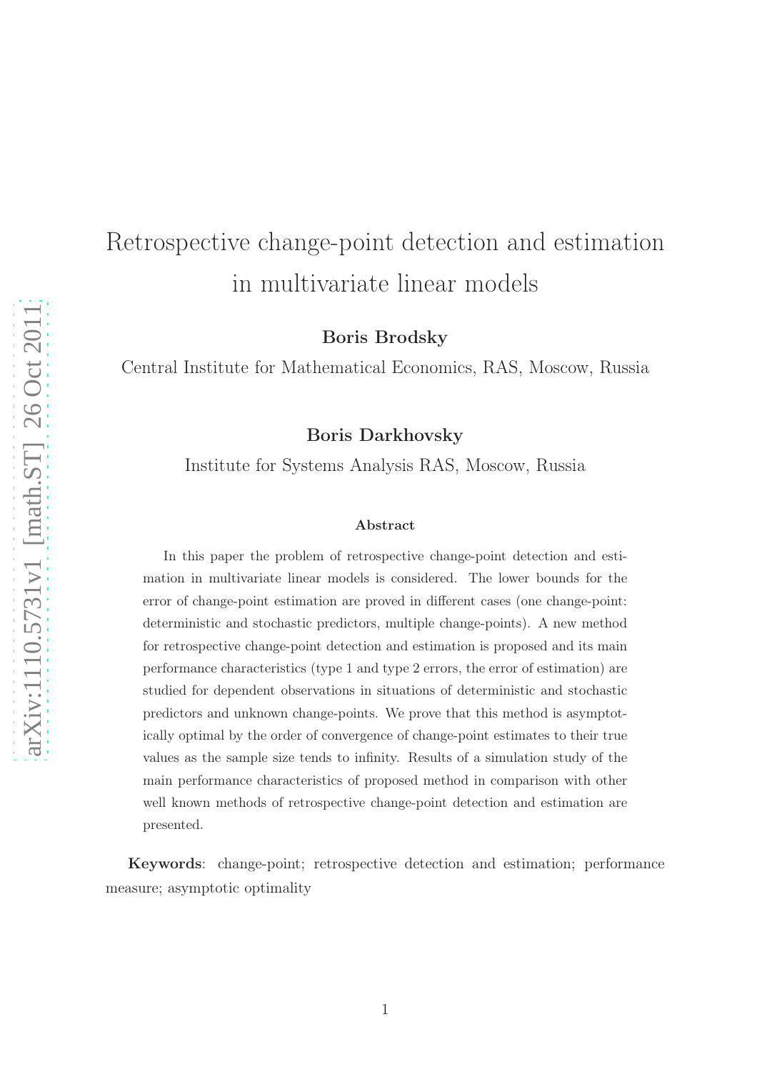# Retrospective change-point detection and estimation in multivariate linear models

**Boris Brodsky**

Central Institute for Mathematical Economics, RAS, Moscow, Russia

**Boris Darkhovsky**

Institute for Systems Analysis RAS, Moscow, Russia

### Abstract

In this paper the problem of retrospective change-point detection and estimation in multivariate linear models is considered. The lower bounds for the error of change-point estimation are proved in different cases (one change-point: deterministic and stochastic predictors, multiple change-points). A new method for retrospective change-point detection and estimation is proposed and its main performance characteristics (type 1 and type 2 errors, the error of estimation) are studied for dependent observations in situations of deterministic and stochastic predictors and unknown change-points. We prove that this method is asymptotically optimal by the order of convergence of change-point estimates to their true values as the sample size tends to infinity. Results of a simulation study of the main performance characteristics of proposed method in comparison with other well known methods of retrospective change-point detection and estimation are presented.

**Keywords**: change-point; retrospective detection and estimation; performance measure; asymptotic optimality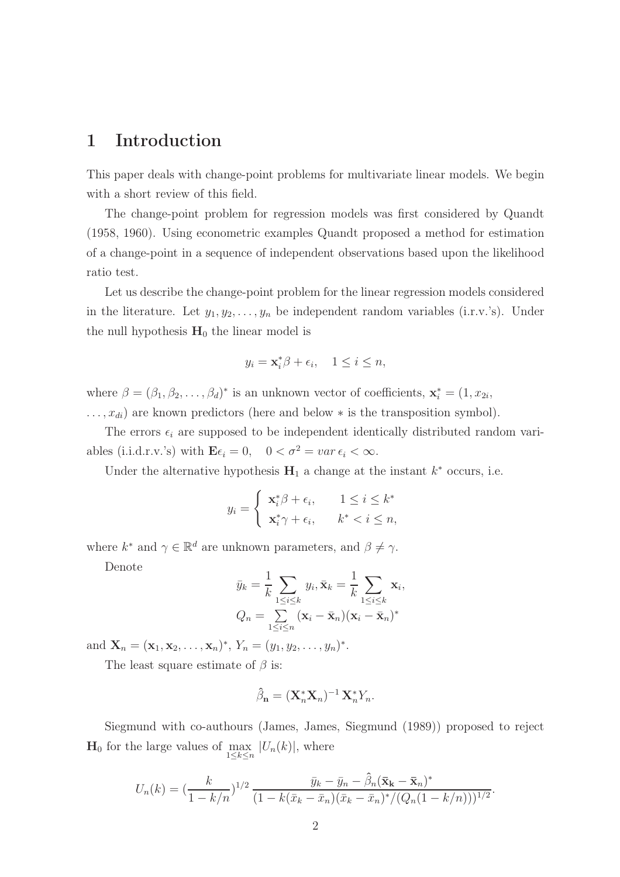# 1 Introduction

This paper deals with change-point problems for multivariate linear models. We begin with a short review of this field.

The change-point problem for regression models was first considered by Quandt (1958, 1960). Using econometric examples Quandt proposed a method for estimation of a change-point in a sequence of independent observations based upon the likelihood ratio test.

Let us describe the change-point problem for the linear regression models considered in the literature. Let $y_1, y_2, \ldots, y_n$ be independent random variables (i.r.v.'s). Under the null hypothesis $\mathbf{H}_0$ the linear model is

$$y_i = \mathbf{x}_i^* \beta + \epsilon_i, \quad 1 \leq i \leq n,$$

where $\beta = (\beta_1, \beta_2, \ldots, \beta_d)^*$ is an unknown vector of coefficients, $\mathbf{x}_i^* = (1, x_{2i}, \ldots, x_{di})$ are known predictors (here and below $*$ is the transposition symbol).

The errors $\epsilon_i$ are supposed to be independent identically distributed random variables (i.i.d.r.v.'s) with $\mathbf{E}\epsilon_i = 0, \quad 0 < \sigma^2 = var\, \epsilon_i < \infty$.

Under the alternative hypothesis $\mathbf{H}_1$ a change at the instant $k^*$ occurs, i.e.

$$y_i = \begin{cases} \mathbf{x}_i^* \beta + \epsilon_i, & 1 \leq i \leq k^* \\ \mathbf{x}_i^* \gamma + \epsilon_i, & k^* < i \leq n, \end{cases}$$

where $k^*$ and $\gamma \in \mathbb{R}^d$ are unknown parameters, and $\beta \neq \gamma$.

Denote

$$\bar{y}_k = \frac{1}{k} \sum_{1 \leq i \leq k} y_i, \bar{\mathbf{x}}_k = \frac{1}{k} \sum_{1 \leq i \leq k} \mathbf{x}_i,$$
$$Q_n = \sum_{1 \leq i \leq n} (\mathbf{x}_i - \bar{\mathbf{x}}_n)(\mathbf{x}_i - \bar{\mathbf{x}}_n)^*$$

and $\mathbf{X}_n = (\mathbf{x}_1, \mathbf{x}_2, \ldots, \mathbf{x}_n)^*$, $Y_n = (y_1, y_2, \ldots, y_n)^*$.

The least square estimate of $\beta$ is:

$$\hat{\beta}_{\mathbf{n}} = (\mathbf{X}_n^* \mathbf{X}_n)^{-1} \mathbf{X}_n^* Y_n.$$

Siegmund with co-authours (James, James, Siegmund (1989)) proposed to reject $\mathbf{H}_0$ for the large values of $\max_{1 \leq k \leq n} |U_n(k)|$, where

$$U_n(k) = (\frac{k}{1 - k/n})^{1/2} \frac{\bar{y}_k - \bar{y}_n - \hat{\beta}_n (\bar{\mathbf{x}}_{\mathbf{k}} - \bar{\mathbf{x}}_n)^*}{(1 - k(\bar{x}_k - \bar{x}_n)(\bar{x}_k - \bar{x}_n)^* / (Q_n(1 - k/n)))^{1/2}}.$$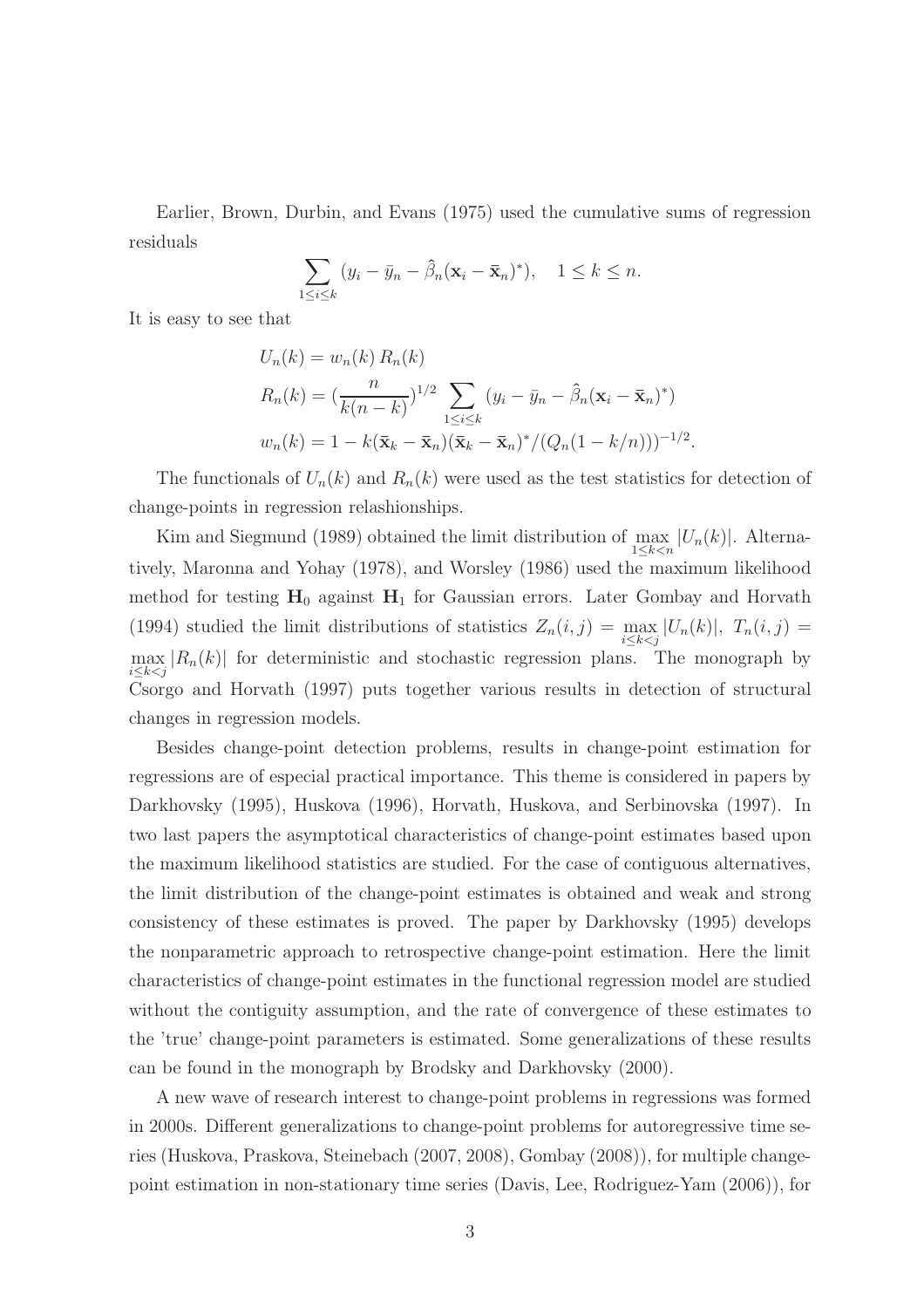Earlier, Brown, Durbin, and Evans (1975) used the cumulative sums of regression residuals

$$\sum_{1\leq i\leq k} (y_i - \bar{y}_n - \hat{\beta}_n(\mathbf{x}_i - \bar{\mathbf{x}}_n)^*), \quad 1 \leq k \leq n.$$

It is easy to see that

$$\begin{aligned}
U_n(k) &= w_n(k)\, R_n(k) \\
R_n(k) &= (\frac{n}{k(n-k)})^{1/2} \sum_{1\leq i\leq k} (y_i - \bar{y}_n - \hat{\beta}_n(\mathbf{x}_i - \bar{\mathbf{x}}_n)^*) \\
w_n(k) &= 1 - k(\bar{\mathbf{x}}_k - \bar{\mathbf{x}}_n)(\bar{\mathbf{x}}_k - \bar{\mathbf{x}}_n)^*/(Q_n(1-k/n)))^{-1/2}.
\end{aligned}$$

The functionals of $U_n(k)$ and $R_n(k)$ were used as the test statistics for detection of change-points in regression relashionships.

Kim and Siegmund (1989) obtained the limit distribution of $\max\limits_{1\leq k<n} |U_n(k)|$. Alternatively, Maronna and Yohay (1978), and Worsley (1986) used the maximum likelihood method for testing $\mathbf{H}_0$ against $\mathbf{H}_1$ for Gaussian errors. Later Gombay and Horvath (1994) studied the limit distributions of statistics $Z_n(i,j) = \max\limits_{i\leq k<j} |U_n(k)|$, $T_n(i,j) = \max\limits_{i\leq k<j} |R_n(k)|$ for deterministic and stochastic regression plans. The monograph by Csorgo and Horvath (1997) puts together various results in detection of structural changes in regression models.

Besides change-point detection problems, results in change-point estimation for regressions are of especial practical importance. This theme is considered in papers by Darkhovsky (1995), Huskova (1996), Horvath, Huskova, and Serbinovska (1997). In two last papers the asymptotical characteristics of change-point estimates based upon the maximum likelihood statistics are studied. For the case of contiguous alternatives, the limit distribution of the change-point estimates is obtained and weak and strong consistency of these estimates is proved. The paper by Darkhovsky (1995) develops the nonparametric approach to retrospective change-point estimation. Here the limit characteristics of change-point estimates in the functional regression model are studied without the contiguity assumption, and the rate of convergence of these estimates to the 'true' change-point parameters is estimated. Some generalizations of these results can be found in the monograph by Brodsky and Darkhovsky (2000).

A new wave of research interest to change-point problems in regressions was formed in 2000s. Different generalizations to change-point problems for autoregressive time series (Huskova, Praskova, Steinebach (2007, 2008), Gombay (2008)), for multiple change-point estimation in non-stationary time series (Davis, Lee, Rodriguez-Yam (2006)), for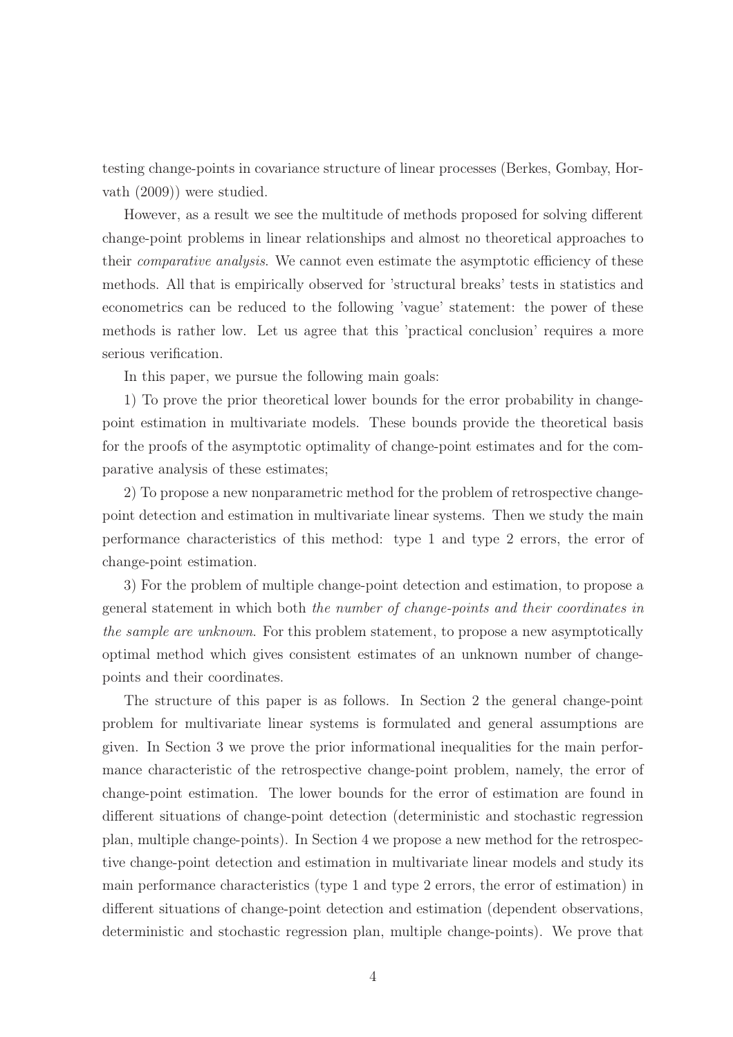testing change-points in covariance structure of linear processes (Berkes, Gombay, Horvath (2009)) were studied.

However, as a result we see the multitude of methods proposed for solving different change-point problems in linear relationships and almost no theoretical approaches to their *comparative analysis*. We cannot even estimate the asymptotic efficiency of these methods. All that is empirically observed for 'structural breaks' tests in statistics and econometrics can be reduced to the following 'vague' statement: the power of these methods is rather low. Let us agree that this 'practical conclusion' requires a more serious verification.

In this paper, we pursue the following main goals:

1) To prove the prior theoretical lower bounds for the error probability in change-point estimation in multivariate models. These bounds provide the theoretical basis for the proofs of the asymptotic optimality of change-point estimates and for the comparative analysis of these estimates;

2) To propose a new nonparametric method for the problem of retrospective change-point detection and estimation in multivariate linear systems. Then we study the main performance characteristics of this method: type 1 and type 2 errors, the error of change-point estimation.

3) For the problem of multiple change-point detection and estimation, to propose a general statement in which both *the number of change-points and their coordinates in the sample are unknown*. For this problem statement, to propose a new asymptotically optimal method which gives consistent estimates of an unknown number of change-points and their coordinates.

The structure of this paper is as follows. In Section 2 the general change-point problem for multivariate linear systems is formulated and general assumptions are given. In Section 3 we prove the prior informational inequalities for the main performance characteristic of the retrospective change-point problem, namely, the error of change-point estimation. The lower bounds for the error of estimation are found in different situations of change-point detection (deterministic and stochastic regression plan, multiple change-points). In Section 4 we propose a new method for the retrospective change-point detection and estimation in multivariate linear models and study its main performance characteristics (type 1 and type 2 errors, the error of estimation) in different situations of change-point detection and estimation (dependent observations, deterministic and stochastic regression plan, multiple change-points). We prove that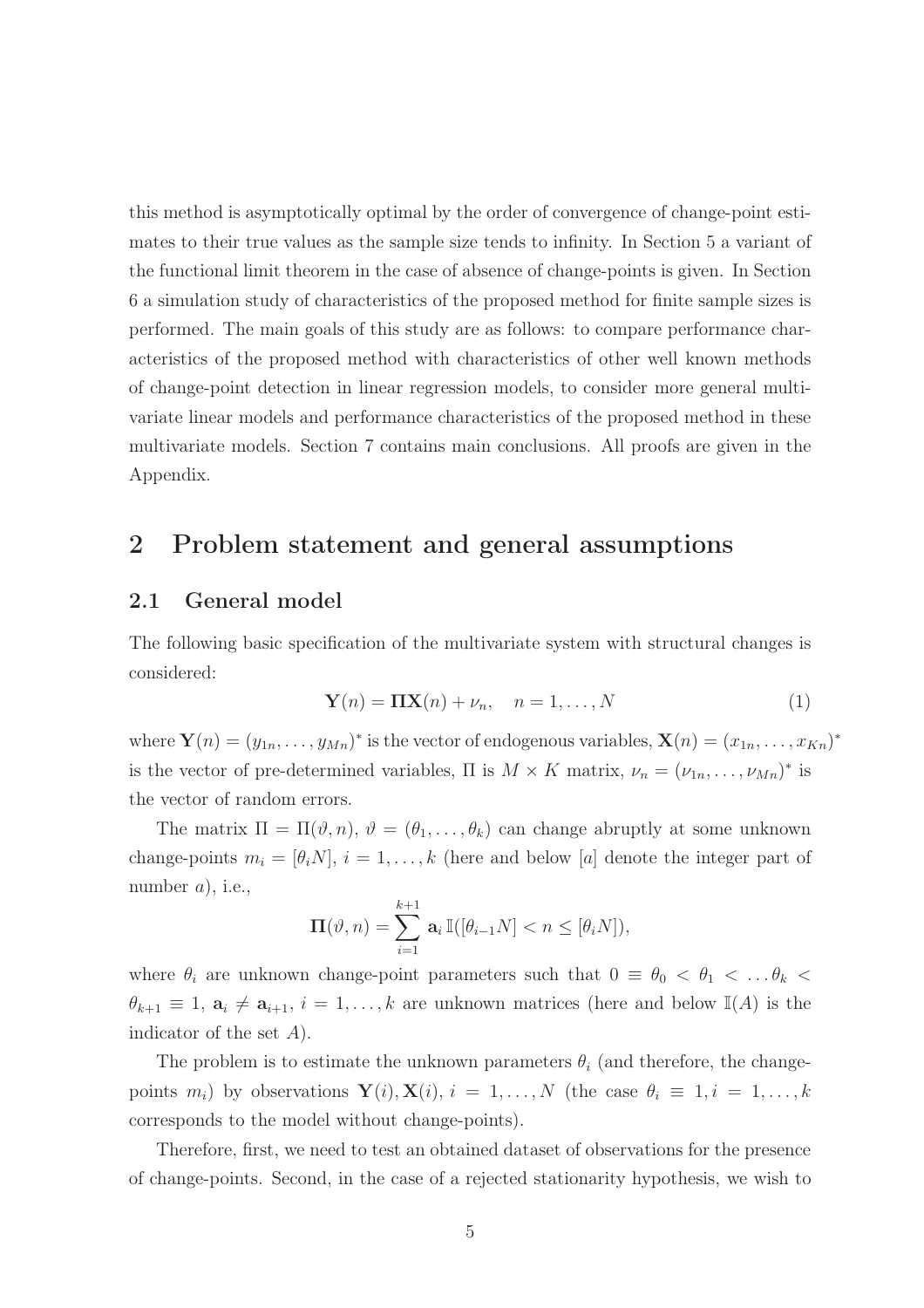this method is asymptotically optimal by the order of convergence of change-point estimates to their true values as the sample size tends to infinity. In Section 5 a variant of the functional limit theorem in the case of absence of change-points is given. In Section 6 a simulation study of characteristics of the proposed method for finite sample sizes is performed. The main goals of this study are as follows: to compare performance characteristics of the proposed method with characteristics of other well known methods of change-point detection in linear regression models, to consider more general multivariate linear models and performance characteristics of the proposed method in these multivariate models. Section 7 contains main conclusions. All proofs are given in the Appendix.

## 2 Problem statement and general assumptions

### 2.1 General model

The following basic specification of the multivariate system with structural changes is considered:

$$\mathbf{Y}(n) = \mathbf{\Pi}\mathbf{X}(n) + \nu_n, \quad n = 1, \ldots, N \tag{1}$$

where $\mathbf{Y}(n) = (y_{1n}, \ldots, y_{Mn})^*$ is the vector of endogenous variables, $\mathbf{X}(n) = (x_{1n}, \ldots, x_{Kn})^*$ is the vector of pre-determined variables, $\Pi$ is $M \times K$ matrix, $\nu_n = (\nu_{1n}, \ldots, \nu_{Mn})^*$ is the vector of random errors.

The matrix $\Pi = \Pi(\vartheta, n)$, $\vartheta = (\theta_1, \ldots, \theta_k)$ can change abruptly at some unknown change-points $m_i = [\theta_i N]$, $i = 1, \ldots, k$ (here and below $[a]$ denote the integer part of number $a$), i.e.,

$$\mathbf{\Pi}(\vartheta, n) = \sum_{i=1}^{k+1} \mathbf{a}_i \, \mathbb{I}([\theta_{i-1}N] < n \leq [\theta_i N]),$$

where $\theta_i$ are unknown change-point parameters such that $0 \equiv \theta_0 < \theta_1 < \ldots \theta_k < \theta_{k+1} \equiv 1$, $\mathbf{a}_i \neq \mathbf{a}_{i+1}$, $i = 1, \ldots, k$ are unknown matrices (here and below $\mathbb{I}(A)$ is the indicator of the set $A$).

The problem is to estimate the unknown parameters $\theta_i$ (and therefore, the change-points $m_i$) by observations $\mathbf{Y}(i), \mathbf{X}(i)$, $i = 1, \ldots, N$ (the case $\theta_i \equiv 1, i = 1, \ldots, k$ corresponds to the model without change-points).

Therefore, first, we need to test an obtained dataset of observations for the presence of change-points. Second, in the case of a rejected stationarity hypothesis, we wish to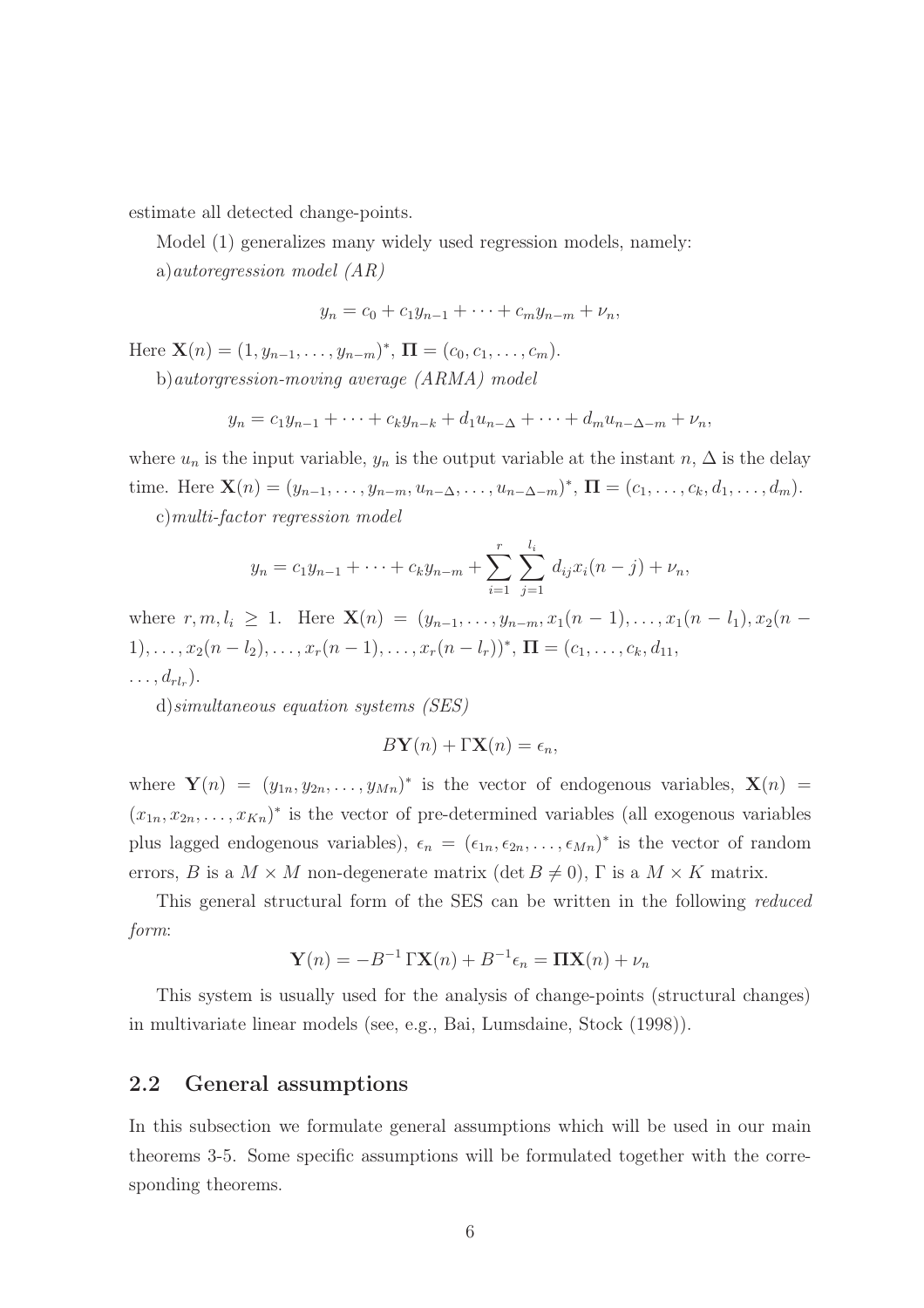estimate all detected change-points.

Model (1) generalizes many widely used regression models, namely:

a) *autoregression model (AR)*

$$y_n = c_0 + c_1 y_{n-1} + \cdots + c_m y_{n-m} + \nu_n,$$

Here $\mathbf{X}(n) = (1, y_{n-1}, \ldots, y_{n-m})^*$, $\mathbf{\Pi} = (c_0, c_1, \ldots, c_m)$.

b) *autorgression-moving average (ARMA) model*

$$y_n = c_1 y_{n-1} + \cdots + c_k y_{n-k} + d_1 u_{n-\Delta} + \cdots + d_m u_{n-\Delta-m} + \nu_n,$$

where $u_n$ is the input variable, $y_n$ is the output variable at the instant $n$, $\Delta$ is the delay time. Here $\mathbf{X}(n) = (y_{n-1}, \ldots, y_{n-m}, u_{n-\Delta}, \ldots, u_{n-\Delta-m})^*$, $\mathbf{\Pi} = (c_1, \ldots, c_k, d_1, \ldots, d_m)$.

c) *multi-factor regression model*

$$y_n = c_1 y_{n-1} + \cdots + c_k y_{n-m} + \sum_{i=1}^{r} \sum_{j=1}^{l_i} d_{ij} x_i(n-j) + \nu_n,$$

where $r, m, l_i \geq 1$. Here $\mathbf{X}(n) = (y_{n-1}, \ldots, y_{n-m}, x_1(n-1), \ldots, x_1(n-l_1), x_2(n-1), \ldots, x_2(n-l_2), \ldots, x_r(n-1), \ldots, x_r(n-l_r))^*$, $\mathbf{\Pi} = (c_1, \ldots, c_k, d_{11}, \ldots, d_{rl_r})$.

d) *simultaneous equation systems (SES)*

$$B\mathbf{Y}(n) + \Gamma \mathbf{X}(n) = \epsilon_n,$$

where $\mathbf{Y}(n) = (y_{1n}, y_{2n}, \ldots, y_{Mn})^*$ is the vector of endogenous variables, $\mathbf{X}(n) = (x_{1n}, x_{2n}, \ldots, x_{Kn})^*$ is the vector of pre-determined variables (all exogenous variables plus lagged endogenous variables), $\epsilon_n = (\epsilon_{1n}, \epsilon_{2n}, \ldots, \epsilon_{Mn})^*$ is the vector of random errors, $B$ is a $M \times M$ non-degenerate matrix ($\det B \neq 0$), $\Gamma$ is a $M \times K$ matrix.

This general structural form of the SES can be written in the following *reduced form*:

$$\mathbf{Y}(n) = -B^{-1}\,\Gamma \mathbf{X}(n) + B^{-1}\epsilon_n = \mathbf{\Pi}\mathbf{X}(n) + \nu_n$$

This system is usually used for the analysis of change-points (structural changes) in multivariate linear models (see, e.g., Bai, Lumsdaine, Stock (1998)).

## 2.2 General assumptions

In this subsection we formulate general assumptions which will be used in our main theorems 3-5. Some specific assumptions will be formulated together with the corresponding theorems.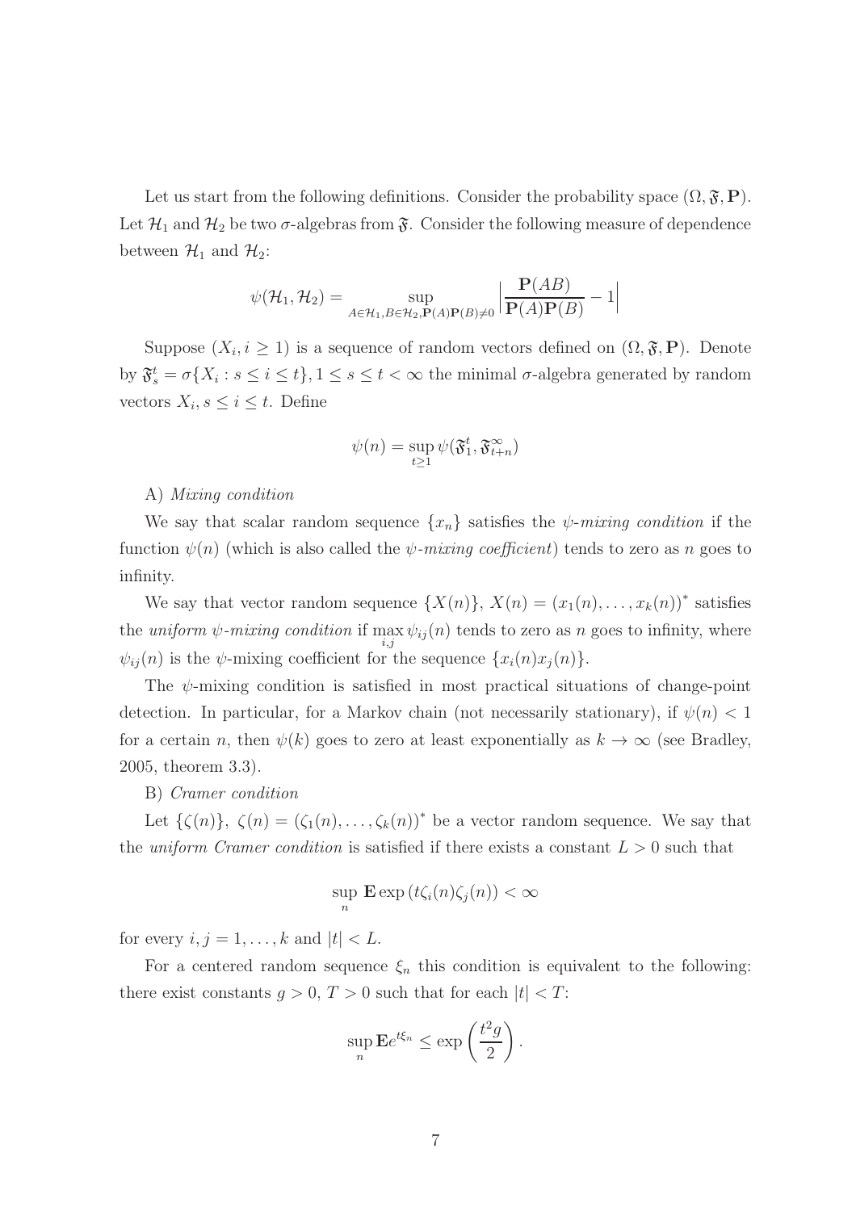Let us start from the following definitions. Consider the probability space $(\Omega, \mathfrak{F}, \mathbf{P})$. Let $\mathcal{H}_1$ and $\mathcal{H}_2$ be two $\sigma$-algebras from $\mathfrak{F}$. Consider the following measure of dependence between $\mathcal{H}_1$ and $\mathcal{H}_2$:

$$\psi(\mathcal{H}_1, \mathcal{H}_2) = \sup_{A \in \mathcal{H}_1, B \in \mathcal{H}_2, \mathbf{P}(A)\mathbf{P}(B) \neq 0} \Big| \frac{\mathbf{P}(AB)}{\mathbf{P}(A)\mathbf{P}(B)} - 1 \Big|$$

Suppose $(X_i, i \geq 1)$ is a sequence of random vectors defined on $(\Omega, \mathfrak{F}, \mathbf{P})$. Denote by $\mathfrak{F}_s^t = \sigma\{X_i : s \leq i \leq t\}, 1 \leq s \leq t < \infty$ the minimal $\sigma$-algebra generated by random vectors $X_i, s \leq i \leq t$. Define

$$\psi(n) = \sup_{t \geq 1} \psi(\mathfrak{F}_1^t, \mathfrak{F}_{t+n}^\infty)$$

A) *Mixing condition*

We say that scalar random sequence $\{x_n\}$ satisfies the *$\psi$-mixing condition* if the function $\psi(n)$ (which is also called the *$\psi$-mixing coefficient*) tends to zero as $n$ goes to infinity.

We say that vector random sequence $\{X(n)\}$, $X(n) = (x_1(n), \ldots, x_k(n))^*$ satisfies the *uniform $\psi$-mixing condition* if $\max_{i,j} \psi_{ij}(n)$ tends to zero as $n$ goes to infinity, where $\psi_{ij}(n)$ is the $\psi$-mixing coefficient for the sequence $\{x_i(n)x_j(n)\}$.

The $\psi$-mixing condition is satisfied in most practical situations of change-point detection. In particular, for a Markov chain (not necessarily stationary), if $\psi(n) < 1$ for a certain $n$, then $\psi(k)$ goes to zero at least exponentially as $k \to \infty$ (see Bradley, 2005, theorem 3.3).

B) *Cramer condition*

Let $\{\zeta(n)\}$, $\zeta(n) = (\zeta_1(n), \ldots, \zeta_k(n))^*$ be a vector random sequence. We say that the *uniform Cramer condition* is satisfied if there exists a constant $L > 0$ such that

$$\sup_n \mathbf{E} \exp\left(t\zeta_i(n)\zeta_j(n)\right) < \infty$$

for every $i, j = 1, \ldots, k$ and $|t| < L$.

For a centered random sequence $\xi_n$ this condition is equivalent to the following: there exist constants $g > 0$, $T > 0$ such that for each $|t| < T$:

$$\sup_n \mathbf{E} e^{t\xi_n} \leq \exp\left(\frac{t^2 g}{2}\right).$$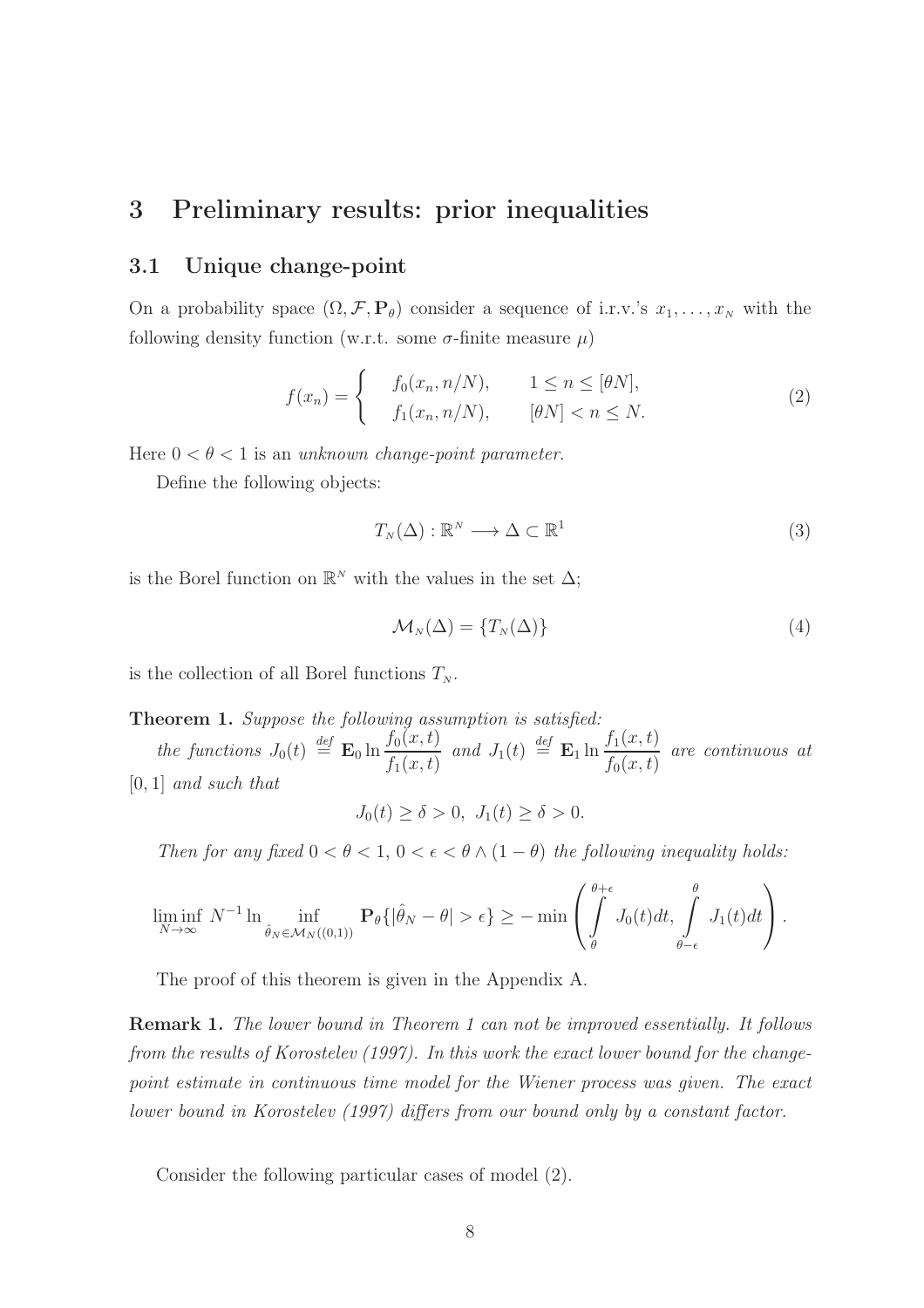# 3 Preliminary results: prior inequalities

## 3.1 Unique change-point

On a probability space $(\Omega, \mathcal{F}, \mathbf{P}_\theta)$ consider a sequence of i.r.v.'s $x_1, \ldots, x_N$ with the following density function (w.r.t. some $\sigma$-finite measure $\mu$)

$$f(x_n) = \begin{cases} f_0(x_n, n/N), & 1 \le n \le [\theta N], \\ f_1(x_n, n/N), & [\theta N] < n \le N. \end{cases} \tag{2}$$

Here $0 < \theta < 1$ is an *unknown change-point parameter*.

Define the following objects:

$$T_N(\Delta) : \mathbb{R}^N \longrightarrow \Delta \subset \mathbb{R}^1 \tag{3}$$

is the Borel function on $\mathbb{R}^N$ with the values in the set $\Delta$;

$$\mathcal{M}_N(\Delta) = \{T_N(\Delta)\} \tag{4}$$

is the collection of all Borel functions $T_N$.

**Theorem 1.** *Suppose the following assumption is satisfied:*

*the functions* $J_0(t) \overset{def}{=} \mathbf{E}_0 \ln \dfrac{f_0(x,t)}{f_1(x,t)}$ *and* $J_1(t) \overset{def}{=} \mathbf{E}_1 \ln \dfrac{f_1(x,t)}{f_0(x,t)}$ *are continuous at* $[0,1]$ *and such that*

$$J_0(t) \ge \delta > 0, \; J_1(t) \ge \delta > 0.$$

*Then for any fixed* $0 < \theta < 1$, $0 < \epsilon < \theta \wedge (1-\theta)$ *the following inequality holds:*

$$\liminf_{N\to\infty} N^{-1} \ln \inf_{\hat{\theta}_N \in \mathcal{M}_N((0,1))} \mathbf{P}_\theta\{|\hat{\theta}_N - \theta| > \epsilon\} \ge -\min\left( \int_\theta^{\theta+\epsilon} J_0(t)dt, \int_{\theta-\epsilon}^{\theta} J_1(t)dt \right).$$

The proof of this theorem is given in the Appendix A.

**Remark 1.** *The lower bound in Theorem 1 can not be improved essentially. It follows from the results of Korostelev (1997). In this work the exact lower bound for the change-point estimate in continuous time model for the Wiener process was given. The exact lower bound in Korostelev (1997) differs from our bound only by a constant factor.*

Consider the following particular cases of model (2).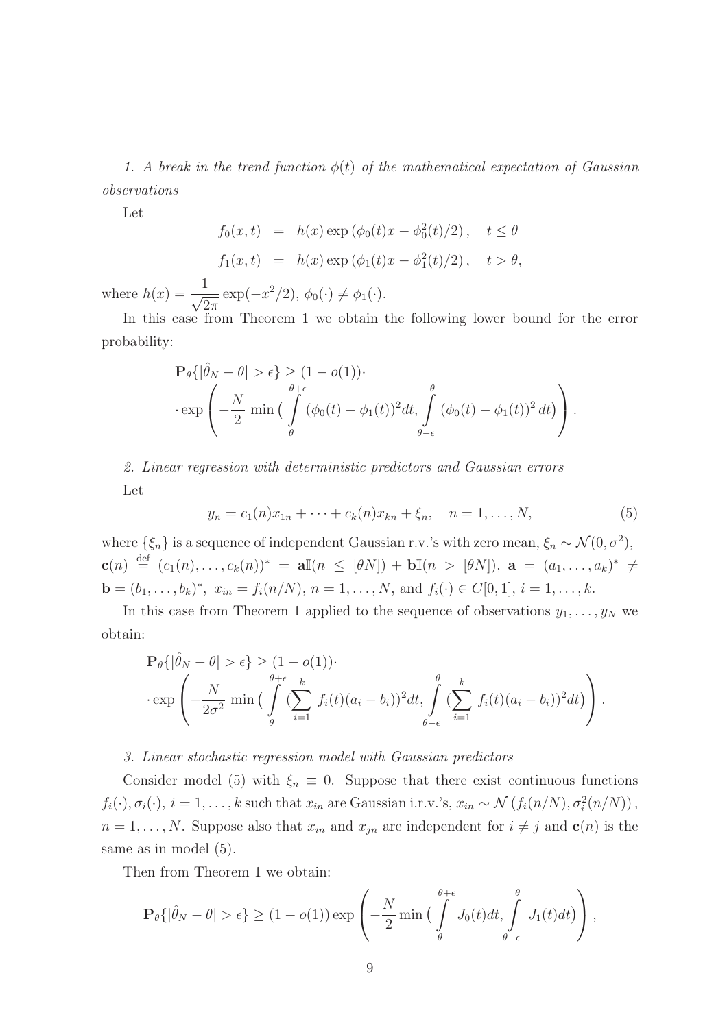*1. A break in the trend function $\phi(t)$ of the mathematical expectation of Gaussian observations*

Let

$$
\begin{aligned}
f_0(x,t) &= h(x)\exp\left(\phi_0(t)x - \phi_0^2(t)/2\right), \quad t \le \theta \\
f_1(x,t) &= h(x)\exp\left(\phi_1(t)x - \phi_1^2(t)/2\right), \quad t > \theta,
\end{aligned}
$$

where $h(x) = \dfrac{1}{\sqrt{2\pi}}\exp(-x^2/2)$, $\phi_0(\cdot) \neq \phi_1(\cdot)$.

In this case from Theorem 1 we obtain the following lower bound for the error probability:

$$
\begin{aligned}
&\mathbf{P}_\theta\{|\hat{\theta}_N - \theta| > \epsilon\} \ge (1 - o(1))\cdot \\
&\cdot \exp\left( -\frac{N}{2}\min\Big( \int\limits_{\theta}^{\theta+\epsilon} (\phi_0(t) - \phi_1(t))^2 dt, \int\limits_{\theta-\epsilon}^{\theta} (\phi_0(t) - \phi_1(t))^2\, dt\Big) \right).
\end{aligned}
$$

*2. Linear regression with deterministic predictors and Gaussian errors*

Let

$$
y_n = c_1(n)x_{1n} + \cdots + c_k(n)x_{kn} + \xi_n, \quad n = 1,\ldots,N, \tag{5}
$$

where $\{\xi_n\}$ is a sequence of independent Gaussian r.v.'s with zero mean, $\xi_n \sim \mathcal{N}(0,\sigma^2)$, $\mathbf{c}(n) \stackrel{\text{def}}{=} (c_1(n),\ldots,c_k(n))^* = \mathbf{a}\mathbb{I}(n \le [\theta N]) + \mathbf{b}\mathbb{I}(n > [\theta N])$, $\mathbf{a} = (a_1,\ldots,a_k)^* \neq \mathbf{b} = (b_1,\ldots,b_k)^*$, $x_{in} = f_i(n/N)$, $n = 1,\ldots,N$, and $f_i(\cdot) \in C[0,1]$, $i = 1,\ldots,k$.

In this case from Theorem 1 applied to the sequence of observations $y_1,\ldots,y_N$ we obtain:

$$
\begin{aligned}
&\mathbf{P}_\theta\{|\hat{\theta}_N - \theta| > \epsilon\} \ge (1 - o(1))\cdot \\
&\cdot \exp\left( -\frac{N}{2\sigma^2}\min\Big( \int\limits_{\theta}^{\theta+\epsilon} (\sum_{i=1}^{k} f_i(t)(a_i - b_i))^2 dt, \int\limits_{\theta-\epsilon}^{\theta} (\sum_{i=1}^{k} f_i(t)(a_i - b_i))^2 dt\Big) \right).
\end{aligned}
$$

*3. Linear stochastic regression model with Gaussian predictors*

Consider model (5) with $\xi_n \equiv 0$. Suppose that there exist continuous functions $f_i(\cdot), \sigma_i(\cdot)$, $i = 1,\ldots,k$ such that $x_{in}$ are Gaussian i.r.v.'s, $x_{in} \sim \mathcal{N}\left(f_i(n/N), \sigma_i^2(n/N)\right)$, $n = 1,\ldots,N$. Suppose also that $x_{in}$ and $x_{jn}$ are independent for $i \neq j$ and $\mathbf{c}(n)$ is the same as in model (5).

Then from Theorem 1 we obtain:

$$
\mathbf{P}_\theta\{|\hat{\theta}_N - \theta| > \epsilon\} \ge (1 - o(1))\exp\left( -\frac{N}{2}\min\Big( \int\limits_{\theta}^{\theta+\epsilon} J_0(t)dt, \int\limits_{\theta-\epsilon}^{\theta} J_1(t)dt\Big) \right),
$$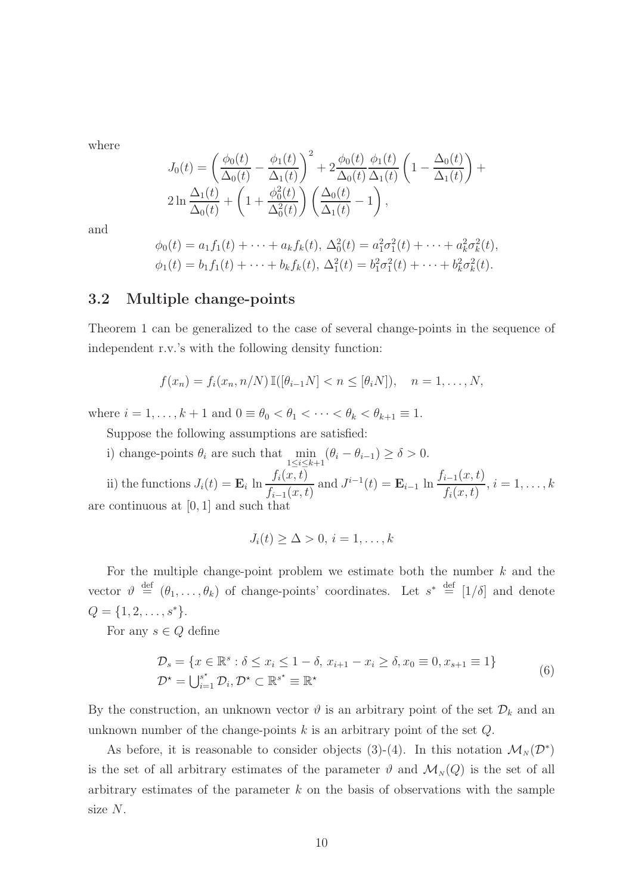where

$$
J_0(t) = \left(\frac{\phi_0(t)}{\Delta_0(t)} - \frac{\phi_1(t)}{\Delta_1(t)}\right)^2 + 2\frac{\phi_0(t)}{\Delta_0(t)}\frac{\phi_1(t)}{\Delta_1(t)}\left(1 - \frac{\Delta_0(t)}{\Delta_1(t)}\right) + 2\ln\frac{\Delta_1(t)}{\Delta_0(t)} + \left(1 + \frac{\phi_0^2(t)}{\Delta_0^2(t)}\right)\left(\frac{\Delta_0(t)}{\Delta_1(t)} - 1\right),
$$

and

$$
\phi_0(t) = a_1 f_1(t) + \cdots + a_k f_k(t),\ \Delta_0^2(t) = a_1^2\sigma_1^2(t) + \cdots + a_k^2\sigma_k^2(t),
$$
$$
\phi_1(t) = b_1 f_1(t) + \cdots + b_k f_k(t),\ \Delta_1^2(t) = b_1^2\sigma_1^2(t) + \cdots + b_k^2\sigma_k^2(t).
$$

### 3.2 Multiple change-points

Theorem 1 can be generalized to the case of several change-points in the sequence of independent r.v.'s with the following density function:

$$
f(x_n) = f_i(x_n, n/N)\,\mathbb{I}([\theta_{i-1}N] < n \leq [\theta_i N]), \quad n = 1, \ldots, N,
$$

where $i = 1, \ldots, k+1$ and $0 \equiv \theta_0 < \theta_1 < \cdots < \theta_k < \theta_{k+1} \equiv 1$.

Suppose the following assumptions are satisfied:

i) change-points $\theta_i$ are such that $\min\limits_{1 \leq i \leq k+1}(\theta_i - \theta_{i-1}) \geq \delta > 0$.

ii) the functions $J_i(t) = \mathbf{E}_i \ln\dfrac{f_i(x,t)}{f_{i-1}(x,t)}$ and $J^{i-1}(t) = \mathbf{E}_{i-1} \ln\dfrac{f_{i-1}(x,t)}{f_i(x,t)}$, $i = 1, \ldots, k$ are continuous at $[0,1]$ and such that

$$
J_i(t) \geq \Delta > 0,\ i = 1, \ldots, k
$$

For the multiple change-point problem we estimate both the number $k$ and the vector $\vartheta \stackrel{\text{def}}{=} (\theta_1, \ldots, \theta_k)$ of change-points' coordinates. Let $s^* \stackrel{\text{def}}{=} [1/\delta]$ and denote $Q = \{1, 2, \ldots, s^*\}$.

For any $s \in Q$ define

$$
\begin{aligned}
&\mathcal{D}_s = \{x \in \mathbb{R}^s : \delta \leq x_i \leq 1 - \delta,\ x_{i+1} - x_i \geq \delta, x_0 \equiv 0, x_{s+1} \equiv 1\} \\
&\mathcal{D}^\star = \textstyle\bigcup_{i=1}^{s^\star} \mathcal{D}_i, \mathcal{D}^\star \subset \mathbb{R}^{s^\star} \equiv \mathbb{R}^\star
\end{aligned}
\tag{6}
$$

By the construction, an unknown vector $\vartheta$ is an arbitrary point of the set $\mathcal{D}_k$ and an unknown number of the change-points $k$ is an arbitrary point of the set $Q$.

As before, it is reasonable to consider objects (3)-(4). In this notation $\mathcal{M}_N(\mathcal{D}^*)$ is the set of all arbitrary estimates of the parameter $\vartheta$ and $\mathcal{M}_N(Q)$ is the set of all arbitrary estimates of the parameter $k$ on the basis of observations with the sample size $N$.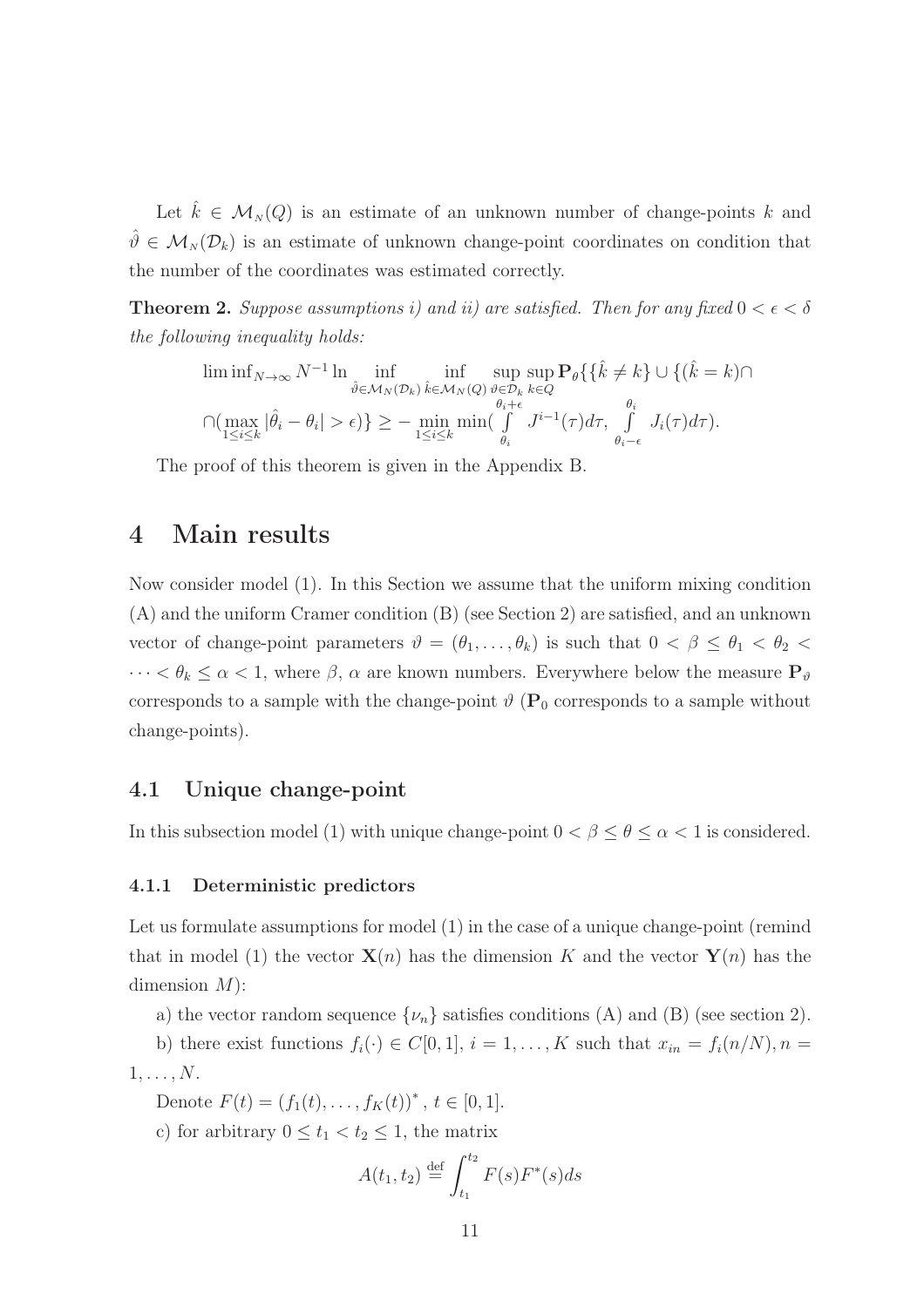Let $\hat{k} \in \mathcal{M}_N(Q)$ is an estimate of an unknown number of change-points $k$ and $\hat{\vartheta} \in \mathcal{M}_N(\mathcal{D}_k)$ is an estimate of unknown change-point coordinates on condition that the number of the coordinates was estimated correctly.

**Theorem 2.** *Suppose assumptions i) and ii) are satisfied. Then for any fixed $0 < \epsilon < \delta$ the following inequality holds:*

$$
\liminf_{N\to\infty} N^{-1} \ln \inf_{\hat{\vartheta}\in\mathcal{M}_N(\mathcal{D}_k)} \inf_{\hat{k}\in\mathcal{M}_N(Q)} \sup_{\vartheta\in\mathcal{D}_k} \sup_{k\in Q} \mathbf{P}_\vartheta\{\{\hat{k} \neq k\} \cup \{(\hat{k} = k)\cap
$$
$$
\cap(\max_{1\le i\le k} |\hat{\theta}_i - \theta_i| > \epsilon)\} \ge -\min_{1\le i\le k} \min(\int_{\theta_i}^{\theta_i+\epsilon} J^{i-1}(\tau)d\tau, \int_{\theta_i-\epsilon}^{\theta_i} J_i(\tau)d\tau).
$$

The proof of this theorem is given in the Appendix B.

# 4 Main results

Now consider model (1). In this Section we assume that the uniform mixing condition (A) and the uniform Cramer condition (B) (see Section 2) are satisfied, and an unknown vector of change-point parameters $\vartheta = (\theta_1, \ldots, \theta_k)$ is such that $0 < \beta \le \theta_1 < \theta_2 < \cdots < \theta_k \le \alpha < 1$, where $\beta$, $\alpha$ are known numbers. Everywhere below the measure $\mathbf{P}_\vartheta$ corresponds to a sample with the change-point $\vartheta$ ($\mathbf{P}_0$ corresponds to a sample without change-points).

## 4.1 Unique change-point

In this subsection model (1) with unique change-point $0 < \beta \le \theta \le \alpha < 1$ is considered.

### 4.1.1 Deterministic predictors

Let us formulate assumptions for model (1) in the case of a unique change-point (remind that in model (1) the vector $\mathbf{X}(n)$ has the dimension $K$ and the vector $\mathbf{Y}(n)$ has the dimension $M$):

a) the vector random sequence $\{\nu_n\}$ satisfies conditions (A) and (B) (see section 2).

b) there exist functions $f_i(\cdot) \in C[0, 1]$, $i = 1, \ldots, K$ such that $x_{in} = f_i(n/N), n = 1, \ldots, N$.

Denote $F(t) = (f_1(t), \ldots, f_K(t))^*$, $t \in [0, 1]$.

c) for arbitrary $0 \le t_1 < t_2 \le 1$, the matrix

$$
A(t_1, t_2) \stackrel{\text{def}}{=} \int_{t_1}^{t_2} F(s)F^*(s)ds
$$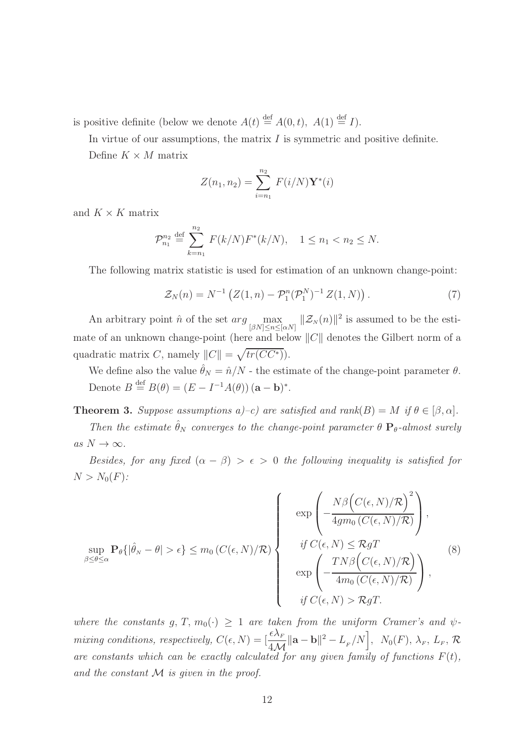is positive definite (below we denote $A(t) \stackrel{\text{def}}{=} A(0,t),\ A(1) \stackrel{\text{def}}{=} I$).

In virtue of our assumptions, the matrix $I$ is symmetric and positive definite.

Define $K \times M$ matrix

$$
Z(n_1, n_2) = \sum_{i=n_1}^{n_2} F(i/N)\mathbf{Y}^*(i)
$$

and $K \times K$ matrix

$$
\mathcal{P}_{n_1}^{n_2} \stackrel{\text{def}}{=} \sum_{k=n_1}^{n_2} F(k/N)F^*(k/N), \quad 1 \leq n_1 < n_2 \leq N.
$$

The following matrix statistic is used for estimation of an unknown change-point:

$$
\mathcal{Z}_N(n) = N^{-1}\left(Z(1,n) - \mathcal{P}_1^n(\mathcal{P}_1^N)^{-1} Z(1,N)\right). \tag{7}
$$

An arbitrary point $\hat{n}$ of the set $arg \max_{[\beta N] \leq n \leq [\alpha N]} \|\mathcal{Z}_N(n)\|^2$ is assumed to be the estimate of an unknown change-point (here and below $\|C\|$ denotes the Gilbert norm of a quadratic matrix $C$, namely $\|C\| = \sqrt{tr(CC^*)}$).

We define also the value $\hat{\theta}_N = \hat{n}/N$ - the estimate of the change-point parameter $\theta$.

Denote $B \stackrel{\text{def}}{=} B(\theta) = (E - I^{-1}A(\theta))(\mathbf{a} - \mathbf{b})^*$.

**Theorem 3.** *Suppose assumptions a)–c) are satisfied and rank$(B) = M$ if $\theta \in [\beta, \alpha]$.*

*Then the estimate $\hat{\theta}_N$ converges to the change-point parameter $\theta$ $\mathbf{P}_\theta$-almost surely as $N \to \infty$.*

*Besides, for any fixed $(\alpha - \beta) > \epsilon > 0$ the following inequality is satisfied for $N > N_0(F)$:*

$$
\sup_{\beta \leq \theta \leq \alpha} \mathbf{P}_\theta\{|\hat{\theta}_N - \theta| > \epsilon\} \leq m_0\left(C(\epsilon, N)/\mathcal{R}\right)
\begin{cases}
\exp\left(-\dfrac{N\beta\Big(C(\epsilon,N)/\mathcal{R}\Big)^2}{4gm_0\left(C(\epsilon,N)/\mathcal{R}\right)}\right), \\
\quad \text{if } C(\epsilon, N) \leq \mathcal{R}gT \\
\exp\left(-\dfrac{TN\beta\Big(C(\epsilon,N)/\mathcal{R}\Big)}{4m_0\left(C(\epsilon,N)/\mathcal{R}\right)}\right), \\
\quad \text{if } C(\epsilon, N) > \mathcal{R}gT.
\end{cases} \tag{8}
$$

*where the constants $g$, $T$, $m_0(\cdot) \geq 1$ are taken from the uniform Cramer's and $\psi$-mixing conditions, respectively, $C(\epsilon, N) = [\dfrac{\epsilon\lambda_F}{4\mathcal{M}}\|\mathbf{a} - \mathbf{b}\|^2 - L_F/N\Big]$, $N_0(F)$, $\lambda_F$, $L_F$, $\mathcal{R}$ are constants which can be exactly calculated for any given family of functions $F(t)$, and the constant $\mathcal{M}$ is given in the proof.*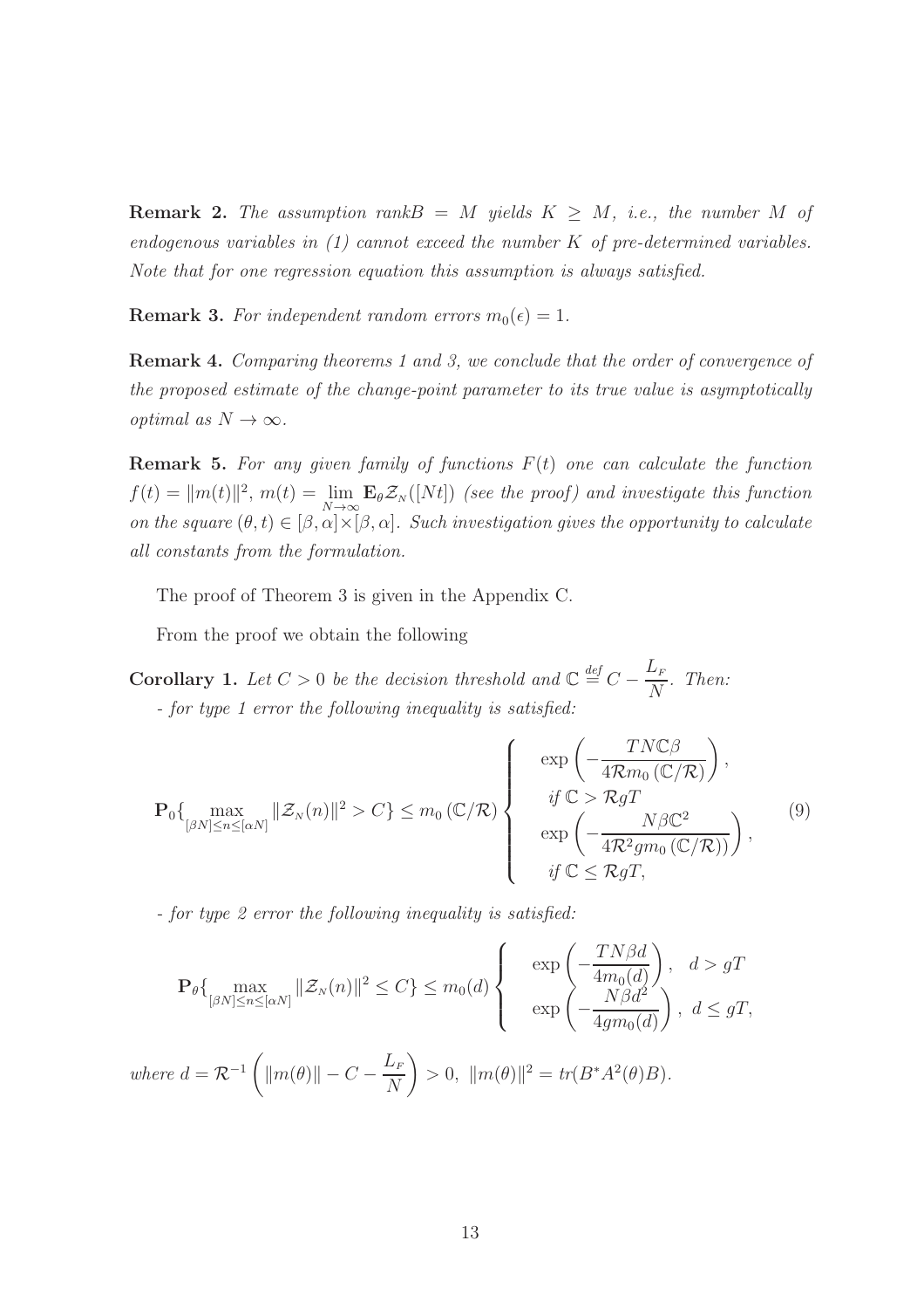**Remark 2.** *The assumption rank$B = M$ yields $K \geq M$, i.e., the number $M$ of endogenous variables in (1) cannot exceed the number $K$ of pre-determined variables. Note that for one regression equation this assumption is always satisfied.*

**Remark 3.** *For independent random errors $m_0(\epsilon) = 1$.*

**Remark 4.** *Comparing theorems 1 and 3, we conclude that the order of convergence of the proposed estimate of the change-point parameter to its true value is asymptotically optimal as $N \to \infty$.*

**Remark 5.** *For any given family of functions $F(t)$ one can calculate the function $f(t) = \|m(t)\|^2$, $m(t) = \lim\limits_{N\to\infty} \mathbf{E}_\theta \mathcal{Z}_N([Nt])$ (see the proof) and investigate this function on the square $(\theta, t) \in [\beta, \alpha] \times [\beta, \alpha]$. Such investigation gives the opportunity to calculate all constants from the formulation.*

The proof of Theorem 3 is given in the Appendix C.

From the proof we obtain the following

**Corollary 1.** *Let $C > 0$ be the decision threshold and $\mathbb{C} \stackrel{def}{=} C - \dfrac{L_F}{N}$. Then:*
*- for type 1 error the following inequality is satisfied:*

$$
\mathbf{P}_0\{\max_{[\beta N]\leq n\leq[\alpha N]} \|\mathcal{Z}_N(n)\|^2 > C\} \leq m_0\left(\mathbb{C}/\mathcal{R}\right) \begin{cases} \exp\left(-\dfrac{TN\mathbb{C}\beta}{4\mathcal{R}m_0\left(\mathbb{C}/\mathcal{R}\right)}\right), \\ \quad \text{if } \mathbb{C} > \mathcal{R}gT \\ \exp\left(-\dfrac{N\beta\mathbb{C}^2}{4\mathcal{R}^2 g m_0\left(\mathbb{C}/\mathcal{R}\right)}\right), \\ \quad \text{if } \mathbb{C} \leq \mathcal{R}gT, \end{cases} \tag{9}
$$

*- for type 2 error the following inequality is satisfied:*

$$
\mathbf{P}_\theta\{\max_{[\beta N]\leq n\leq[\alpha N]} \|\mathcal{Z}_N(n)\|^2 \leq C\} \leq m_0(d) \begin{cases} \exp\left(-\dfrac{TN\beta d}{4m_0(d)}\right), & d > gT \\ \exp\left(-\dfrac{N\beta d^2}{4gm_0(d)}\right), & d \leq gT, \end{cases}
$$

*where $d = \mathcal{R}^{-1}\left(\|m(\theta)\| - C - \dfrac{L_F}{N}\right) > 0$, $\|m(\theta)\|^2 = tr(B^* A^2(\theta) B)$.*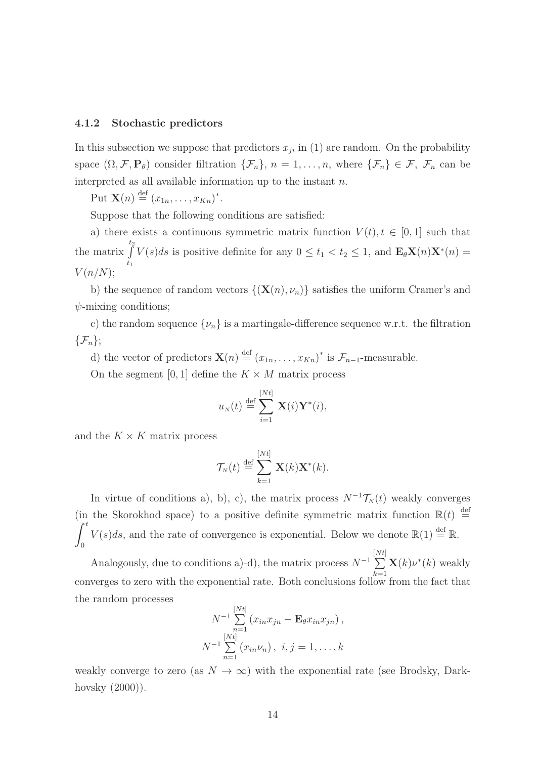### 4.1.2 Stochastic predictors

In this subsection we suppose that predictors $x_{ji}$ in (1) are random. On the probability space $(\Omega, \mathcal{F}, \mathbf{P}_\theta)$ consider filtration $\{\mathcal{F}_n\}$, $n = 1, \dots, n$, where $\{\mathcal{F}_n\} \in \mathcal{F}$, $\mathcal{F}_n$ can be interpreted as all available information up to the instant $n$.

Put $\mathbf{X}(n) \stackrel{\text{def}}{=} (x_{1n}, \dots, x_{Kn})^*$.

Suppose that the following conditions are satisfied:

a) there exists a continuous symmetric matrix function $V(t), t \in [0,1]$ such that the matrix $\int\limits_{t_1}^{t_2} V(s)ds$ is positive definite for any $0 \le t_1 < t_2 \le 1$, and $\mathbf{E}_\theta \mathbf{X}(n)\mathbf{X}^*(n) = V(n/N)$;

b) the sequence of random vectors $\{(\mathbf{X}(n), \nu_n)\}$ satisfies the uniform Cramer's and $\psi$-mixing conditions;

c) the random sequence $\{\nu_n\}$ is a martingale-difference sequence w.r.t. the filtration $\{\mathcal{F}_n\}$;

d) the vector of predictors $\mathbf{X}(n) \stackrel{\text{def}}{=} (x_{1n}, \dots, x_{Kn})^*$ is $\mathcal{F}_{n-1}$-measurable.

On the segment $[0,1]$ define the $K \times M$ matrix process

$$u_N(t) \stackrel{\text{def}}{=} \sum_{i=1}^{[Nt]} \mathbf{X}(i)\mathbf{Y}^*(i),$$

and the $K \times K$ matrix process

$$\mathcal{T}_N(t) \stackrel{\text{def}}{=} \sum_{k=1}^{[Nt]} \mathbf{X}(k)\mathbf{X}^*(k).$$

In virtue of conditions a), b), c), the matrix process $N^{-1}\mathcal{T}_N(t)$ weakly converges (in the Skorokhod space) to a positive definite symmetric matrix function $\mathbb{R}(t) \stackrel{\text{def}}{=} \int_0^t V(s)ds$, and the rate of convergence is exponential. Below we denote $\mathbb{R}(1) \stackrel{\text{def}}{=} \mathbb{R}$.

Analogously, due to conditions a)-d), the matrix process $N^{-1} \sum\limits_{k=1}^{[Nt]} \mathbf{X}(k)\nu^*(k)$ weakly converges to zero with the exponential rate. Both conclusions follow from the fact that the random processes

$$N^{-1} \sum_{n=1}^{[Nt]} (x_{in}x_{jn} - \mathbf{E}_\theta x_{in}x_{jn}),$$
$$N^{-1} \sum_{n=1}^{[Nt]} (x_{in}\nu_n), \ i, j = 1, \dots, k$$

weakly converge to zero (as $N \to \infty$) with the exponential rate (see Brodsky, Darkhovsky (2000)).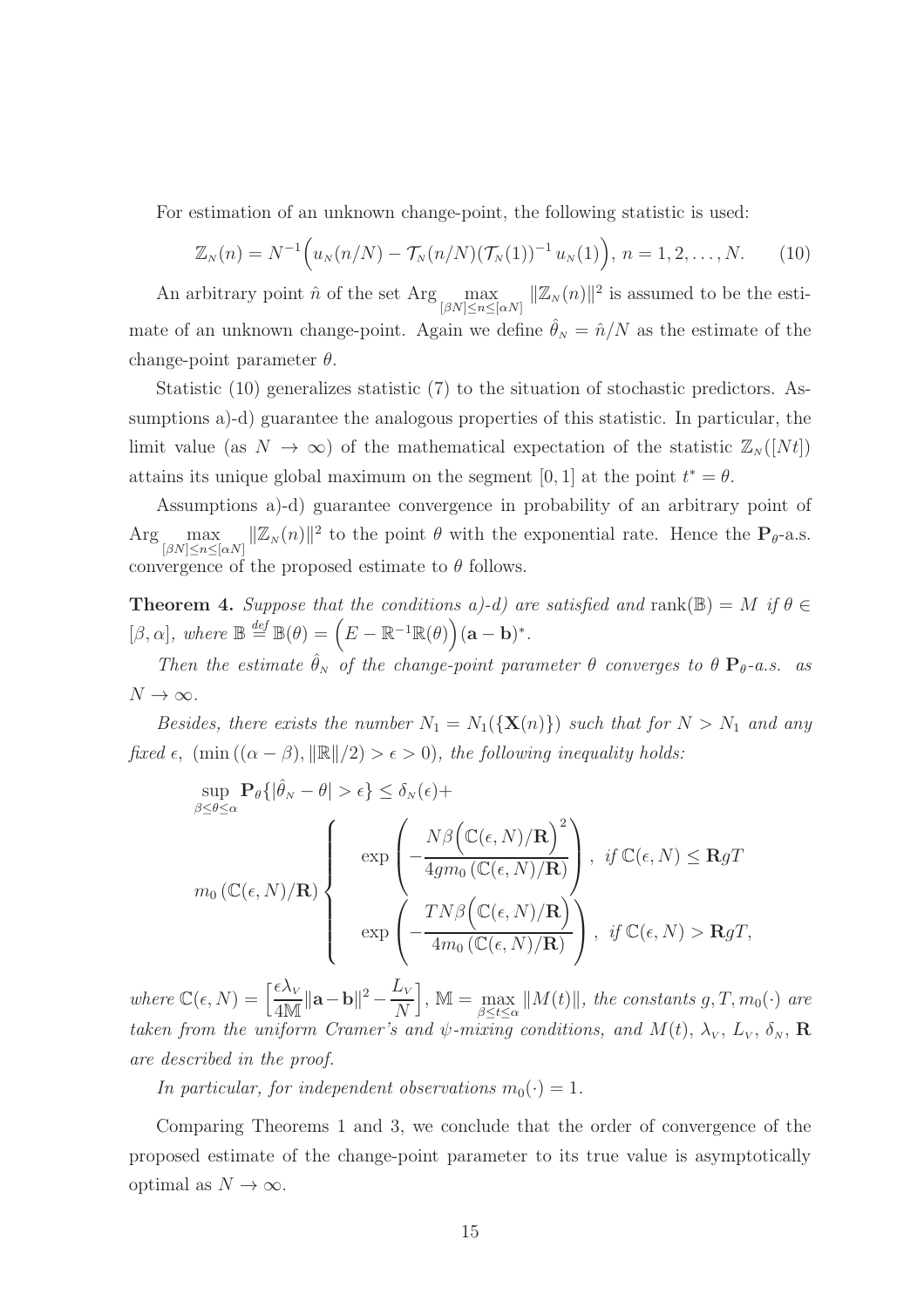For estimation of an unknown change-point, the following statistic is used:

$$\mathbb{Z}_{N}(n) = N^{-1}\Big(u_{N}(n/N) - \mathcal{T}_{N}(n/N)(\mathcal{T}_{N}(1))^{-1}\, u_{N}(1)\Big),\; n = 1, 2, \ldots, N. \qquad (10)$$

An arbitrary point $\hat{n}$ of the set $\mathrm{Arg}\max_{[\beta N]\le n\le[\alpha N]} \|\mathbb{Z}_{N}(n)\|^2$ is assumed to be the estimate of an unknown change-point. Again we define $\hat{\theta}_{N} = \hat{n}/N$ as the estimate of the change-point parameter $\theta$.

Statistic (10) generalizes statistic (7) to the situation of stochastic predictors. Assumptions a)-d) guarantee the analogous properties of this statistic. In particular, the limit value (as $N \to \infty$) of the mathematical expectation of the statistic $\mathbb{Z}_{N}([Nt])$ attains its unique global maximum on the segment $[0, 1]$ at the point $t^* = \theta$.

Assumptions a)-d) guarantee convergence in probability of an arbitrary point of $\mathrm{Arg}\max_{[\beta N]\le n\le[\alpha N]} \|\mathbb{Z}_{N}(n)\|^2$ to the point $\theta$ with the exponential rate. Hence the $\mathbf{P}_{\theta}$-a.s. convergence of the proposed estimate to $\theta$ follows.

**Theorem 4.** *Suppose that the conditions a)-d) are satisfied and* $\mathrm{rank}(\mathbb{B}) = M$ *if* $\theta \in [\beta, \alpha]$*, where* $\mathbb{B} \stackrel{def}{=} \mathbb{B}(\theta) = \Big(E - \mathbb{R}^{-1}\mathbb{R}(\theta)\Big)(\mathbf{a} - \mathbf{b})^*$.

*Then the estimate* $\hat{\theta}_{N}$ *of the change-point parameter* $\theta$ *converges to* $\theta$ $\mathbf{P}_{\theta}$*-a.s. as* $N \to \infty$.

*Besides, there exists the number* $N_1 = N_1(\{\mathbf{X}(n)\})$ *such that for* $N > N_1$ *and any fixed* $\epsilon$*,* $(\min((\alpha - \beta), \|\mathbb{R}\|/2) > \epsilon > 0)$*, the following inequality holds:*

$$\sup_{\beta\le\theta\le\alpha} \mathbf{P}_{\theta}\{|\hat{\theta}_{N} - \theta| > \epsilon\} \le \delta_{N}(\epsilon) +$$

$$m_0\left(\mathbb{C}(\epsilon, N)/\mathbf{R}\right) \begin{cases} \exp\left(-\dfrac{N\beta\Big(\mathbb{C}(\epsilon, N)/\mathbf{R}\Big)^2}{4gm_0\left(\mathbb{C}(\epsilon, N)/\mathbf{R}\right)}\right), & \text{if } \mathbb{C}(\epsilon, N) \le \mathbf{R}gT \\[2ex] \exp\left(-\dfrac{TN\beta\Big(\mathbb{C}(\epsilon, N)/\mathbf{R}\Big)}{4m_0\left(\mathbb{C}(\epsilon, N)/\mathbf{R}\right)}\right), & \text{if } \mathbb{C}(\epsilon, N) > \mathbf{R}gT, \end{cases}$$

*where* $\mathbb{C}(\epsilon, N) = \Big[\dfrac{\epsilon\lambda_{V}}{4\mathbb{M}}\|\mathbf{a} - \mathbf{b}\|^2 - \dfrac{L_{V}}{N}\Big]$, $\mathbb{M} = \max_{\beta\le t\le\alpha} \|M(t)\|$*, the constants* $g, T, m_0(\cdot)$ *are taken from the uniform Cramer's and* $\psi$*-mixing conditions, and* $M(t)$*,* $\lambda_{V}$*,* $L_{V}$*,* $\delta_{N}$*,* $\mathbf{R}$ *are described in the proof.*

*In particular, for independent observations* $m_0(\cdot) = 1$.

Comparing Theorems 1 and 3, we conclude that the order of convergence of the proposed estimate of the change-point parameter to its true value is asymptotically optimal as $N \to \infty$.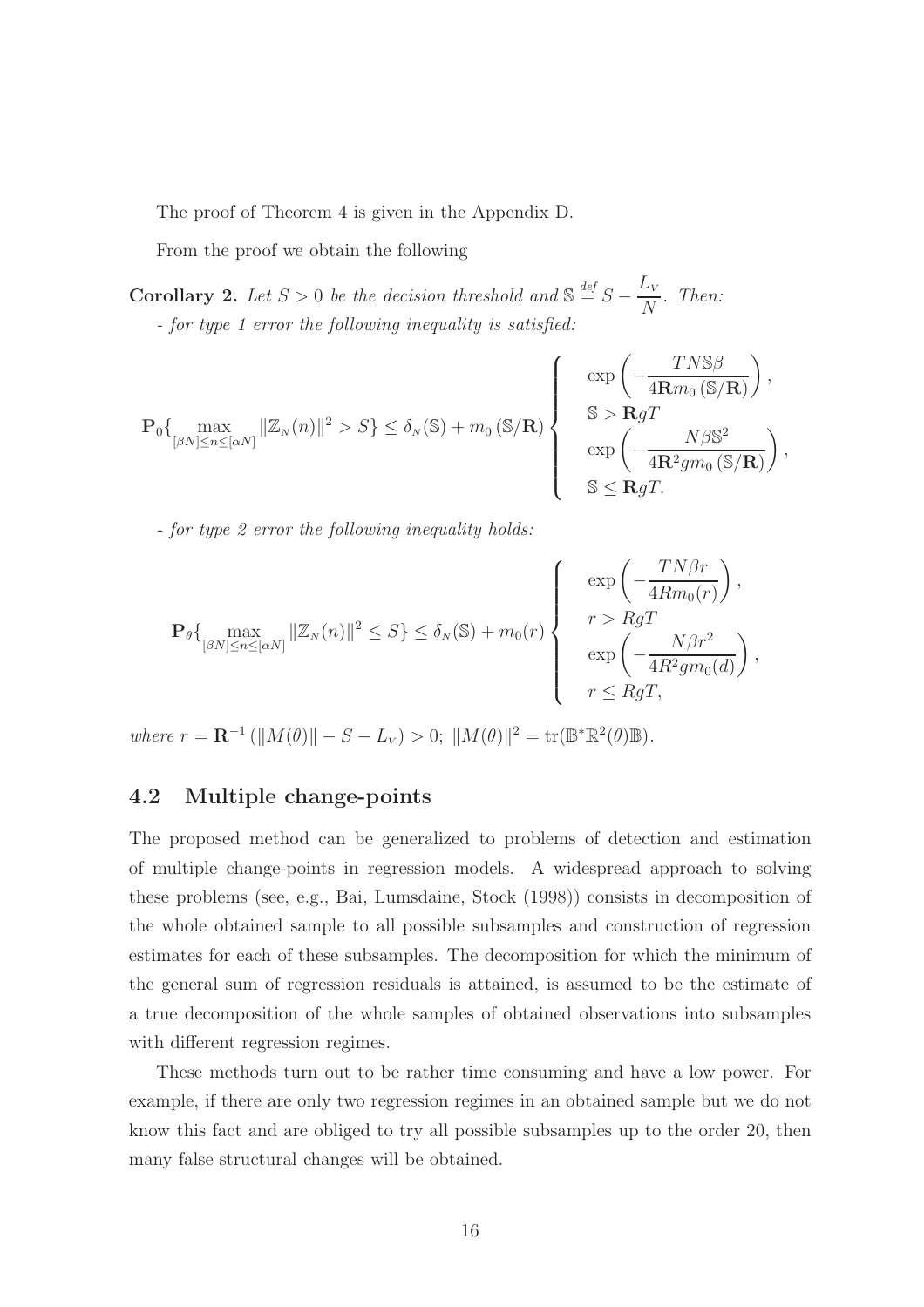The proof of Theorem 4 is given in the Appendix D.

From the proof we obtain the following

**Corollary 2.** *Let $S > 0$ be the decision threshold and $\mathbb{S} \stackrel{def}{=} S - \dfrac{L_{V}}{N}$. Then:*

*- for type 1 error the following inequality is satisfied:*

$$
\mathbf{P}_0\{\max_{[\beta N]\leq n\leq[\alpha N]} \|\mathbb{Z}_{N}(n)\|^2 > S\} \leq \delta_{N}(\mathbb{S}) + m_0\left(\mathbb{S}/\mathbf{R}\right) \begin{cases} \exp\left(-\dfrac{TN\mathbb{S}\beta}{4\mathbf{R}m_0\left(\mathbb{S}/\mathbf{R}\right)}\right), \\ \mathbb{S} > \mathbf{R}gT \\ \exp\left(-\dfrac{N\beta\mathbb{S}^2}{4\mathbf{R}^2 g m_0\left(\mathbb{S}/\mathbf{R}\right)}\right), \\ \mathbb{S} \leq \mathbf{R}gT. \end{cases}
$$

*- for type 2 error the following inequality holds:*

$$
\mathbf{P}_\theta\{\max_{[\beta N]\leq n\leq[\alpha N]} \|\mathbb{Z}_{N}(n)\|^2 \leq S\} \leq \delta_{N}(\mathbb{S}) + m_0(r) \begin{cases} \exp\left(-\dfrac{TN\beta r}{4Rm_0(r)}\right), \\ r > RgT \\ \exp\left(-\dfrac{N\beta r^2}{4R^2 g m_0(d)}\right), \\ r \leq RgT, \end{cases}
$$

*where* $r = \mathbf{R}^{-1}\left(\|M(\theta)\| - S - L_{V}\right) > 0;\ \|M(\theta)\|^2 = \mathrm{tr}(\mathbb{B}^*\mathbb{R}^2(\theta)\mathbb{B})$.

## 4.2 Multiple change-points

The proposed method can be generalized to problems of detection and estimation of multiple change-points in regression models. A widespread approach to solving these problems (see, e.g., Bai, Lumsdaine, Stock (1998)) consists in decomposition of the whole obtained sample to all possible subsamples and construction of regression estimates for each of these subsamples. The decomposition for which the minimum of the general sum of regression residuals is attained, is assumed to be the estimate of a true decomposition of the whole samples of obtained observations into subsamples with different regression regimes.

These methods turn out to be rather time consuming and have a low power. For example, if there are only two regression regimes in an obtained sample but we do not know this fact and are obliged to try all possible subsamples up to the order 20, then many false structural changes will be obtained.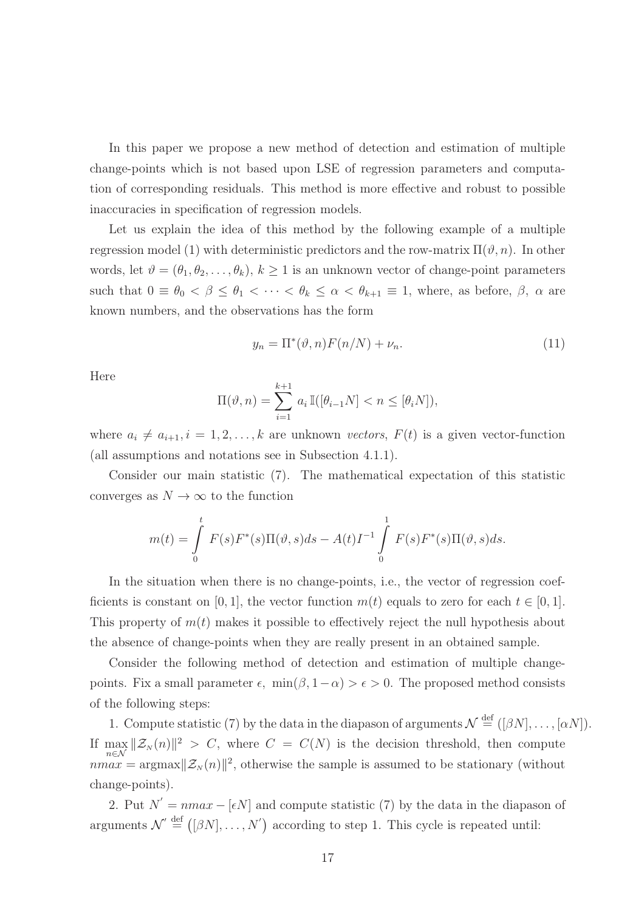In this paper we propose a new method of detection and estimation of multiple change-points which is not based upon LSE of regression parameters and computation of corresponding residuals. This method is more effective and robust to possible inaccuracies in specification of regression models.

Let us explain the idea of this method by the following example of a multiple regression model (1) with deterministic predictors and the row-matrix $\Pi(\vartheta, n)$. In other words, let $\vartheta = (\theta_1, \theta_2, \dots, \theta_k)$, $k \geq 1$ is an unknown vector of change-point parameters such that $0 \equiv \theta_0 < \beta \leq \theta_1 < \cdots < \theta_k \leq \alpha < \theta_{k+1} \equiv 1$, where, as before, $\beta$, $\alpha$ are known numbers, and the observations has the form

$$y_n = \Pi^*(\vartheta, n) F(n/N) + \nu_n. \tag{11}$$

Here

$$\Pi(\vartheta, n) = \sum_{i=1}^{k+1} a_i \, \mathbb{I}([\theta_{i-1}N] < n \leq [\theta_i N]),$$

where $a_i \neq a_{i+1}, i = 1, 2, \dots, k$ are unknown *vectors*, $F(t)$ is a given vector-function (all assumptions and notations see in Subsection 4.1.1).

Consider our main statistic (7). The mathematical expectation of this statistic converges as $N \to \infty$ to the function

$$m(t) = \int_0^t F(s)F^*(s)\Pi(\vartheta, s)ds - A(t)I^{-1} \int_0^1 F(s)F^*(s)\Pi(\vartheta, s)ds.$$

In the situation when there is no change-points, i.e., the vector of regression coefficients is constant on $[0, 1]$, the vector function $m(t)$ equals to zero for each $t \in [0, 1]$. This property of $m(t)$ makes it possible to effectively reject the null hypothesis about the absence of change-points when they are really present in an obtained sample.

Consider the following method of detection and estimation of multiple change-points. Fix a small parameter $\epsilon$, $\min(\beta, 1-\alpha) > \epsilon > 0$. The proposed method consists of the following steps:

1. Compute statistic (7) by the data in the diapason of arguments $\mathcal{N} \stackrel{\text{def}}{=} ([\beta N], \dots, [\alpha N])$. If $\max_{n \in \mathcal{N}} \|\mathcal{Z}_N(n)\|^2 > C$, where $C = C(N)$ is the decision threshold, then compute $nmax = \text{argmax}\|\mathcal{Z}_N(n)\|^2$, otherwise the sample is assumed to be stationary (without change-points).

2. Put $N' = nmax - [\epsilon N]$ and compute statistic (7) by the data in the diapason of arguments $\mathcal{N}' \stackrel{\text{def}}{=} \left([\beta N], \dots, N'\right)$ according to step 1. This cycle is repeated until: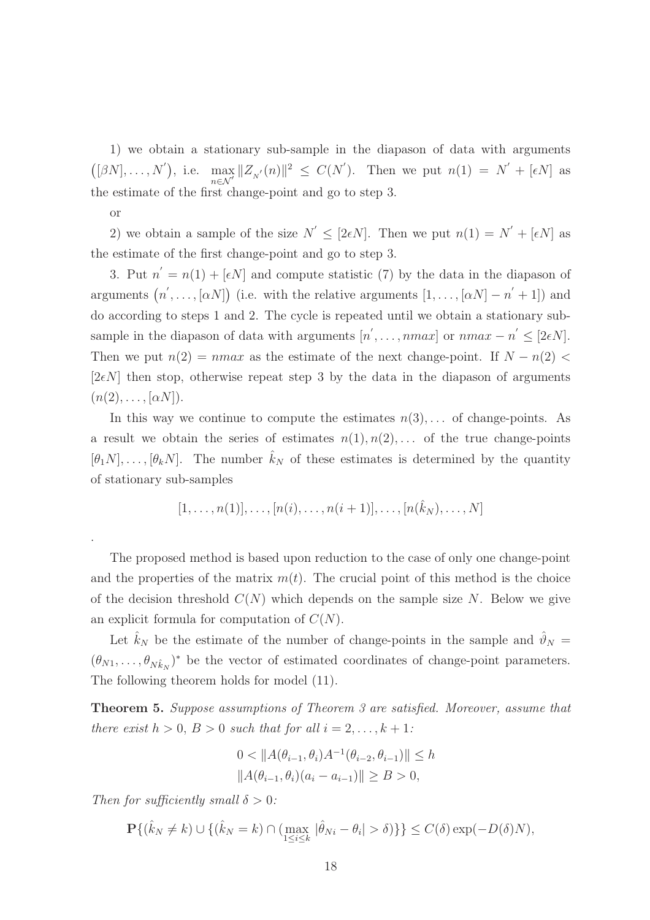1) we obtain a stationary sub-sample in the diapason of data with arguments $\big([\beta N], \ldots, N^{'}\big)$, i.e. $\max\limits_{n \in \mathcal{N}^{'}} \|Z_{N^{'}}(n)\|^2 \leq C(N^{'})$. Then we put $n(1) = N^{'} + [\epsilon N]$ as the estimate of the first change-point and go to step 3.

or

2) we obtain a sample of the size $N^{'} \leq [2\epsilon N]$. Then we put $n(1) = N^{'} + [\epsilon N]$ as the estimate of the first change-point and go to step 3.

3. Put $n^{'} = n(1) + [\epsilon N]$ and compute statistic (7) by the data in the diapason of arguments $\big(n^{'}, \ldots, [\alpha N]\big)$ (i.e. with the relative arguments $[1, \ldots, [\alpha N] - n^{'} + 1]$) and do according to steps 1 and 2. The cycle is repeated until we obtain a stationary sub-sample in the diapason of data with arguments $[n^{'}, \ldots, nmax]$ or $nmax - n^{'} \leq [2\epsilon N]$. Then we put $n(2) = nmax$ as the estimate of the next change-point. If $N - n(2) < [2\epsilon N]$ then stop, otherwise repeat step 3 by the data in the diapason of arguments $(n(2), \ldots, [\alpha N])$.

In this way we continue to compute the estimates $n(3), \ldots$ of change-points. As a result we obtain the series of estimates $n(1), n(2), \ldots$ of the true change-points $[\theta_1 N], \ldots, [\theta_k N]$. The number $\hat{k}_N$ of these estimates is determined by the quantity of stationary sub-samples

$$[1, \ldots, n(1)], \ldots, [n(i), \ldots, n(i+1)], \ldots, [n(\hat{k}_N), \ldots, N]$$

.

The proposed method is based upon reduction to the case of only one change-point and the properties of the matrix $m(t)$. The crucial point of this method is the choice of the decision threshold $C(N)$ which depends on the sample size $N$. Below we give an explicit formula for computation of $C(N)$.

Let $\hat{k}_N$ be the estimate of the number of change-points in the sample and $\hat{\vartheta}_N = (\theta_{N1}, \ldots, \theta_{N\hat{k}_N})^*$ be the vector of estimated coordinates of change-point parameters. The following theorem holds for model (11).

**Theorem 5.** *Suppose assumptions of Theorem 3 are satisfied. Moreover, assume that there exist $h > 0$, $B > 0$ such that for all $i = 2, \ldots, k+1$:*

$$0 < \|A(\theta_{i-1}, \theta_i) A^{-1}(\theta_{i-2}, \theta_{i-1})\| \leq h$$
$$\|A(\theta_{i-1}, \theta_i)(a_i - a_{i-1})\| \geq B > 0,$$

*Then for sufficiently small $\delta > 0$:*

$$\mathbf{P}\{(\hat{k}_N \neq k) \cup \{(\hat{k}_N = k) \cap (\max_{1 \leq i \leq k} |\hat{\theta}_{Ni} - \theta_i| > \delta)\}\} \leq C(\delta) \exp(-D(\delta) N),$$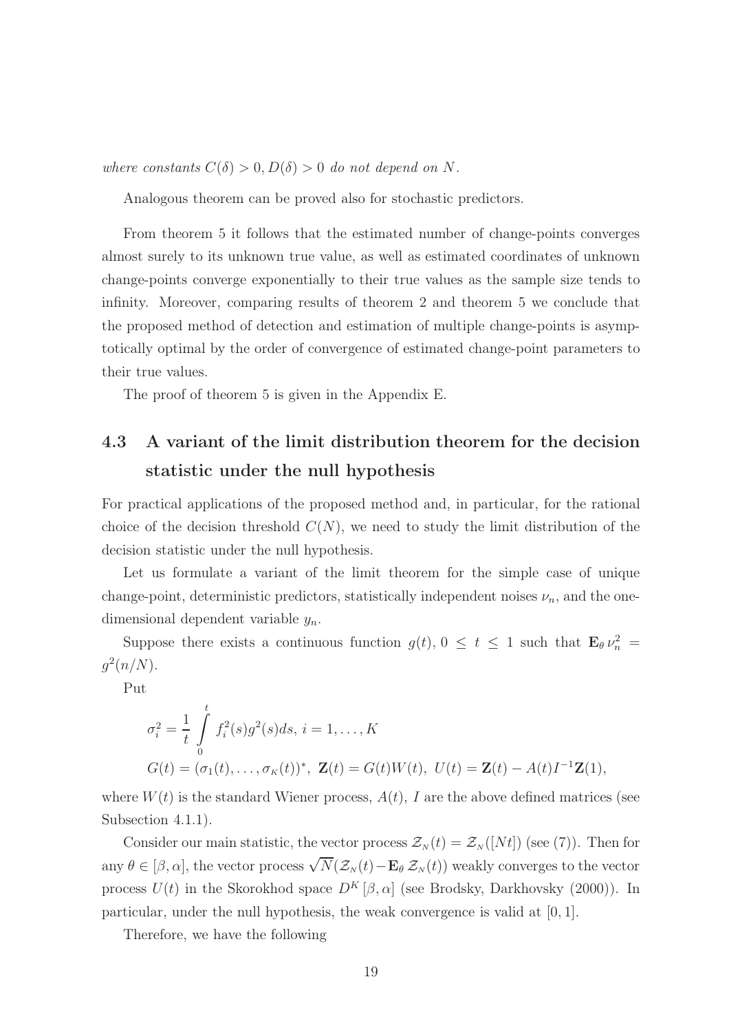*where constants $C(\delta) > 0, D(\delta) > 0$ do not depend on $N$.*

Analogous theorem can be proved also for stochastic predictors.

From theorem 5 it follows that the estimated number of change-points converges almost surely to its unknown true value, as well as estimated coordinates of unknown change-points converge exponentially to their true values as the sample size tends to infinity. Moreover, comparing results of theorem 2 and theorem 5 we conclude that the proposed method of detection and estimation of multiple change-points is asymptotically optimal by the order of convergence of estimated change-point parameters to their true values.

The proof of theorem 5 is given in the Appendix E.

## 4.3 A variant of the limit distribution theorem for the decision statistic under the null hypothesis

For practical applications of the proposed method and, in particular, for the rational choice of the decision threshold $C(N)$, we need to study the limit distribution of the decision statistic under the null hypothesis.

Let us formulate a variant of the limit theorem for the simple case of unique change-point, deterministic predictors, statistically independent noises $\nu_n$, and the one-dimensional dependent variable $y_n$.

Suppose there exists a continuous function $g(t),\, 0 \leq t \leq 1$ such that $\mathbf{E}_\theta \nu_n^2 = g^2(n/N)$.

Put

$$
\begin{aligned}
&\sigma_i^2 = \frac{1}{t} \int\limits_0^t f_i^2(s) g^2(s) ds,\; i = 1, \dots, K \\
&G(t) = (\sigma_1(t), \dots, \sigma_K(t))^*,\; \mathbf{Z}(t) = G(t)W(t),\; U(t) = \mathbf{Z}(t) - A(t)I^{-1}\mathbf{Z}(1),
\end{aligned}
$$

where $W(t)$ is the standard Wiener process, $A(t)$, $I$ are the above defined matrices (see Subsection 4.1.1).

Consider our main statistic, the vector process $\mathcal{Z}_N(t) = \mathcal{Z}_N([Nt])$ (see (7)). Then for any $\theta \in [\beta, \alpha]$, the vector process $\sqrt{N}(\mathcal{Z}_N(t) - \mathbf{E}_\theta\, \mathcal{Z}_N(t))$ weakly converges to the vector process $U(t)$ in the Skorokhod space $D^K[\beta, \alpha]$ (see Brodsky, Darkhovsky (2000)). In particular, under the null hypothesis, the weak convergence is valid at $[0, 1]$.

Therefore, we have the following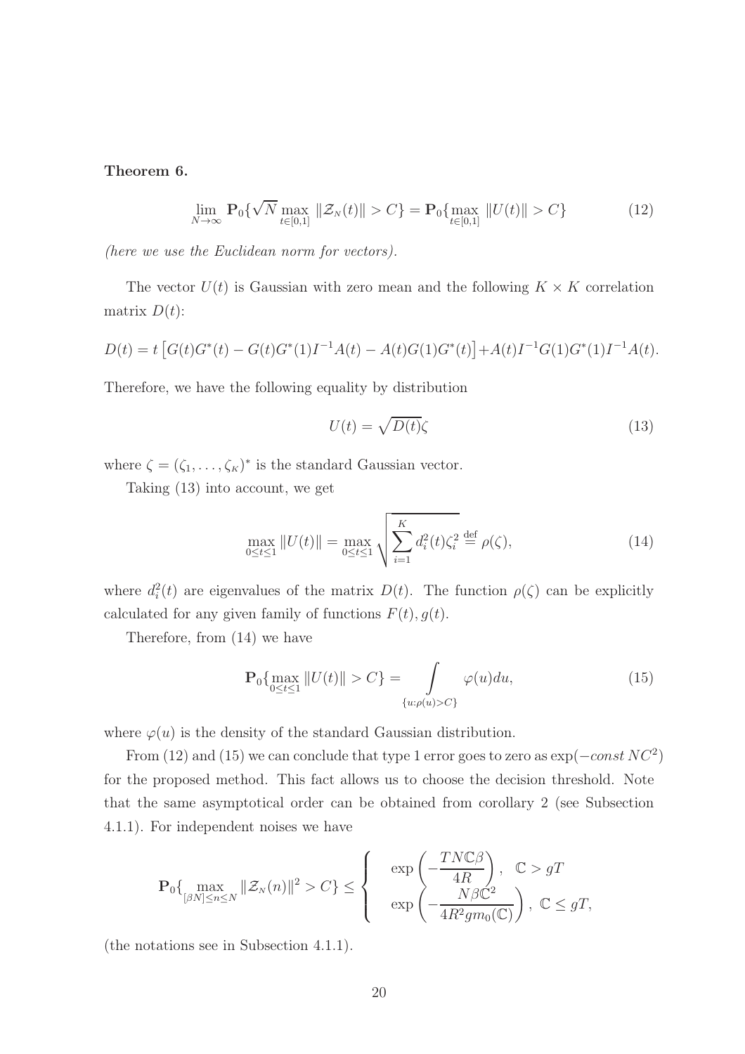**Theorem 6.**

$$\lim_{N\to\infty} \mathbf{P}_0\{\sqrt{N}\max_{t\in[0,1]} \|\mathcal{Z}_{N}(t)\| > C\} = \mathbf{P}_0\{\max_{t\in[0,1]} \|U(t)\| > C\} \tag{12}$$

*(here we use the Euclidean norm for vectors).*

The vector $U(t)$ is Gaussian with zero mean and the following $K\times K$ correlation matrix $D(t)$:

$$D(t) = t\left[G(t)G^*(t) - G(t)G^*(1)I^{-1}A(t) - A(t)G(1)G^*(t)\right] + A(t)I^{-1}G(1)G^*(1)I^{-1}A(t).$$

Therefore, we have the following equality by distribution

$$U(t) = \sqrt{D(t)}\zeta \tag{13}$$

where $\zeta = (\zeta_1, \ldots, \zeta_K)^*$ is the standard Gaussian vector.

Taking (13) into account, we get

$$\max_{0\le t\le 1} \|U(t)\| = \max_{0\le t\le 1} \sqrt{\sum_{i=1}^{K} d_i^2(t)\zeta_i^2} \stackrel{\text{def}}{=} \rho(\zeta), \tag{14}$$

where $d_i^2(t)$ are eigenvalues of the matrix $D(t)$. The function $\rho(\zeta)$ can be explicitly calculated for any given family of functions $F(t), g(t)$.

Therefore, from (14) we have

$$\mathbf{P}_0\{\max_{0\le t\le 1} \|U(t)\| > C\} = \int\limits_{\{u:\rho(u)>C\}} \varphi(u)du, \tag{15}$$

where $\varphi(u)$ is the density of the standard Gaussian distribution.

From (12) and (15) we can conclude that type 1 error goes to zero as $\exp(-const\, NC^2)$ for the proposed method. This fact allows us to choose the decision threshold. Note that the same asymptotical order can be obtained from corollary 2 (see Subsection 4.1.1). For independent noises we have

$$\mathbf{P}_0\{\max_{[\beta N]\le n\le N} \|\mathcal{Z}_{N}(n)\|^2 > C\} \le \begin{cases} \exp\left(-\dfrac{TN\mathbb{C}\beta}{4R}\right), & \mathbb{C} > gT \\ \exp\left(-\dfrac{N\beta\mathbb{C}^2}{4R^2 g m_0(\mathbb{C})}\right), & \mathbb{C} \le gT, \end{cases}$$

(the notations see in Subsection 4.1.1).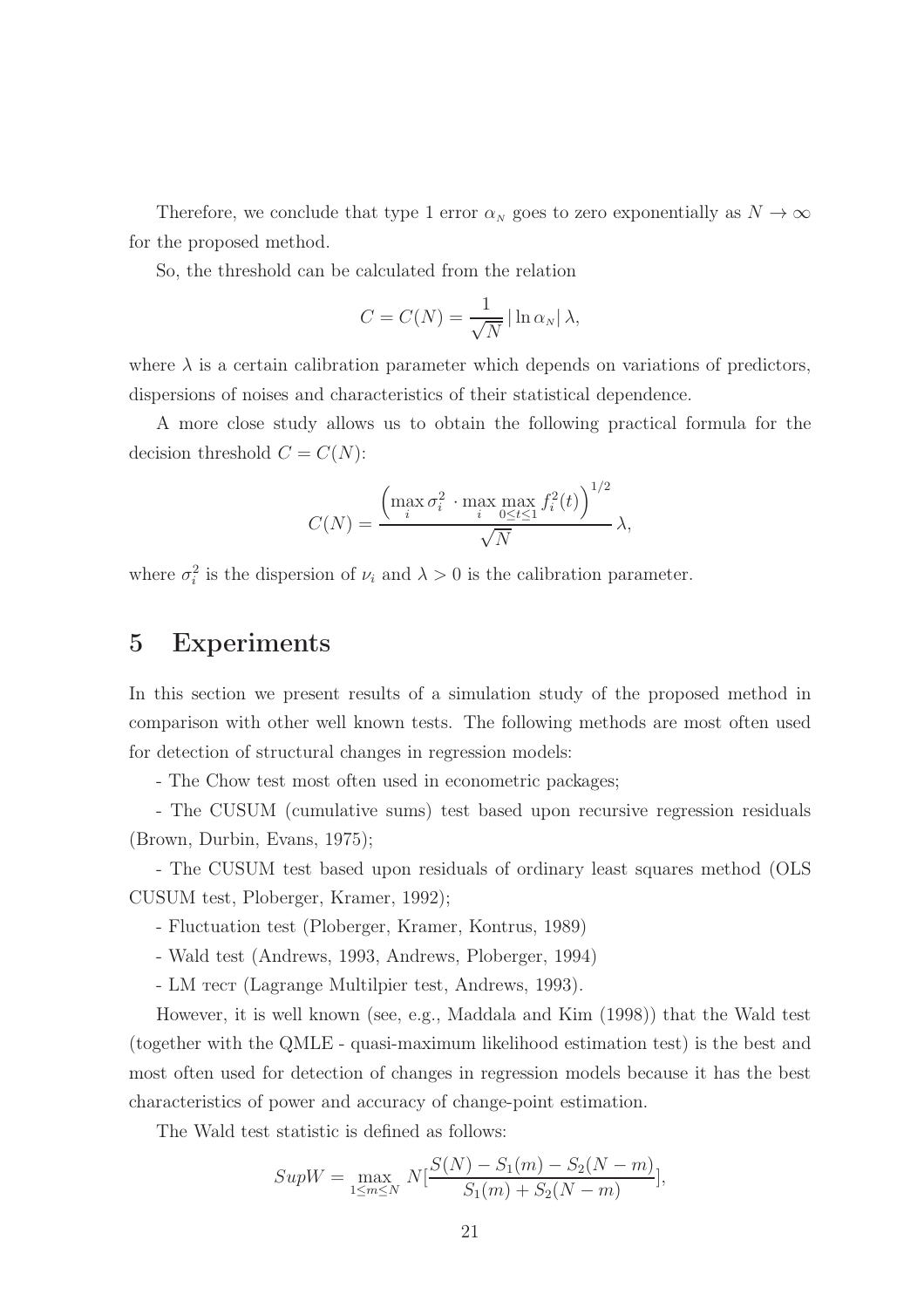Therefore, we conclude that type 1 error $\alpha_N$ goes to zero exponentially as $N \to \infty$ for the proposed method.

So, the threshold can be calculated from the relation

$$C = C(N) = \frac{1}{\sqrt{N}} \, |\ln \alpha_N| \, \lambda,$$

where $\lambda$ is a certain calibration parameter which depends on variations of predictors, dispersions of noises and characteristics of their statistical dependence.

A more close study allows us to obtain the following practical formula for the decision threshold $C = C(N)$:

$$C(N) = \frac{\left( \max\limits_i \sigma_i^2 \cdot \max\limits_i \max\limits_{0 \le t \le 1} f_i^2(t) \right)^{1/2}}{\sqrt{N}} \, \lambda,$$

where $\sigma_i^2$ is the dispersion of $\nu_i$ and $\lambda > 0$ is the calibration parameter.

# 5 Experiments

In this section we present results of a simulation study of the proposed method in comparison with other well known tests. The following methods are most often used for detection of structural changes in regression models:

- The Chow test most often used in econometric packages;

- The CUSUM (cumulative sums) test based upon recursive regression residuals (Brown, Durbin, Evans, 1975);

- The CUSUM test based upon residuals of ordinary least squares method (OLS CUSUM test, Ploberger, Kramer, 1992);

- Fluctuation test (Ploberger, Kramer, Kontrus, 1989)

- Wald test (Andrews, 1993, Andrews, Ploberger, 1994)

- LM тест (Lagrange Multilpier test, Andrews, 1993).

However, it is well known (see, e.g., Maddala and Kim (1998)) that the Wald test (together with the QMLE - quasi-maximum likelihood estimation test) is the best and most often used for detection of changes in regression models because it has the best characteristics of power and accuracy of change-point estimation.

The Wald test statistic is defined as follows:

$$SupW = \max_{1 \le m \le N} N \left[ \frac{S(N) - S_1(m) - S_2(N-m)}{S_1(m) + S_2(N-m)} \right],$$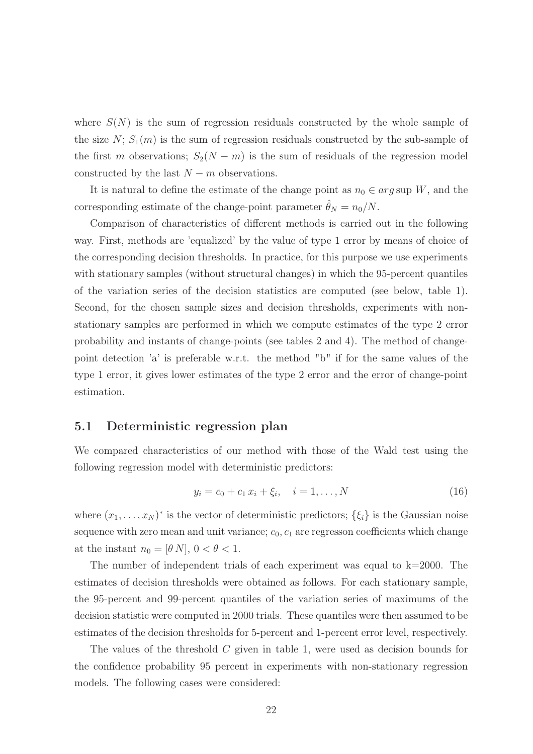where $S(N)$ is the sum of regression residuals constructed by the whole sample of the size $N$; $S_1(m)$ is the sum of regression residuals constructed by the sub-sample of the first $m$ observations; $S_2(N-m)$ is the sum of residuals of the regression model constructed by the last $N-m$ observations.

It is natural to define the estimate of the change point as $n_0 \in arg\sup W$, and the corresponding estimate of the change-point parameter $\hat{\theta}_N = n_0/N$.

Comparison of characteristics of different methods is carried out in the following way. First, methods are 'equalized' by the value of type 1 error by means of choice of the corresponding decision thresholds. In practice, for this purpose we use experiments with stationary samples (without structural changes) in which the 95-percent quantiles of the variation series of the decision statistics are computed (see below, table 1). Second, for the chosen sample sizes and decision thresholds, experiments with non-stationary samples are performed in which we compute estimates of the type 2 error probability and instants of change-points (see tables 2 and 4). The method of change-point detection 'a' is preferable w.r.t. the method "b" if for the same values of the type 1 error, it gives lower estimates of the type 2 error and the error of change-point estimation.

## 5.1 Deterministic regression plan

We compared characteristics of our method with those of the Wald test using the following regression model with deterministic predictors:

$$y_i = c_0 + c_1\, x_i + \xi_i, \quad i = 1, \ldots, N \tag{16}$$

where $(x_1, \ldots, x_N)^*$ is the vector of deterministic predictors; $\{\xi_i\}$ is the Gaussian noise sequence with zero mean and unit variance; $c_0, c_1$ are regresson coefficients which change at the instant $n_0 = [\theta\, N]$, $0 < \theta < 1$.

The number of independent trials of each experiment was equal to k=2000. The estimates of decision thresholds were obtained as follows. For each stationary sample, the 95-percent and 99-percent quantiles of the variation series of maximums of the decision statistic were computed in 2000 trials. These quantiles were then assumed to be estimates of the decision thresholds for 5-percent and 1-percent error level, respectively.

The values of the threshold $C$ given in table 1, were used as decision bounds for the confidence probability 95 percent in experiments with non-stationary regression models. The following cases were considered: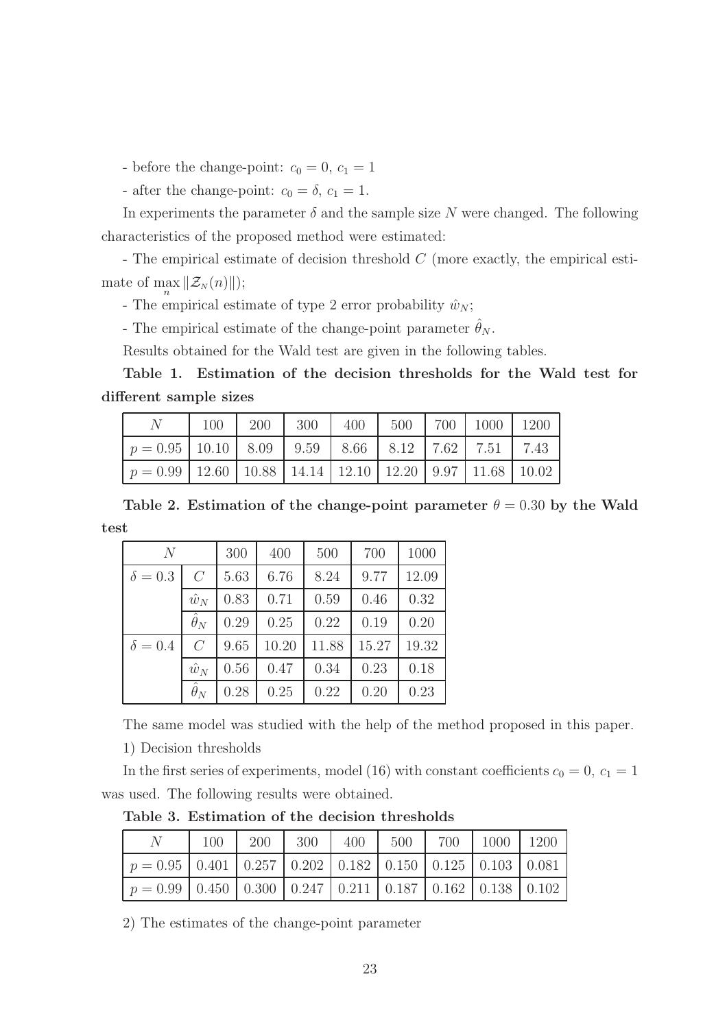- before the change-point: $c_0 = 0,\ c_1 = 1$

- after the change-point: $c_0 = \delta,\ c_1 = 1$.

In experiments the parameter $\delta$ and the sample size $N$ were changed. The following characteristics of the proposed method were estimated:

- The empirical estimate of decision threshold $C$ (more exactly, the empirical estimate of $\max_n \|\mathcal{Z}_N(n)\|$);

- The empirical estimate of type 2 error probability $\hat{w}_N$;

- The empirical estimate of the change-point parameter $\hat{\theta}_N$.

Results obtained for the Wald test are given in the following tables.

**Table 1. Estimation of the decision thresholds for the Wald test for different sample sizes**

| $N$ | 100 | 200 | 300 | 400 | 500 | 700 | 1000 | 1200 |
|---|---|---|---|---|---|---|---|---|
| $p = 0.95$ | 10.10 | 8.09 | 9.59 | 8.66 | 8.12 | 7.62 | 7.51 | 7.43 |
| $p = 0.99$ | 12.60 | 10.88 | 14.14 | 12.10 | 12.20 | 9.97 | 11.68 | 10.02 |

**Table 2. Estimation of the change-point parameter $\theta = 0.30$ by the Wald test**

| $N$ | | 300 | 400 | 500 | 700 | 1000 |
|---|---|---|---|---|---|---|
| $\delta = 0.3$ | $C$ | 5.63 | 6.76 | 8.24 | 9.77 | 12.09 |
| | $\hat{w}_N$ | 0.83 | 0.71 | 0.59 | 0.46 | 0.32 |
| | $\hat{\theta}_N$ | 0.29 | 0.25 | 0.22 | 0.19 | 0.20 |
| $\delta = 0.4$ | $C$ | 9.65 | 10.20 | 11.88 | 15.27 | 19.32 |
| | $\hat{w}_N$ | 0.56 | 0.47 | 0.34 | 0.23 | 0.18 |
| | $\hat{\theta}_N$ | 0.28 | 0.25 | 0.22 | 0.20 | 0.23 |

The same model was studied with the help of the method proposed in this paper.

1) Decision thresholds

In the first series of experiments, model (16) with constant coefficients $c_0 = 0,\ c_1 = 1$ was used. The following results were obtained.

**Table 3. Estimation of the decision thresholds**

| $N$ | 100 | 200 | 300 | 400 | 500 | 700 | 1000 | 1200 |
|---|---|---|---|---|---|---|---|---|
| $p = 0.95$ | 0.401 | 0.257 | 0.202 | 0.182 | 0.150 | 0.125 | 0.103 | 0.081 |
| $p = 0.99$ | 0.450 | 0.300 | 0.247 | 0.211 | 0.187 | 0.162 | 0.138 | 0.102 |

2) The estimates of the change-point parameter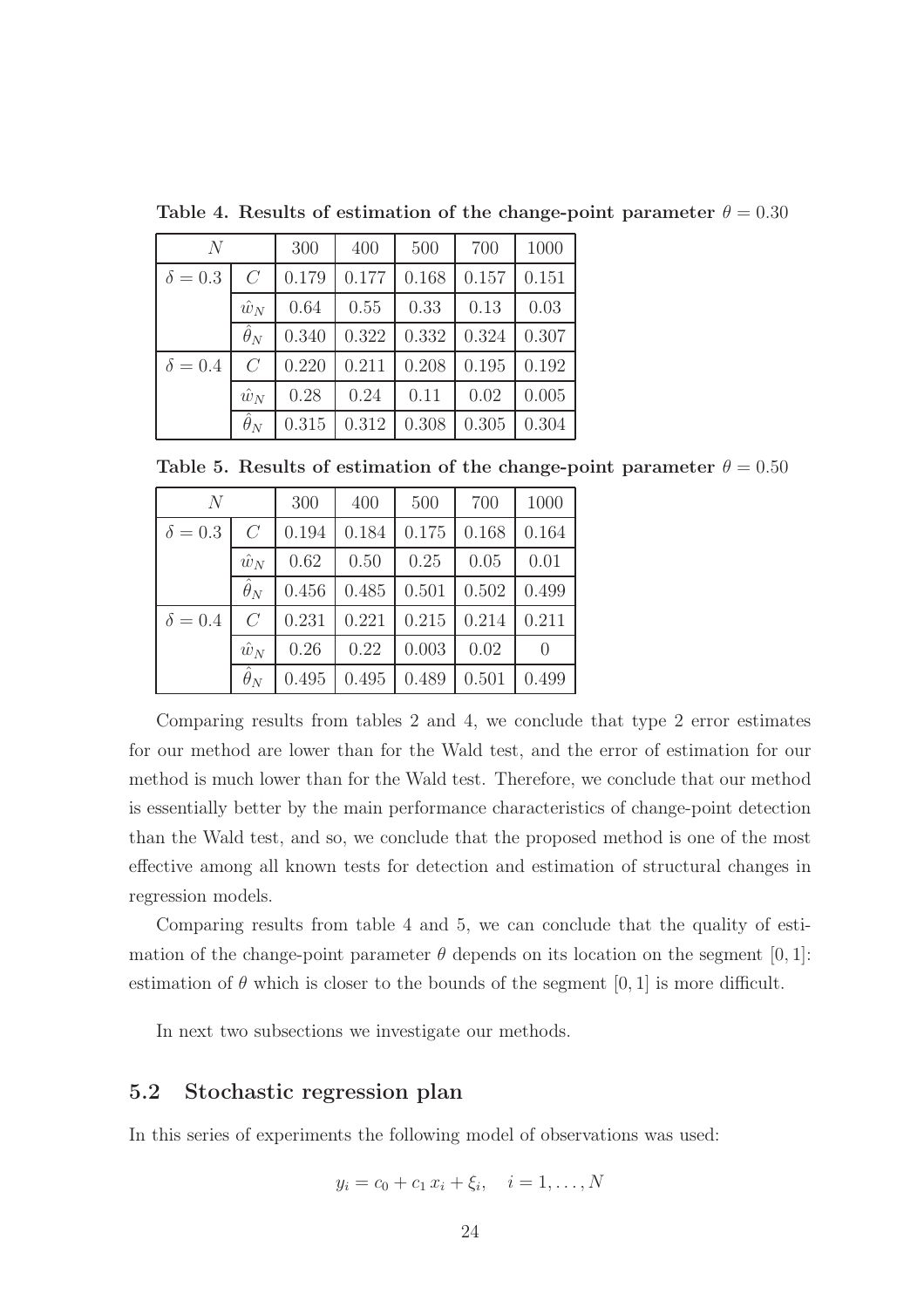**Table 4. Results of estimation of the change-point parameter $\theta = 0.30$**

| $N$ | | 300 | 400 | 500 | 700 | 1000 |
|---|---|---|---|---|---|---|
| $\delta = 0.3$ | $C$ | 0.179 | 0.177 | 0.168 | 0.157 | 0.151 |
| | $\hat{w}_N$ | 0.64 | 0.55 | 0.33 | 0.13 | 0.03 |
| | $\hat{\theta}_N$ | 0.340 | 0.322 | 0.332 | 0.324 | 0.307 |
| $\delta = 0.4$ | $C$ | 0.220 | 0.211 | 0.208 | 0.195 | 0.192 |
| | $\hat{w}_N$ | 0.28 | 0.24 | 0.11 | 0.02 | 0.005 |
| | $\hat{\theta}_N$ | 0.315 | 0.312 | 0.308 | 0.305 | 0.304 |

**Table 5. Results of estimation of the change-point parameter $\theta = 0.50$**

| $N$ | | 300 | 400 | 500 | 700 | 1000 |
|---|---|---|---|---|---|---|
| $\delta = 0.3$ | $C$ | 0.194 | 0.184 | 0.175 | 0.168 | 0.164 |
| | $\hat{w}_N$ | 0.62 | 0.50 | 0.25 | 0.05 | 0.01 |
| | $\hat{\theta}_N$ | 0.456 | 0.485 | 0.501 | 0.502 | 0.499 |
| $\delta = 0.4$ | $C$ | 0.231 | 0.221 | 0.215 | 0.214 | 0.211 |
| | $\hat{w}_N$ | 0.26 | 0.22 | 0.003 | 0.02 | 0 |
| | $\hat{\theta}_N$ | 0.495 | 0.495 | 0.489 | 0.501 | 0.499 |

Comparing results from tables 2 and 4, we conclude that type 2 error estimates for our method are lower than for the Wald test, and the error of estimation for our method is much lower than for the Wald test. Therefore, we conclude that our method is essentially better by the main performance characteristics of change-point detection than the Wald test, and so, we conclude that the proposed method is one of the most effective among all known tests for detection and estimation of structural changes in regression models.

Comparing results from table 4 and 5, we can conclude that the quality of estimation of the change-point parameter $\theta$ depends on its location on the segment $[0, 1]$: estimation of $\theta$ which is closer to the bounds of the segment $[0, 1]$ is more difficult.

In next two subsections we investigate our methods.

## 5.2 Stochastic regression plan

In this series of experiments the following model of observations was used:

$$y_i = c_0 + c_1 x_i + \xi_i, \quad i = 1, \ldots, N$$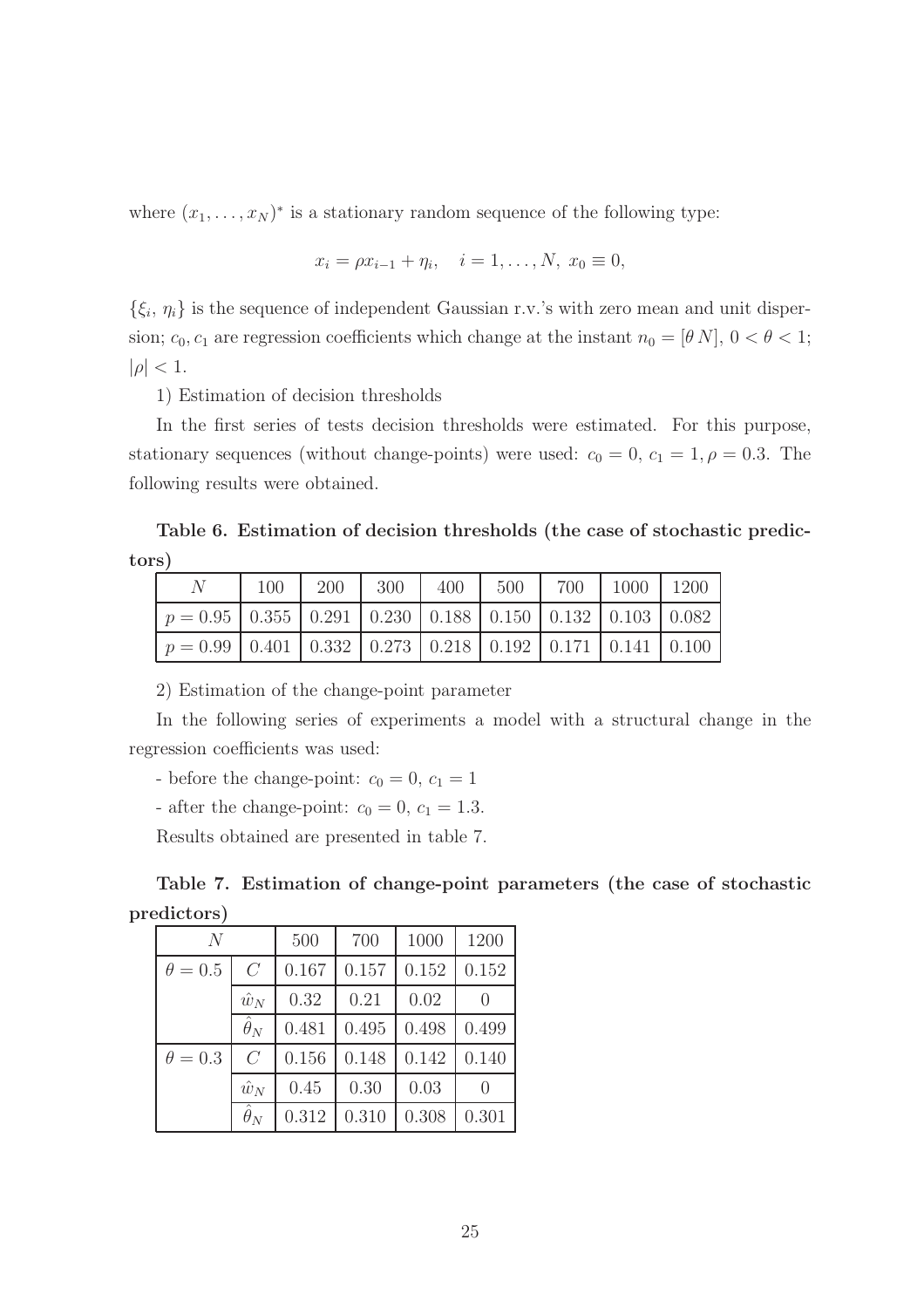where $(x_1, \ldots, x_N)^*$ is a stationary random sequence of the following type:

$$x_i = \rho x_{i-1} + \eta_i, \quad i = 1, \ldots, N, \ x_0 \equiv 0,$$

$\{\xi_i, \eta_i\}$ is the sequence of independent Gaussian r.v.'s with zero mean and unit dispersion; $c_0, c_1$ are regression coefficients which change at the instant $n_0 = [\theta N]$, $0 < \theta < 1$; $|\rho| < 1$.

1) Estimation of decision thresholds

In the first series of tests decision thresholds were estimated. For this purpose, stationary sequences (without change-points) were used: $c_0 = 0$, $c_1 = 1, \rho = 0.3$. The following results were obtained.

**Table 6. Estimation of decision thresholds (the case of stochastic predictors)**

| $N$ | 100 | 200 | 300 | 400 | 500 | 700 | 1000 | 1200 |
|---|---|---|---|---|---|---|---|---|
| $p = 0.95$ | 0.355 | 0.291 | 0.230 | 0.188 | 0.150 | 0.132 | 0.103 | 0.082 |
| $p = 0.99$ | 0.401 | 0.332 | 0.273 | 0.218 | 0.192 | 0.171 | 0.141 | 0.100 |

2) Estimation of the change-point parameter

In the following series of experiments a model with a structural change in the regression coefficients was used:

- before the change-point: $c_0 = 0$, $c_1 = 1$

- after the change-point: $c_0 = 0$, $c_1 = 1.3$.

Results obtained are presented in table 7.

**Table 7. Estimation of change-point parameters (the case of stochastic predictors)**

| $N$ | | 500 | 700 | 1000 | 1200 |
|---|---|---|---|---|---|
| $\theta = 0.5$ | $C$ | 0.167 | 0.157 | 0.152 | 0.152 |
| | $\hat{w}_N$ | 0.32 | 0.21 | 0.02 | 0 |
| | $\hat{\theta}_N$ | 0.481 | 0.495 | 0.498 | 0.499 |
| $\theta = 0.3$ | $C$ | 0.156 | 0.148 | 0.142 | 0.140 |
| | $\hat{w}_N$ | 0.45 | 0.30 | 0.03 | 0 |
| | $\hat{\theta}_N$ | 0.312 | 0.310 | 0.308 | 0.301 |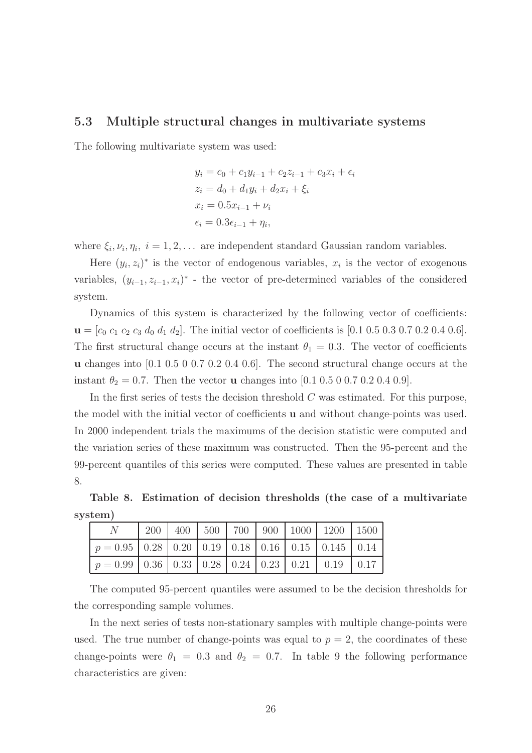### 5.3 Multiple structural changes in multivariate systems

The following multivariate system was used:

$$
\begin{aligned}
y_i &= c_0 + c_1 y_{i-1} + c_2 z_{i-1} + c_3 x_i + \epsilon_i \\
z_i &= d_0 + d_1 y_i + d_2 x_i + \xi_i \\
x_i &= 0.5 x_{i-1} + \nu_i \\
\epsilon_i &= 0.3 \epsilon_{i-1} + \eta_i,
\end{aligned}
$$

where $\xi_i, \nu_i, \eta_i, \ i = 1, 2, \dots$ are independent standard Gaussian random variables.

Here $(y_i, z_i)^*$ is the vector of endogenous variables, $x_i$ is the vector of exogenous variables, $(y_{i-1}, z_{i-1}, x_i)^*$ - the vector of pre-determined variables of the considered system.

Dynamics of this system is characterized by the following vector of coefficients: $\mathbf{u} = [c_0 \ c_1 \ c_2 \ c_3 \ d_0 \ d_1 \ d_2]$. The initial vector of coefficients is [0.1 0.5 0.3 0.7 0.2 0.4 0.6]. The first structural change occurs at the instant $\theta_1 = 0.3$. The vector of coefficients $\mathbf{u}$ changes into [0.1 0.5 0 0.7 0.2 0.4 0.6]. The second structural change occurs at the instant $\theta_2 = 0.7$. Then the vector $\mathbf{u}$ changes into [0.1 0.5 0 0.7 0.2 0.4 0.9].

In the first series of tests the decision threshold $C$ was estimated. For this purpose, the model with the initial vector of coefficients $\mathbf{u}$ and without change-points was used. In 2000 independent trials the maximums of the decision statistic were computed and the variation series of these maximum was constructed. Then the 95-percent and the 99-percent quantiles of this series were computed. These values are presented in table 8.

**Table 8. Estimation of decision thresholds (the case of a multivariate system)**

| $N$ | 200 | 400 | 500 | 700 | 900 | 1000 | 1200 | 1500 |
|---|---|---|---|---|---|---|---|---|
| $p = 0.95$ | 0.28 | 0.20 | 0.19 | 0.18 | 0.16 | 0.15 | 0.145 | 0.14 |
| $p = 0.99$ | 0.36 | 0.33 | 0.28 | 0.24 | 0.23 | 0.21 | 0.19 | 0.17 |

The computed 95-percent quantiles were assumed to be the decision thresholds for the corresponding sample volumes.

In the next series of tests non-stationary samples with multiple change-points were used. The true number of change-points was equal to $p = 2$, the coordinates of these change-points were $\theta_1 = 0.3$ and $\theta_2 = 0.7$. In table 9 the following performance characteristics are given: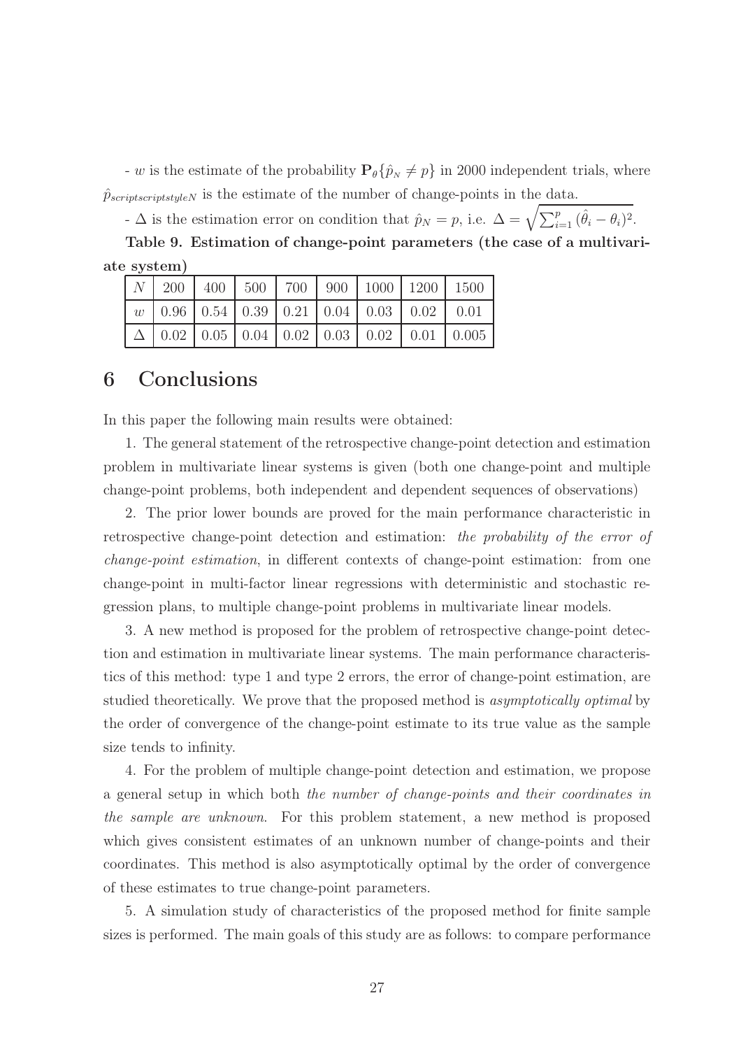- $w$ is the estimate of the probability $\mathbf{P}_\theta\{\hat{p}_N \neq p\}$ in 2000 independent trials, where $\hat{p}_{scriptscriptstyleN}$ is the estimate of the number of change-points in the data.

- $\Delta$ is the estimation error on condition that $\hat{p}_N = p$, i.e. $\Delta = \sqrt{\sum_{i=1}^{p} (\hat{\theta}_i - \theta_i)^2}$.

**Table 9. Estimation of change-point parameters (the case of a multivariate system)**

| $N$ | 200 | 400 | 500 | 700 | 900 | 1000 | 1200 | 1500 |
|---|---|---|---|---|---|---|---|---|
| $w$ | 0.96 | 0.54 | 0.39 | 0.21 | 0.04 | 0.03 | 0.02 | 0.01 |
| $\Delta$ | 0.02 | 0.05 | 0.04 | 0.02 | 0.03 | 0.02 | 0.01 | 0.005 |

# 6 Conclusions

In this paper the following main results were obtained:

1. The general statement of the retrospective change-point detection and estimation problem in multivariate linear systems is given (both one change-point and multiple change-point problems, both independent and dependent sequences of observations)

2. The prior lower bounds are proved for the main performance characteristic in retrospective change-point detection and estimation: *the probability of the error of change-point estimation*, in different contexts of change-point estimation: from one change-point in multi-factor linear regressions with deterministic and stochastic regression plans, to multiple change-point problems in multivariate linear models.

3. A new method is proposed for the problem of retrospective change-point detection and estimation in multivariate linear systems. The main performance characteristics of this method: type 1 and type 2 errors, the error of change-point estimation, are studied theoretically. We prove that the proposed method is *asymptotically optimal* by the order of convergence of the change-point estimate to its true value as the sample size tends to infinity.

4. For the problem of multiple change-point detection and estimation, we propose a general setup in which both *the number of change-points and their coordinates in the sample are unknown*. For this problem statement, a new method is proposed which gives consistent estimates of an unknown number of change-points and their coordinates. This method is also asymptotically optimal by the order of convergence of these estimates to true change-point parameters.

5. A simulation study of characteristics of the proposed method for finite sample sizes is performed. The main goals of this study are as follows: to compare performance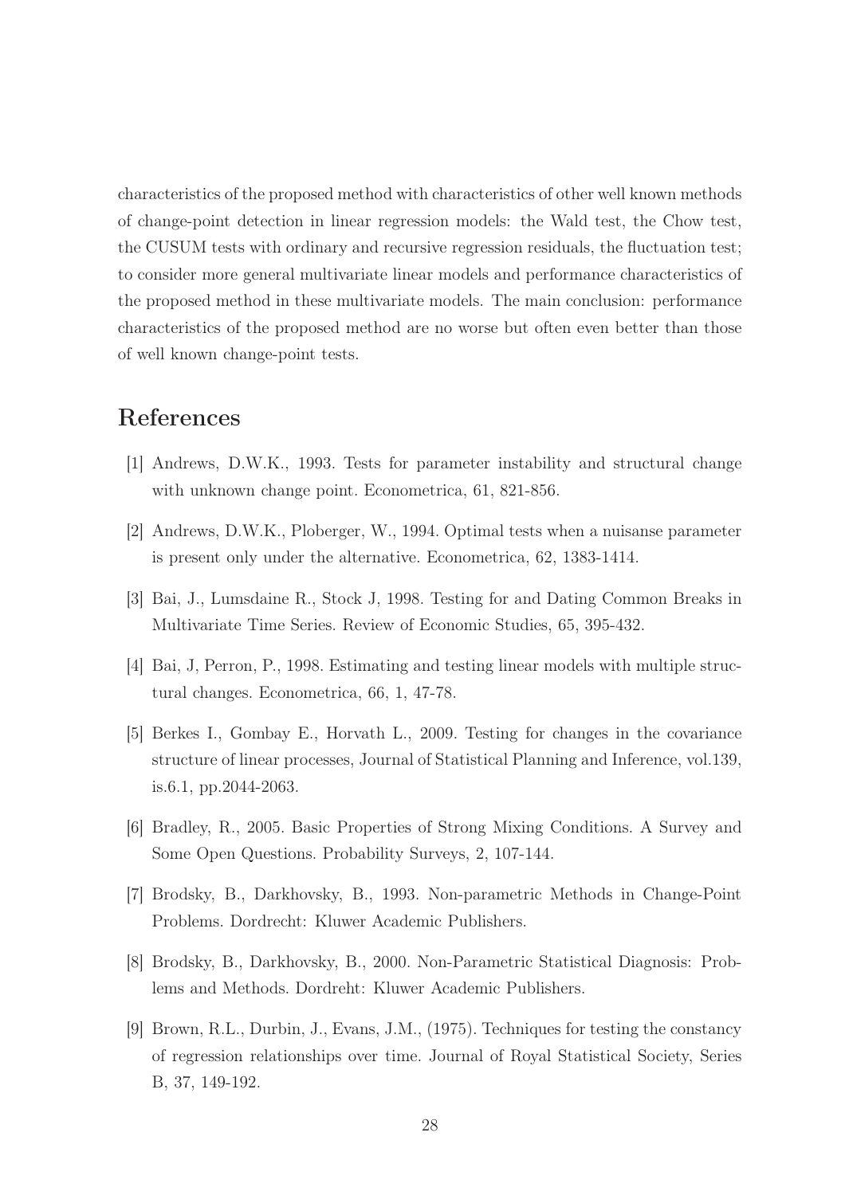characteristics of the proposed method with characteristics of other well known methods of change-point detection in linear regression models: the Wald test, the Chow test, the CUSUM tests with ordinary and recursive regression residuals, the fluctuation test; to consider more general multivariate linear models and performance characteristics of the proposed method in these multivariate models. The main conclusion: performance characteristics of the proposed method are no worse but often even better than those of well known change-point tests.

# References

[1] Andrews, D.W.K., 1993. Tests for parameter instability and structural change with unknown change point. Econometrica, 61, 821-856.

[2] Andrews, D.W.K., Ploberger, W., 1994. Optimal tests when a nuisanse parameter is present only under the alternative. Econometrica, 62, 1383-1414.

[3] Bai, J., Lumsdaine R., Stock J, 1998. Testing for and Dating Common Breaks in Multivariate Time Series. Review of Economic Studies, 65, 395-432.

[4] Bai, J, Perron, P., 1998. Estimating and testing linear models with multiple structural changes. Econometrica, 66, 1, 47-78.

[5] Berkes I., Gombay E., Horvath L., 2009. Testing for changes in the covariance structure of linear processes, Journal of Statistical Planning and Inference, vol.139, is.6.1, pp.2044-2063.

[6] Bradley, R., 2005. Basic Properties of Strong Mixing Conditions. A Survey and Some Open Questions. Probability Surveys, 2, 107-144.

[7] Brodsky, B., Darkhovsky, B., 1993. Non-parametric Methods in Change-Point Problems. Dordrecht: Kluwer Academic Publishers.

[8] Brodsky, B., Darkhovsky, B., 2000. Non-Parametric Statistical Diagnosis: Problems and Methods. Dordreht: Kluwer Academic Publishers.

[9] Brown, R.L., Durbin, J., Evans, J.M., (1975). Techniques for testing the constancy of regression relationships over time. Journal of Royal Statistical Society, Series B, 37, 149-192.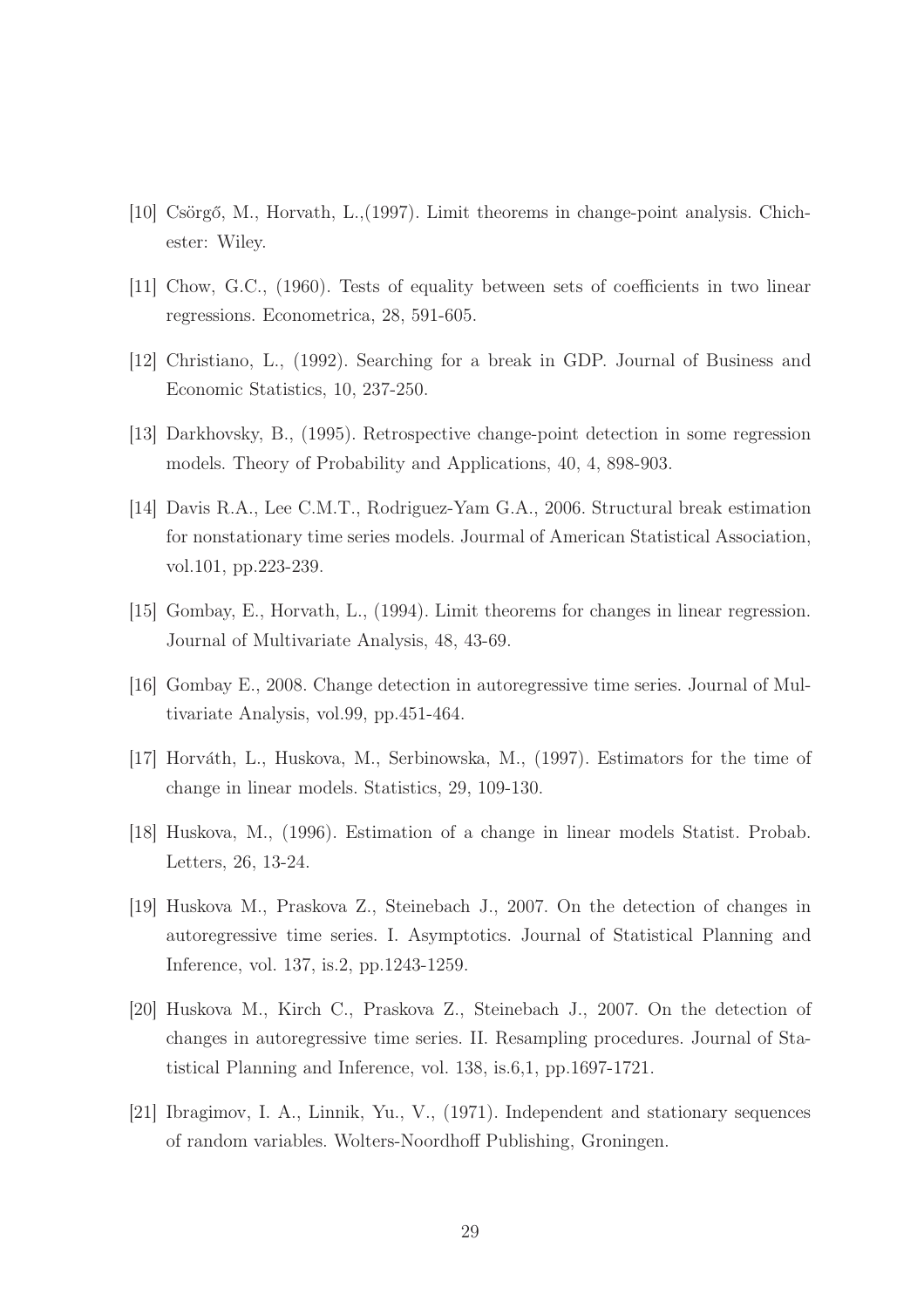[10] Csörgő, M., Horvath, L.,(1997). Limit theorems in change-point analysis. Chichester: Wiley.

[11] Chow, G.C., (1960). Tests of equality between sets of coefficients in two linear regressions. Econometrica, 28, 591-605.

[12] Christiano, L., (1992). Searching for a break in GDP. Journal of Business and Economic Statistics, 10, 237-250.

[13] Darkhovsky, B., (1995). Retrospective change-point detection in some regression models. Theory of Probability and Applications, 40, 4, 898-903.

[14] Davis R.A., Lee C.M.T., Rodriguez-Yam G.A., 2006. Structural break estimation for nonstationary time series models. Jourmal of American Statistical Association, vol.101, pp.223-239.

[15] Gombay, E., Horvath, L., (1994). Limit theorems for changes in linear regression. Journal of Multivariate Analysis, 48, 43-69.

[16] Gombay E., 2008. Change detection in autoregressive time series. Journal of Multivariate Analysis, vol.99, pp.451-464.

[17] Horváth, L., Huskova, M., Serbinowska, M., (1997). Estimators for the time of change in linear models. Statistics, 29, 109-130.

[18] Huskova, M., (1996). Estimation of a change in linear models Statist. Probab. Letters, 26, 13-24.

[19] Huskova M., Praskova Z., Steinebach J., 2007. On the detection of changes in autoregressive time series. I. Asymptotics. Journal of Statistical Planning and Inference, vol. 137, is.2, pp.1243-1259.

[20] Huskova M., Kirch C., Praskova Z., Steinebach J., 2007. On the detection of changes in autoregressive time series. II. Resampling procedures. Journal of Statistical Planning and Inference, vol. 138, is.6,1, pp.1697-1721.

[21] Ibragimov, I. A., Linnik, Yu., V., (1971). Independent and stationary sequences of random variables. Wolters-Noordhoff Publishing, Groningen.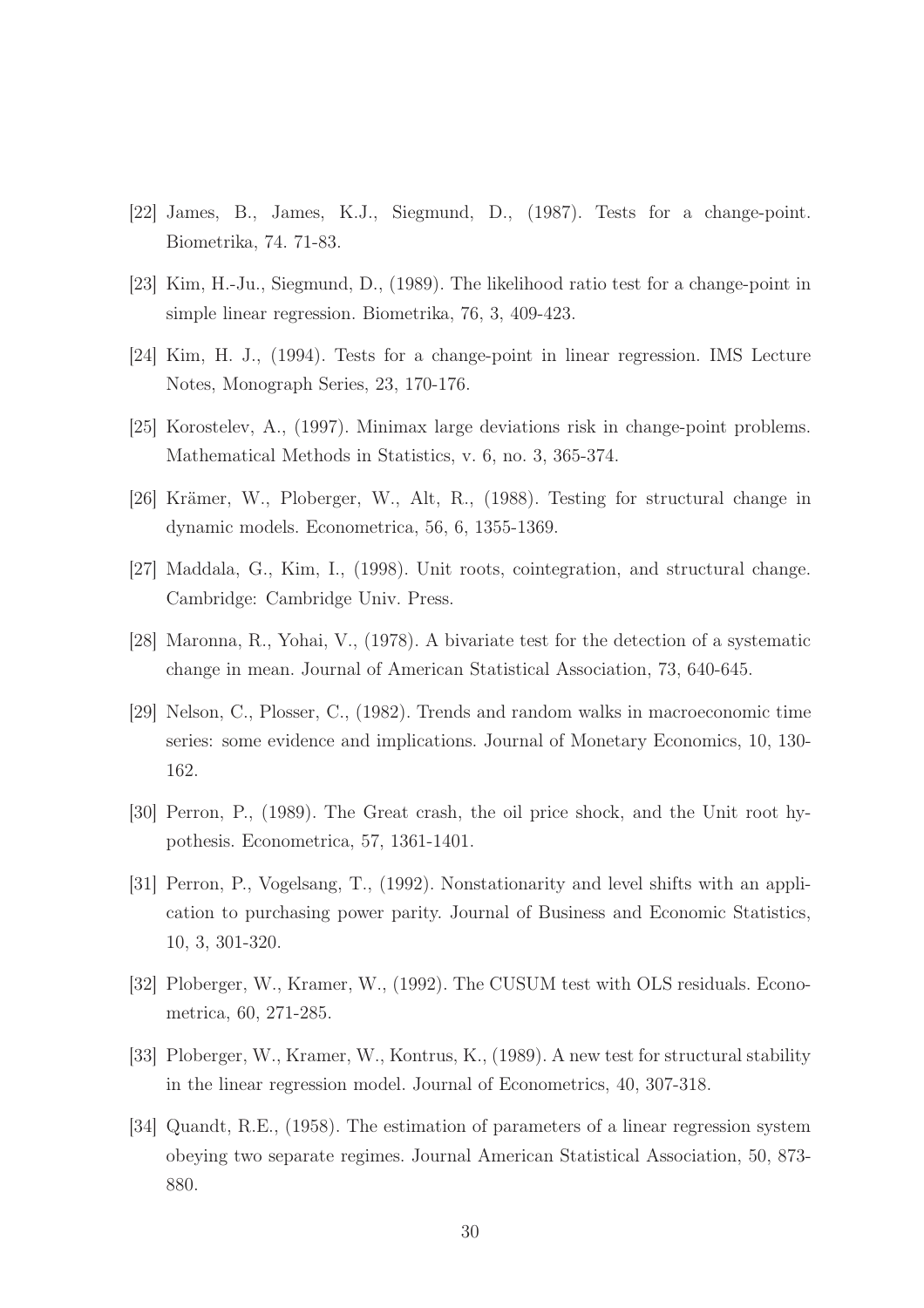[22] James, B., James, K.J., Siegmund, D., (1987). Tests for a change-point. Biometrika, 74. 71-83.

[23] Kim, H.-Ju., Siegmund, D., (1989). The likelihood ratio test for a change-point in simple linear regression. Biometrika, 76, 3, 409-423.

[24] Kim, H. J., (1994). Tests for a change-point in linear regression. IMS Lecture Notes, Monograph Series, 23, 170-176.

[25] Korostelev, A., (1997). Minimax large deviations risk in change-point problems. Mathematical Methods in Statistics, v. 6, no. 3, 365-374.

[26] Krämer, W., Ploberger, W., Alt, R., (1988). Testing for structural change in dynamic models. Econometrica, 56, 6, 1355-1369.

[27] Maddala, G., Kim, I., (1998). Unit roots, cointegration, and structural change. Cambridge: Cambridge Univ. Press.

[28] Maronna, R., Yohai, V., (1978). A bivariate test for the detection of a systematic change in mean. Journal of American Statistical Association, 73, 640-645.

[29] Nelson, C., Plosser, C., (1982). Trends and random walks in macroeconomic time series: some evidence and implications. Journal of Monetary Economics, 10, 130-162.

[30] Perron, P., (1989). The Great crash, the oil price shock, and the Unit root hypothesis. Econometrica, 57, 1361-1401.

[31] Perron, P., Vogelsang, T., (1992). Nonstationarity and level shifts with an application to purchasing power parity. Journal of Business and Economic Statistics, 10, 3, 301-320.

[32] Ploberger, W., Kramer, W., (1992). The CUSUM test with OLS residuals. Econometrica, 60, 271-285.

[33] Ploberger, W., Kramer, W., Kontrus, K., (1989). A new test for structural stability in the linear regression model. Journal of Econometrics, 40, 307-318.

[34] Quandt, R.E., (1958). The estimation of parameters of a linear regression system obeying two separate regimes. Journal American Statistical Association, 50, 873-880.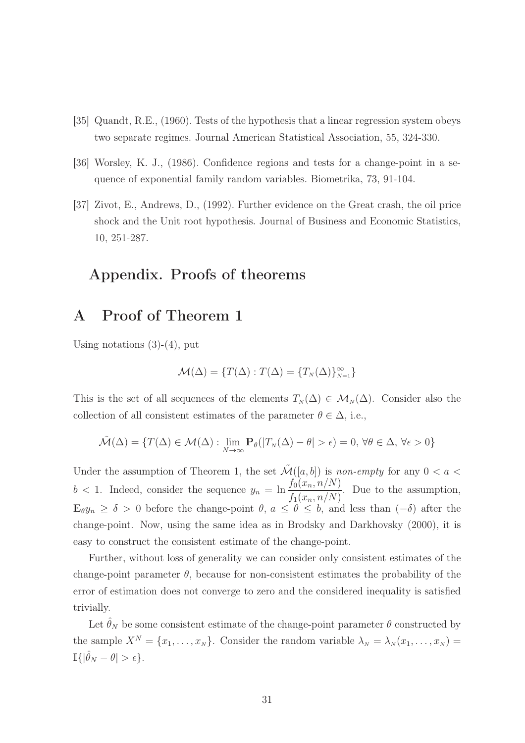[35] Quandt, R.E., (1960). Tests of the hypothesis that a linear regression system obeys two separate regimes. Journal American Statistical Association, 55, 324-330.

[36] Worsley, K. J., (1986). Confidence regions and tests for a change-point in a sequence of exponential family random variables. Biometrika, 73, 91-104.

[37] Zivot, E., Andrews, D., (1992). Further evidence on the Great crash, the oil price shock and the Unit root hypothesis. Journal of Business and Economic Statistics, 10, 251-287.

# Appendix. Proofs of theorems

## A Proof of Theorem 1

Using notations (3)-(4), put

$$\mathcal{M}(\Delta) = \{T(\Delta) : T(\Delta) = \{T_N(\Delta)\}_{N=1}^{\infty}\}$$

This is the set of all sequences of the elements $T_N(\Delta) \in \mathcal{M}_N(\Delta)$. Consider also the collection of all consistent estimates of the parameter $\theta \in \Delta$, i.e.,

$$\tilde{\mathcal{M}}(\Delta) = \{T(\Delta) \in \mathcal{M}(\Delta) : \lim_{N\to\infty} \mathbf{P}_\theta(|T_N(\Delta) - \theta| > \epsilon) = 0, \, \forall \theta \in \Delta, \, \forall \epsilon > 0\}$$

Under the assumption of Theorem 1, the set $\tilde{\mathcal{M}}([a, b])$ is *non-empty* for any $0 < a < b < 1$. Indeed, consider the sequence $y_n = \ln \dfrac{f_0(x_n, n/N)}{f_1(x_n, n/N)}$. Due to the assumption, $\mathbf{E}_\theta y_n \geq \delta > 0$ before the change-point $\theta$, $a \leq \theta \leq b$, and less than $(-\delta)$ after the change-point. Now, using the same idea as in Brodsky and Darkhovsky (2000), it is easy to construct the consistent estimate of the change-point.

Further, without loss of generality we can consider only consistent estimates of the change-point parameter $\theta$, because for non-consistent estimates the probability of the error of estimation does not converge to zero and the considered inequality is satisfied trivially.

Let $\hat{\theta}_N$ be some consistent estimate of the change-point parameter $\theta$ constructed by the sample $X^N = \{x_1, \ldots, x_N\}$. Consider the random variable $\lambda_N = \lambda_N(x_1, \ldots, x_N) = \mathbb{I}\{|\hat{\theta}_N - \theta| > \epsilon\}$.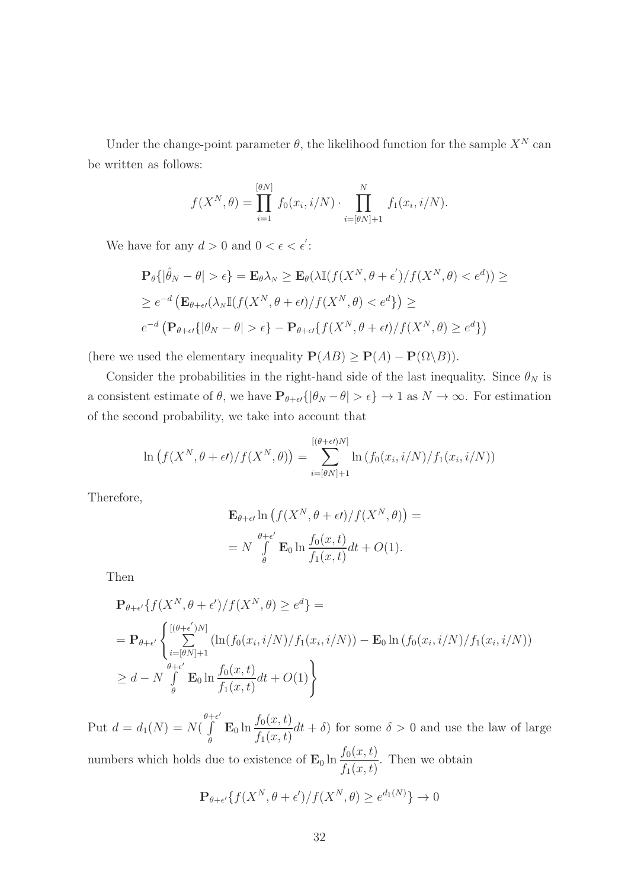Under the change-point parameter $\theta$, the likelihood function for the sample $X^N$ can be written as follows:

$$f(X^N, \theta) = \prod_{i=1}^{[\theta N]} f_0(x_i, i/N) \cdot \prod_{i=[\theta N]+1}^{N} f_1(x_i, i/N).$$

We have for any $d > 0$ and $0 < \epsilon < \epsilon^{'}$:

$$\begin{aligned}
&\mathbf{P}_\theta\{|\hat{\theta}_N - \theta| > \epsilon\} = \mathbf{E}_\theta \lambda_N \geq \mathbf{E}_\theta(\lambda \mathbb{I}(f(X^N, \theta + \epsilon^{'})/f(X^N, \theta) < e^d)) \geq \\
&\geq e^{-d}\left(\mathbf{E}_{\theta+\epsilon\prime}(\lambda_N \mathbb{I}(f(X^N, \theta + \epsilon\prime)/f(X^N, \theta) < e^d\}\right) \geq \\
&e^{-d}\left(\mathbf{P}_{\theta+\epsilon\prime}\{|\theta_N - \theta| > \epsilon\} - \mathbf{P}_{\theta+\epsilon\prime}\{f(X^N, \theta + \epsilon\prime)/f(X^N, \theta) \geq e^d\}\right)
\end{aligned}$$

(here we used the elementary inequality $\mathbf{P}(AB) \geq \mathbf{P}(A) - \mathbf{P}(\Omega \backslash B)$).

Consider the probabilities in the right-hand side of the last inequality. Since $\theta_N$ is a consistent estimate of $\theta$, we have $\mathbf{P}_{\theta+\epsilon\prime}\{|\theta_N - \theta| > \epsilon\} \to 1$ as $N \to \infty$. For estimation of the second probability, we take into account that

$$\ln\left(f(X^N, \theta + \epsilon\prime)/f(X^N, \theta)\right) = \sum_{i=[\theta N]+1}^{[(\theta+\epsilon\prime)N]} \ln\left(f_0(x_i, i/N)/f_1(x_i, i/N)\right)$$

Therefore,

$$\begin{aligned}
&\mathbf{E}_{\theta+\epsilon\prime} \ln\left(f(X^N, \theta + \epsilon\prime)/f(X^N, \theta)\right) = \\
&= N \int_\theta^{\theta+\epsilon'} \mathbf{E}_0 \ln \frac{f_0(x,t)}{f_1(x,t)} dt + O(1).
\end{aligned}$$

Then

$$\begin{aligned}
&\mathbf{P}_{\theta+\epsilon'}\{f(X^N, \theta + \epsilon')/f(X^N, \theta) \geq e^d\} = \\
&= \mathbf{P}_{\theta+\epsilon'}\left\{\sum_{i=[\theta N]+1}^{[(\theta+\epsilon^{'})N]} (\ln(f_0(x_i, i/N)/f_1(x_i, i/N)) - \mathbf{E}_0 \ln\left(f_0(x_i, i/N)/f_1(x_i, i/N)\right)\right. \\
&\left. \geq d - N \int_\theta^{\theta+\epsilon'} \mathbf{E}_0 \ln \frac{f_0(x,t)}{f_1(x,t)} dt + O(1)\right\}
\end{aligned}$$

Put $d = d_1(N) = N(\int_\theta^{\theta+\epsilon'} \mathbf{E}_0 \ln \frac{f_0(x,t)}{f_1(x,t)} dt + \delta)$ for some $\delta > 0$ and use the law of large numbers which holds due to existence of $\mathbf{E}_0 \ln \frac{f_0(x,t)}{f_1(x,t)}$. Then we obtain

$$\mathbf{P}_{\theta+\epsilon'}\{f(X^N, \theta + \epsilon')/f(X^N, \theta) \geq e^{d_1(N)}\} \to 0$$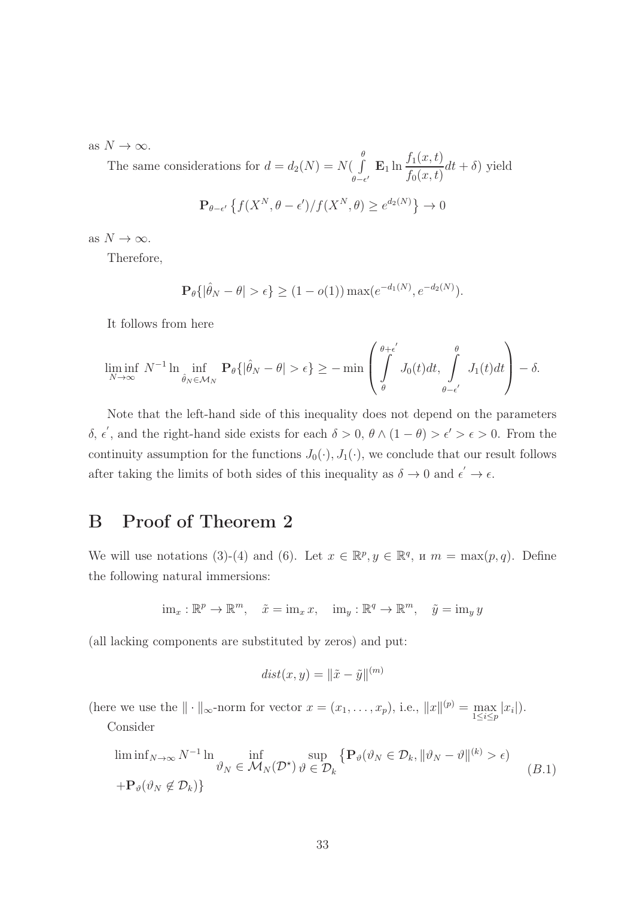as $N \to \infty$.

The same considerations for $d = d_2(N) = N(\int\limits_{\theta-\epsilon'}^{\theta} \mathbf{E}_1 \ln \frac{f_1(x,t)}{f_0(x,t)} dt + \delta)$ yield

$$\mathbf{P}_{\theta-\epsilon'} \left\{ f(X^N, \theta - \epsilon')/f(X^N, \theta) \geq e^{d_2(N)} \right\} \to 0$$

as $N \to \infty$.

Therefore,

$$\mathbf{P}_\theta\{|\hat{\theta}_N - \theta| > \epsilon\} \geq (1 - o(1)) \max(e^{-d_1(N)}, e^{-d_2(N)}).$$

It follows from here

$$\liminf_{N\to\infty} N^{-1} \ln \inf_{\hat{\theta}_N \in \mathcal{M}_N} \mathbf{P}_\theta\{|\hat{\theta}_N - \theta| > \epsilon\} \geq - \min \left( \int\limits_{\theta}^{\theta+\epsilon'} J_0(t)dt, \int\limits_{\theta-\epsilon'}^{\theta} J_1(t)dt \right) - \delta.$$

Note that the left-hand side of this inequality does not depend on the parameters $\delta$, $\epsilon'$, and the right-hand side exists for each $\delta > 0$, $\theta \wedge (1-\theta) > \epsilon' > \epsilon > 0$. From the continuity assumption for the functions $J_0(\cdot), J_1(\cdot)$, we conclude that our result follows after taking the limits of both sides of this inequality as $\delta \to 0$ and $\epsilon' \to \epsilon$.

# B Proof of Theorem 2

We will use notations (3)-(4) and (6). Let $x \in \mathbb{R}^p, y \in \mathbb{R}^q$, и $m = \max(p, q)$. Define the following natural immersions:

$$\mathrm{im}_x : \mathbb{R}^p \to \mathbb{R}^m, \quad \tilde{x} = \mathrm{im}_x\, x, \quad \mathrm{im}_y : \mathbb{R}^q \to \mathbb{R}^m, \quad \tilde{y} = \mathrm{im}_y\, y$$

(all lacking components are substituted by zeros) and put:

$$dist(x, y) = \|\tilde{x} - \tilde{y}\|^{(m)}$$

(here we use the $\|\cdot\|_\infty$-norm for vector $x = (x_1, \dots, x_p)$, i.e., $\|x\|^{(p)} = \max\limits_{1 \leq i \leq p} |x_i|$).

Consider

$$\liminf_{N\to\infty} N^{-1} \ln \inf_{\vartheta_N \in \mathcal{M}_N(\mathcal{D}^\star)} \sup_{\vartheta \in \mathcal{D}_k} \left\{ \mathbf{P}_\vartheta(\vartheta_N \in \mathcal{D}_k, \|\vartheta_N - \vartheta\|^{(k)} > \epsilon) + \mathbf{P}_\vartheta(\vartheta_N \notin \mathcal{D}_k) \right\} \qquad (B.1)$$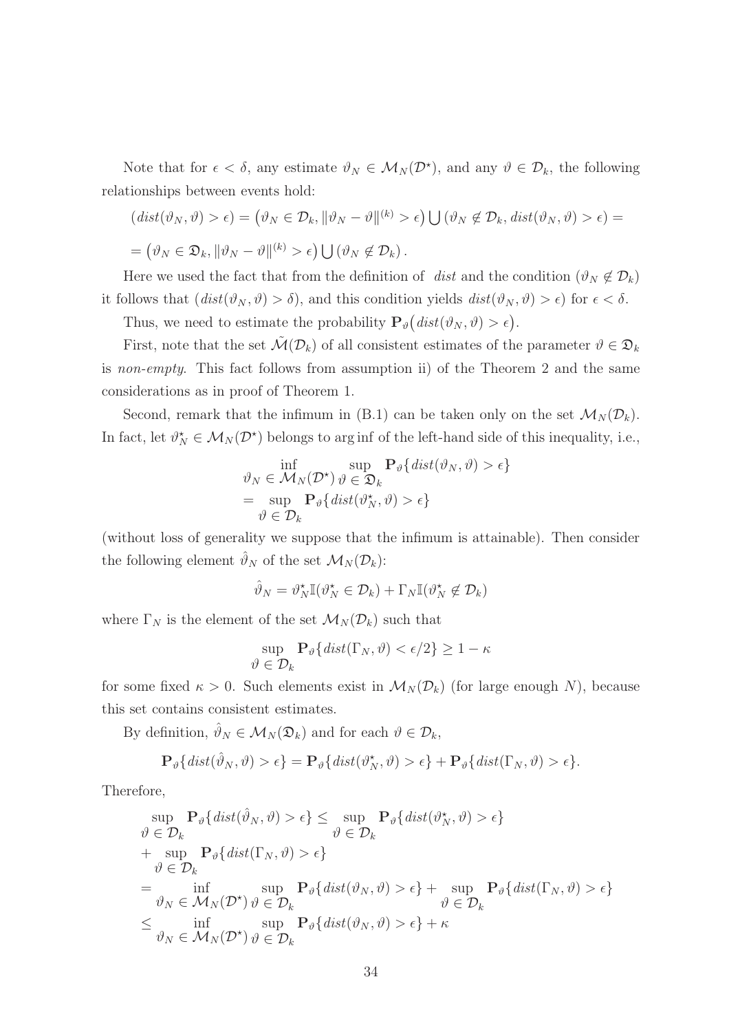Note that for $\epsilon < \delta$, any estimate $\vartheta_N \in \mathcal{M}_N(\mathcal{D}^\star)$, and any $\vartheta \in \mathcal{D}_k$, the following relationships between events hold:

$$(dist(\vartheta_N, \vartheta) > \epsilon) = \left(\vartheta_N \in \mathcal{D}_k, \|\vartheta_N - \vartheta\|^{(k)} > \epsilon\right) \bigcup \left(\vartheta_N \notin \mathcal{D}_k, dist(\vartheta_N, \vartheta) > \epsilon\right) =$$

$$= \left(\vartheta_N \in \mathfrak{D}_k, \|\vartheta_N - \vartheta\|^{(k)} > \epsilon\right) \bigcup \left(\vartheta_N \notin \mathcal{D}_k\right).$$

Here we used the fact that from the definition of $dist$ and the condition $(\vartheta_N \notin \mathcal{D}_k)$ it follows that $(dist(\vartheta_N, \vartheta) > \delta)$, and this condition yields $dist(\vartheta_N, \vartheta) > \epsilon$ for $\epsilon < \delta$.

Thus, we need to estimate the probability $\mathbf{P}_\vartheta\big(dist(\vartheta_N, \vartheta) > \epsilon\big)$.

First, note that the set $\tilde{\mathcal{M}}(\mathcal{D}_k)$ of all consistent estimates of the parameter $\vartheta \in \mathfrak{D}_k$ is *non-empty*. This fact follows from assumption ii) of the Theorem 2 and the same considerations as in proof of Theorem 1.

Second, remark that the infimum in (B.1) can be taken only on the set $\mathcal{M}_N(\mathcal{D}_k)$. In fact, let $\vartheta_N^\star \in \mathcal{M}_N(\mathcal{D}^\star)$ belongs to arg inf of the left-hand side of this inequality, i.e.,

$$\inf_{\vartheta_N \in \mathcal{M}_N(\mathcal{D}^\star)} \sup_{\vartheta \in \mathfrak{D}_k} \mathbf{P}_\vartheta\{dist(\vartheta_N, \vartheta) > \epsilon\} = \sup_{\vartheta \in \mathcal{D}_k} \mathbf{P}_\vartheta\{dist(\vartheta_N^\star, \vartheta) > \epsilon\}$$

(without loss of generality we suppose that the infimum is attainable). Then consider the following element $\hat{\vartheta}_N$ of the set $\mathcal{M}_N(\mathcal{D}_k)$:

$$\hat{\vartheta}_N = \vartheta_N^\star \mathbb{I}(\vartheta_N^\star \in \mathcal{D}_k) + \Gamma_N \mathbb{I}(\vartheta_N^\star \notin \mathcal{D}_k)$$

where $\Gamma_N$ is the element of the set $\mathcal{M}_N(\mathcal{D}_k)$ such that

$$\sup_{\vartheta \in \mathcal{D}_k} \mathbf{P}_\vartheta\{dist(\Gamma_N, \vartheta) < \epsilon/2\} \geq 1 - \kappa$$

for some fixed $\kappa > 0$. Such elements exist in $\mathcal{M}_N(\mathcal{D}_k)$ (for large enough $N$), because this set contains consistent estimates.

By definition, $\hat{\vartheta}_N \in \mathcal{M}_N(\mathfrak{D}_k)$ and for each $\vartheta \in \mathcal{D}_k$,

$$\mathbf{P}_\vartheta\{dist(\hat{\vartheta}_N, \vartheta) > \epsilon\} = \mathbf{P}_\vartheta\{dist(\vartheta_N^\star, \vartheta) > \epsilon\} + \mathbf{P}_\vartheta\{dist(\Gamma_N, \vartheta) > \epsilon\}.$$

Therefore,

$$\begin{aligned}
&\sup_{\vartheta \in \mathcal{D}_k} \mathbf{P}_\vartheta\{dist(\hat{\vartheta}_N, \vartheta) > \epsilon\} \leq \sup_{\vartheta \in \mathcal{D}_k} \mathbf{P}_\vartheta\{dist(\vartheta_N^\star, \vartheta) > \epsilon\} \\
&+ \sup_{\vartheta \in \mathcal{D}_k} \mathbf{P}_\vartheta\{dist(\Gamma_N, \vartheta) > \epsilon\} \\
&= \inf_{\vartheta_N \in \mathcal{M}_N(\mathcal{D}^\star)} \sup_{\vartheta \in \mathcal{D}_k} \mathbf{P}_\vartheta\{dist(\vartheta_N, \vartheta) > \epsilon\} + \sup_{\vartheta \in \mathcal{D}_k} \mathbf{P}_\vartheta\{dist(\Gamma_N, \vartheta) > \epsilon\} \\
&\leq \inf_{\vartheta_N \in \mathcal{M}_N(\mathcal{D}^\star)} \sup_{\vartheta \in \mathcal{D}_k} \mathbf{P}_\vartheta\{dist(\vartheta_N, \vartheta) > \epsilon\} + \kappa
\end{aligned}$$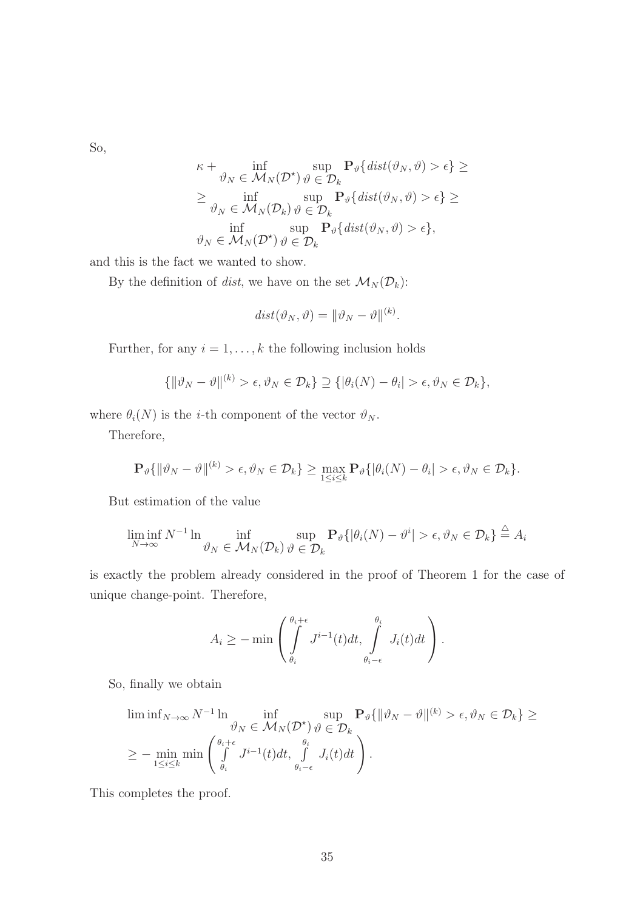So,

$$
\begin{aligned}
&\kappa + \inf_{\vartheta_N \in \mathcal{M}_N(\mathcal{D}^\star)} \sup_{\vartheta \in \mathcal{D}_k} \mathbf{P}_\vartheta\{dist(\vartheta_N, \vartheta) > \epsilon\} \geq \\
&\geq \inf_{\vartheta_N \in \mathcal{M}_N(\mathcal{D}_k)} \sup_{\vartheta \in \mathcal{D}_k} \mathbf{P}_\vartheta\{dist(\vartheta_N, \vartheta) > \epsilon\} \geq \\
&\inf_{\vartheta_N \in \mathcal{M}_N(\mathcal{D}^\star)} \sup_{\vartheta \in \mathcal{D}_k} \mathbf{P}_\vartheta\{dist(\vartheta_N, \vartheta) > \epsilon\},
\end{aligned}
$$

and this is the fact we wanted to show.

By the definition of *dist*, we have on the set $\mathcal{M}_N(\mathcal{D}_k)$:

$$
dist(\vartheta_N, \vartheta) = \|\vartheta_N - \vartheta\|^{(k)}.
$$

Further, for any $i = 1, \ldots, k$ the following inclusion holds

$$
\{\|\vartheta_N - \vartheta\|^{(k)} > \epsilon, \vartheta_N \in \mathcal{D}_k\} \supseteq \{|\theta_i(N) - \theta_i| > \epsilon, \vartheta_N \in \mathcal{D}_k\},
$$

where $\theta_i(N)$ is the $i$-th component of the vector $\vartheta_N$.

Therefore,

$$
\mathbf{P}_\vartheta\{\|\vartheta_N - \vartheta\|^{(k)} > \epsilon, \vartheta_N \in \mathcal{D}_k\} \geq \max_{1 \leq i \leq k} \mathbf{P}_\vartheta\{|\theta_i(N) - \theta_i| > \epsilon, \vartheta_N \in \mathcal{D}_k\}.
$$

But estimation of the value

$$
\liminf_{N \to \infty} N^{-1} \ln \inf_{\vartheta_N \in \mathcal{M}_N(\mathcal{D}_k)} \sup_{\vartheta \in \mathcal{D}_k} \mathbf{P}_\vartheta\{|\theta_i(N) - \vartheta^i| > \epsilon, \vartheta_N \in \mathcal{D}_k\} \stackrel{\triangle}{=} A_i
$$

is exactly the problem already considered in the proof of Theorem 1 for the case of unique change-point. Therefore,

$$
A_i \geq -\min\left(\int\limits_{\theta_i}^{\theta_i+\epsilon} J^{i-1}(t)dt, \int\limits_{\theta_i-\epsilon}^{\theta_i} J_i(t)dt\right).
$$

So, finally we obtain

$$
\begin{aligned}
&\liminf_{N \to \infty} N^{-1} \ln \inf_{\vartheta_N \in \mathcal{M}_N(\mathcal{D}^\star)} \sup_{\vartheta \in \mathcal{D}_k} \mathbf{P}_\vartheta\{\|\vartheta_N - \vartheta\|^{(k)} > \epsilon, \vartheta_N \in \mathcal{D}_k\} \geq \\
&\geq -\min_{1 \leq i \leq k} \min\left(\int\limits_{\theta_i}^{\theta_i+\epsilon} J^{i-1}(t)dt, \int\limits_{\theta_i-\epsilon}^{\theta_i} J_i(t)dt\right).
\end{aligned}
$$

This completes the proof.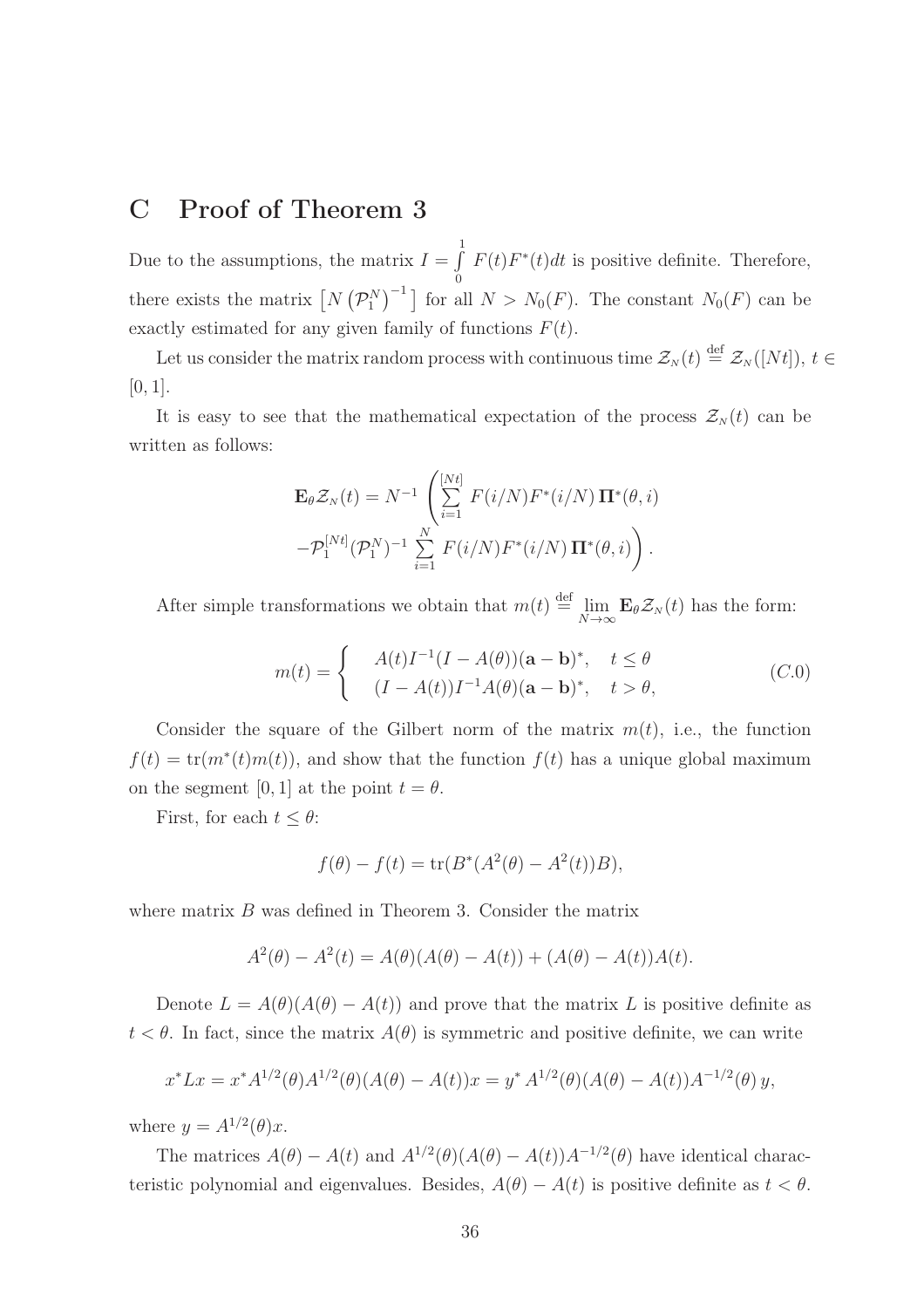## C Proof of Theorem 3

Due to the assumptions, the matrix $I = \int_0^1 F(t)F^*(t)dt$ is positive definite. Therefore, there exists the matrix $\left[N\left(\mathcal{P}_1^N\right)^{-1}\right]$ for all $N > N_0(F)$. The constant $N_0(F)$ can be exactly estimated for any given family of functions $F(t)$.

Let us consider the matrix random process with continuous time $\mathcal{Z}_N(t) \stackrel{\text{def}}{=} \mathcal{Z}_N([Nt])$, $t \in [0,1]$.

It is easy to see that the mathematical expectation of the process $\mathcal{Z}_N(t)$ can be written as follows:

$$
\mathbf{E}_\theta \mathcal{Z}_N(t) = N^{-1}\left(\sum_{i=1}^{[Nt]} F(i/N)F^*(i/N)\,\mathbf{\Pi}^*(\theta,i)\right.
$$
$$
\left.-\mathcal{P}_1^{[Nt]}(\mathcal{P}_1^N)^{-1}\sum_{i=1}^{N} F(i/N)F^*(i/N)\,\mathbf{\Pi}^*(\theta,i)\right).
$$

After simple transformations we obtain that $m(t) \stackrel{\text{def}}{=} \lim_{N\to\infty} \mathbf{E}_\theta \mathcal{Z}_N(t)$ has the form:

$$
m(t) = \begin{cases} A(t)I^{-1}(I - A(\theta))(\mathbf{a}-\mathbf{b})^*, & t \le \theta \\ (I - A(t))I^{-1}A(\theta)(\mathbf{a}-\mathbf{b})^*, & t > \theta, \end{cases} \tag{C.0}
$$

Consider the square of the Gilbert norm of the matrix $m(t)$, i.e., the function $f(t) = \operatorname{tr}(m^*(t)m(t))$, and show that the function $f(t)$ has a unique global maximum on the segment $[0,1]$ at the point $t = \theta$.

First, for each $t \le \theta$:

$$
f(\theta) - f(t) = \operatorname{tr}(B^*(A^2(\theta) - A^2(t))B),
$$

where matrix $B$ was defined in Theorem 3. Consider the matrix

$$
A^2(\theta) - A^2(t) = A(\theta)(A(\theta) - A(t)) + (A(\theta) - A(t))A(t).
$$

Denote $L = A(\theta)(A(\theta) - A(t))$ and prove that the matrix $L$ is positive definite as $t < \theta$. In fact, since the matrix $A(\theta)$ is symmetric and positive definite, we can write

$$
x^*Lx = x^*A^{1/2}(\theta)A^{1/2}(\theta)(A(\theta) - A(t))x = y^*\,A^{1/2}(\theta)(A(\theta) - A(t))A^{-1/2}(\theta)\,y,
$$

where $y = A^{1/2}(\theta)x$.

The matrices $A(\theta) - A(t)$ and $A^{1/2}(\theta)(A(\theta) - A(t))A^{-1/2}(\theta)$ have identical characteristic polynomial and eigenvalues. Besides, $A(\theta) - A(t)$ is positive definite as $t < \theta$.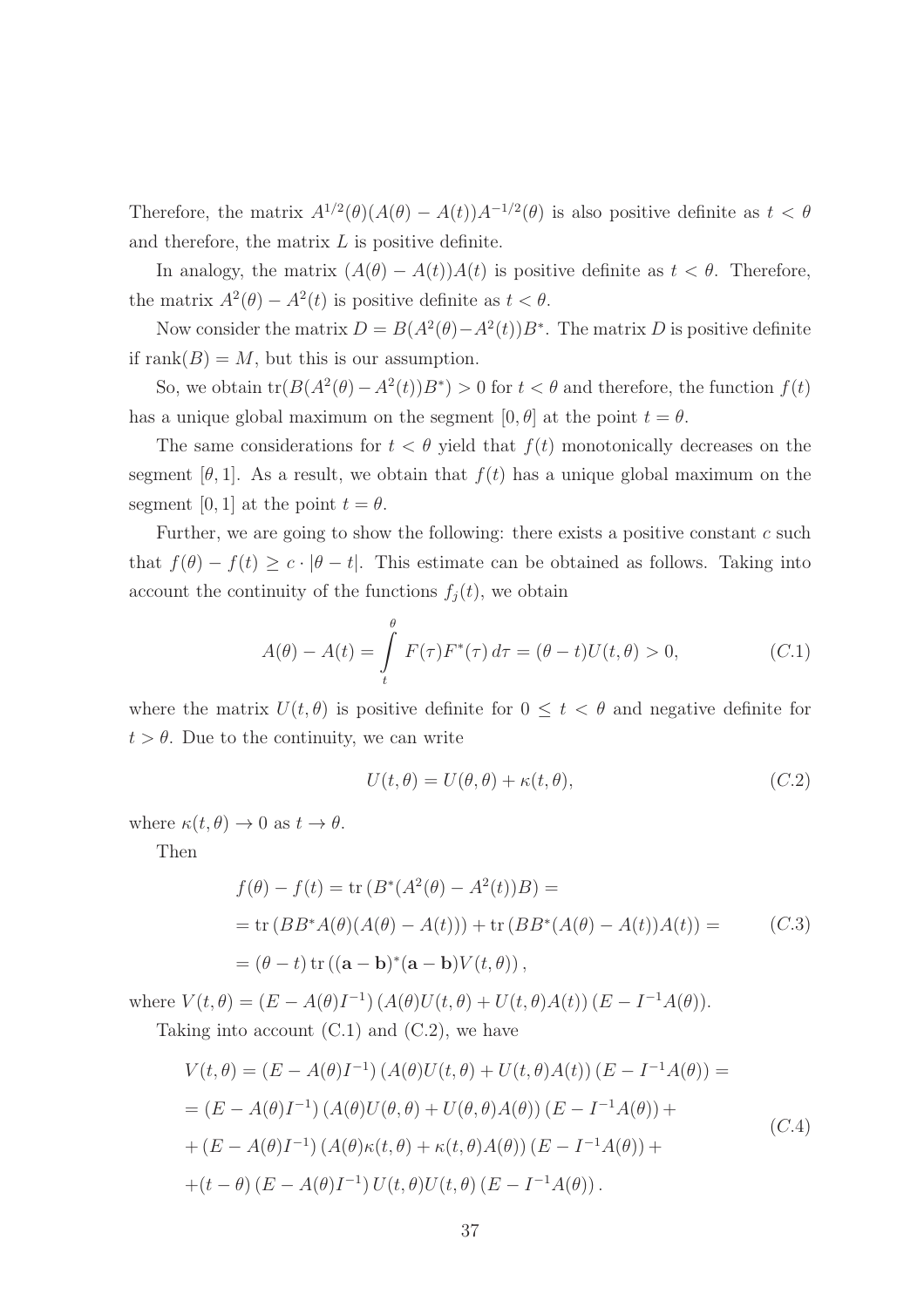Therefore, the matrix $A^{1/2}(\theta)(A(\theta) - A(t))A^{-1/2}(\theta)$ is also positive definite as $t < \theta$ and therefore, the matrix $L$ is positive definite.

In analogy, the matrix $(A(\theta) - A(t))A(t)$ is positive definite as $t < \theta$. Therefore, the matrix $A^2(\theta) - A^2(t)$ is positive definite as $t < \theta$.

Now consider the matrix $D = B(A^2(\theta) - A^2(t))B^*$. The matrix $D$ is positive definite if $\mathrm{rank}(B) = M$, but this is our assumption.

So, we obtain $\mathrm{tr}(B(A^2(\theta) - A^2(t))B^*) > 0$ for $t < \theta$ and therefore, the function $f(t)$ has a unique global maximum on the segment $[0, \theta]$ at the point $t = \theta$.

The same considerations for $t < \theta$ yield that $f(t)$ monotonically decreases on the segment $[\theta, 1]$. As a result, we obtain that $f(t)$ has a unique global maximum on the segment $[0, 1]$ at the point $t = \theta$.

Further, we are going to show the following: there exists a positive constant $c$ such that $f(\theta) - f(t) \geq c \cdot |\theta - t|$. This estimate can be obtained as follows. Taking into account the continuity of the functions $f_j(t)$, we obtain

$$A(\theta) - A(t) = \int\limits_t^\theta F(\tau)F^*(\tau)\, d\tau = (\theta - t)U(t, \theta) > 0, \tag{C.1}$$

where the matrix $U(t, \theta)$ is positive definite for $0 \leq t < \theta$ and negative definite for $t > \theta$. Due to the continuity, we can write

$$U(t, \theta) = U(\theta, \theta) + \kappa(t, \theta), \tag{C.2}$$

where $\kappa(t, \theta) \to 0$ as $t \to \theta$.

Then

$$\begin{aligned} & f(\theta) - f(t) = \mathrm{tr}\,(B^*(A^2(\theta) - A^2(t))B) = \\ & = \mathrm{tr}\,(BB^*A(\theta)(A(\theta) - A(t))) + \mathrm{tr}\,(BB^*(A(\theta) - A(t))A(t)) = \\ & = (\theta - t)\,\mathrm{tr}\,((\mathbf{a} - \mathbf{b})^*(\mathbf{a} - \mathbf{b})V(t, \theta)), \end{aligned} \tag{C.3}$$

where $V(t, \theta) = (E - A(\theta)I^{-1})\,(A(\theta)U(t, \theta) + U(t, \theta)A(t))\,(E - I^{-1}A(\theta))$.

Taking into account (C.1) and (C.2), we have

$$\begin{aligned} & V(t, \theta) = (E - A(\theta)I^{-1})\,(A(\theta)U(t, \theta) + U(t, \theta)A(t))\,(E - I^{-1}A(\theta)) = \\ & = (E - A(\theta)I^{-1})\,(A(\theta)U(\theta, \theta) + U(\theta, \theta)A(\theta))\,(E - I^{-1}A(\theta)) + \\ & + (E - A(\theta)I^{-1})\,(A(\theta)\kappa(t, \theta) + \kappa(t, \theta)A(\theta))\,(E - I^{-1}A(\theta)) + \\ & + (t - \theta)\,(E - A(\theta)I^{-1})\,U(t, \theta)U(t, \theta)\,(E - I^{-1}A(\theta)). \end{aligned} \tag{C.4}$$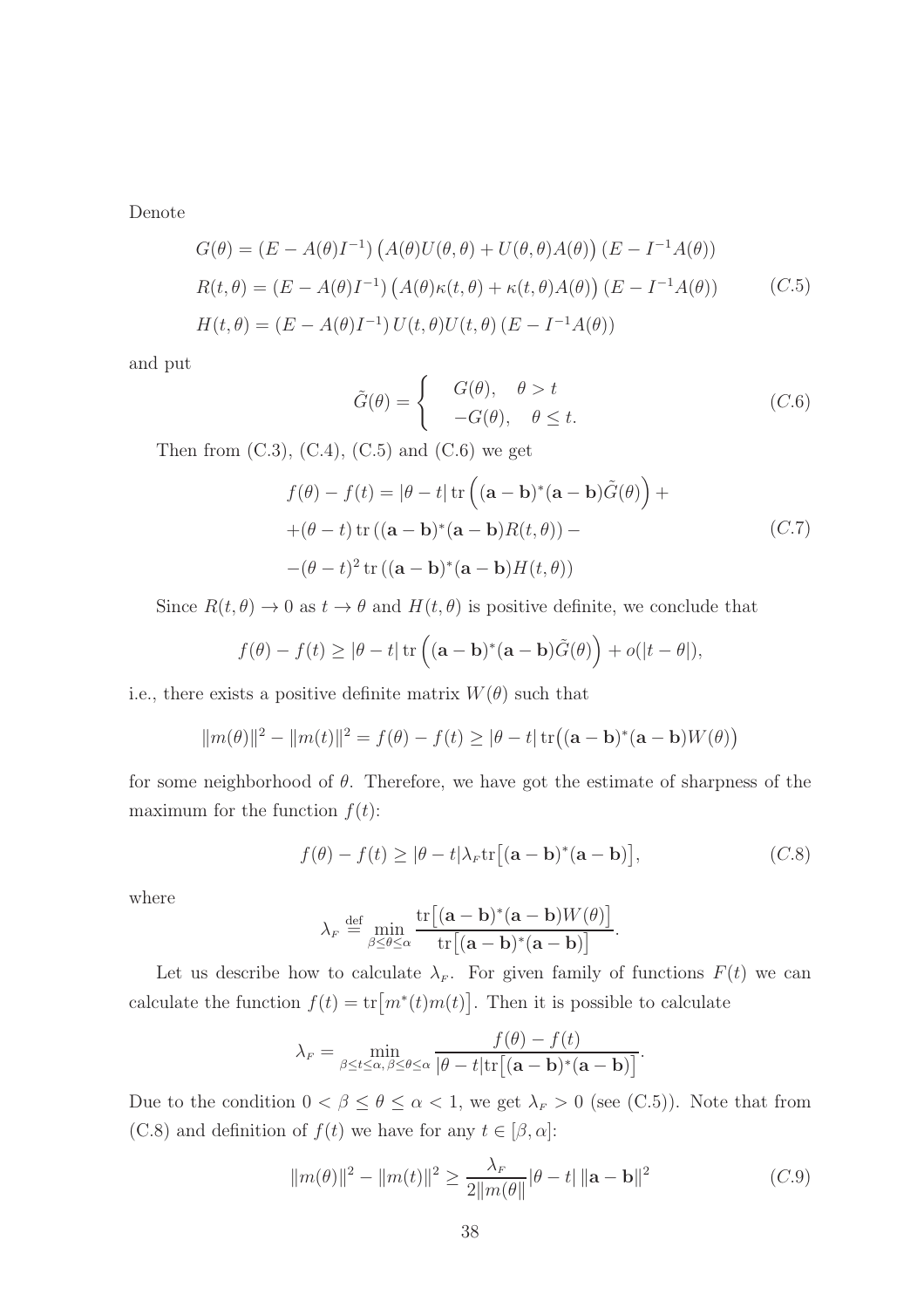Denote

$$
\begin{aligned}
G(\theta) &= (E - A(\theta)I^{-1}) \left( A(\theta)U(\theta,\theta) + U(\theta,\theta)A(\theta) \right) (E - I^{-1}A(\theta)) \\
R(t,\theta) &= (E - A(\theta)I^{-1}) \left( A(\theta)\kappa(t,\theta) + \kappa(t,\theta)A(\theta) \right) (E - I^{-1}A(\theta)) \\
H(t,\theta) &= (E - A(\theta)I^{-1})\, U(t,\theta)U(t,\theta)\, (E - I^{-1}A(\theta))
\end{aligned}
\tag{C.5}
$$

and put

$$
\tilde{G}(\theta) = \begin{cases} G(\theta), & \theta > t \\ -G(\theta), & \theta \le t. \end{cases} \tag{C.6}
$$

Then from (C.3), (C.4), (C.5) and (C.6) we get

$$
\begin{aligned}
f(\theta) - f(t) &= |\theta - t| \operatorname{tr}\left( (\mathbf{a}-\mathbf{b})^*(\mathbf{a}-\mathbf{b})\tilde{G}(\theta) \right) + \\
&+ (\theta - t) \operatorname{tr}\left( (\mathbf{a}-\mathbf{b})^*(\mathbf{a}-\mathbf{b})R(t,\theta) \right) - \\
&- (\theta - t)^2 \operatorname{tr}\left( (\mathbf{a}-\mathbf{b})^*(\mathbf{a}-\mathbf{b})H(t,\theta) \right)
\end{aligned}
\tag{C.7}
$$

Since $R(t,\theta) \to 0$ as $t \to \theta$ and $H(t,\theta)$ is positive definite, we conclude that

$$
f(\theta) - f(t) \ge |\theta - t| \operatorname{tr}\left( (\mathbf{a}-\mathbf{b})^*(\mathbf{a}-\mathbf{b})\tilde{G}(\theta) \right) + o(|t-\theta|),
$$

i.e., there exists a positive definite matrix $W(\theta)$ such that

$$
\|m(\theta)\|^2 - \|m(t)\|^2 = f(\theta) - f(t) \ge |\theta - t| \operatorname{tr}\left( (\mathbf{a}-\mathbf{b})^*(\mathbf{a}-\mathbf{b})W(\theta) \right)
$$

for some neighborhood of $\theta$. Therefore, we have got the estimate of sharpness of the maximum for the function $f(t)$:

$$
f(\theta) - f(t) \ge |\theta - t| \lambda_F \operatorname{tr}\left[ (\mathbf{a}-\mathbf{b})^*(\mathbf{a}-\mathbf{b}) \right], \tag{C.8}
$$

where

$$
\lambda_F \overset{\text{def}}{=} \min_{\beta \le \theta \le \alpha} \frac{\operatorname{tr}\left[ (\mathbf{a}-\mathbf{b})^*(\mathbf{a}-\mathbf{b})W(\theta) \right]}{\operatorname{tr}\left[ (\mathbf{a}-\mathbf{b})^*(\mathbf{a}-\mathbf{b}) \right]}.
$$

Let us describe how to calculate $\lambda_F$. For given family of functions $F(t)$ we can calculate the function $f(t) = \operatorname{tr}\left[ m^*(t)m(t) \right]$. Then it is possible to calculate

$$
\lambda_F = \min_{\beta \le t \le \alpha,\, \beta \le \theta \le \alpha} \frac{f(\theta) - f(t)}{|\theta - t| \operatorname{tr}\left[ (\mathbf{a}-\mathbf{b})^*(\mathbf{a}-\mathbf{b}) \right]}.
$$

Due to the condition $0 < \beta \le \theta \le \alpha < 1$, we get $\lambda_F > 0$ (see (C.5)). Note that from (C.8) and definition of $f(t)$ we have for any $t \in [\beta, \alpha]$:

$$
\|m(\theta)\|^2 - \|m(t)\|^2 \ge \frac{\lambda_F}{2\|m(\theta\|} |\theta - t| \, \|\mathbf{a}-\mathbf{b}\|^2 \tag{C.9}
$$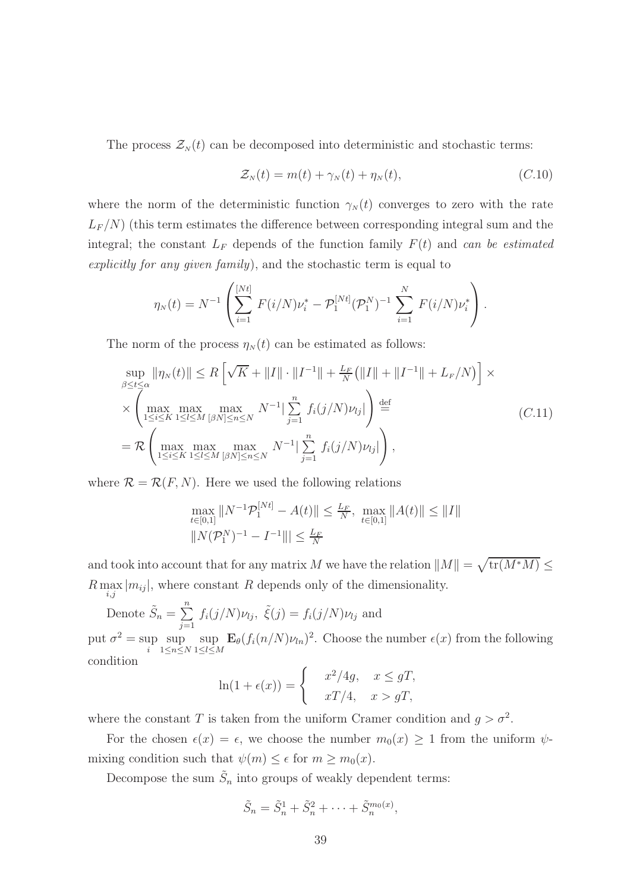The process $\mathcal{Z}_{N}(t)$ can be decomposed into deterministic and stochastic terms:

$$\mathcal{Z}_{N}(t) = m(t) + \gamma_{N}(t) + \eta_{N}(t), \tag{C.10}$$

where the norm of the deterministic function $\gamma_{N}(t)$ converges to zero with the rate $L_F/N$) (this term estimates the difference between corresponding integral sum and the integral; the constant $L_F$ depends of the function family $F(t)$ and *can be estimated explicitly for any given family*), and the stochastic term is equal to

$$\eta_{N}(t) = N^{-1}\left(\sum_{i=1}^{[Nt]} F(i/N)\nu_i^* - \mathcal{P}_1^{[Nt]}(\mathcal{P}_1^N)^{-1}\sum_{i=1}^{N} F(i/N)\nu_i^*\right).$$

The norm of the process $\eta_{N}(t)$ can be estimated as follows:

$$\begin{aligned}
&\sup_{\beta\le t\le\alpha}\|\eta_{N}(t)\| \le R\left[\sqrt{K} + \|I\|\cdot\|I^{-1}\| + \tfrac{L_F}{N}\big(\|I\| + \|I^{-1}\| + L_F/N\big)\right]\times \\
&\times\left(\max_{1\le i\le K}\max_{1\le l\le M}\max_{[\beta N]\le n\le N} N^{-1}\Big|\sum_{j=1}^{n} f_i(j/N)\nu_{lj}\Big|\right) \stackrel{\text{def}}{=} \\
&= \mathcal{R}\left(\max_{1\le i\le K}\max_{1\le l\le M}\max_{[\beta N]\le n\le N} N^{-1}\Big|\sum_{j=1}^{n} f_i(j/N)\nu_{lj}\Big|\right),
\end{aligned}\tag{C.11}$$

where $\mathcal{R} = \mathcal{R}(F,N)$. Here we used the following relations

$$\max_{t\in[0,1]}\|N^{-1}\mathcal{P}_1^{[Nt]} - A(t)\| \le \tfrac{L_F}{N},\ \max_{t\in[0,1]}\|A(t)\| \le \|I\|$$
$$\|N(\mathcal{P}_1^N)^{-1} - I^{-1}\|| \le \tfrac{L_F}{N}$$

and took into account that for any matrix $M$ we have the relation $\|M\| = \sqrt{\mathrm{tr}(M^*M)} \le R\max_{i,j}|m_{ij}|$, where constant $R$ depends only of the dimensionality.

Denote $\tilde{S}_n = \sum_{j=1}^{n} f_i(j/N)\nu_{lj}$, $\tilde{\xi}(j) = f_i(j/N)\nu_{lj}$ and put $\sigma^2 = \sup_i \sup_{1\le n\le N}\sup_{1\le l\le M}\mathbf{E}_\theta(f_i(n/N)\nu_{ln})^2$. Choose the number $\epsilon(x)$ from the following condition

$$\ln(1+\epsilon(x)) = \begin{cases} x^2/4g, & x\le gT,\\ xT/4, & x > gT,\end{cases}$$

where the constant $T$ is taken from the uniform Cramer condition and $g > \sigma^2$.

For the chosen $\epsilon(x) = \epsilon$, we choose the number $m_0(x) \ge 1$ from the uniform $\psi$-mixing condition such that $\psi(m) \le \epsilon$ for $m \ge m_0(x)$.

Decompose the sum $\tilde{S}_n$ into groups of weakly dependent terms:

$$\tilde{S}_n = \tilde{S}_n^1 + \tilde{S}_n^2 + \cdots + \tilde{S}_n^{m_0(x)},$$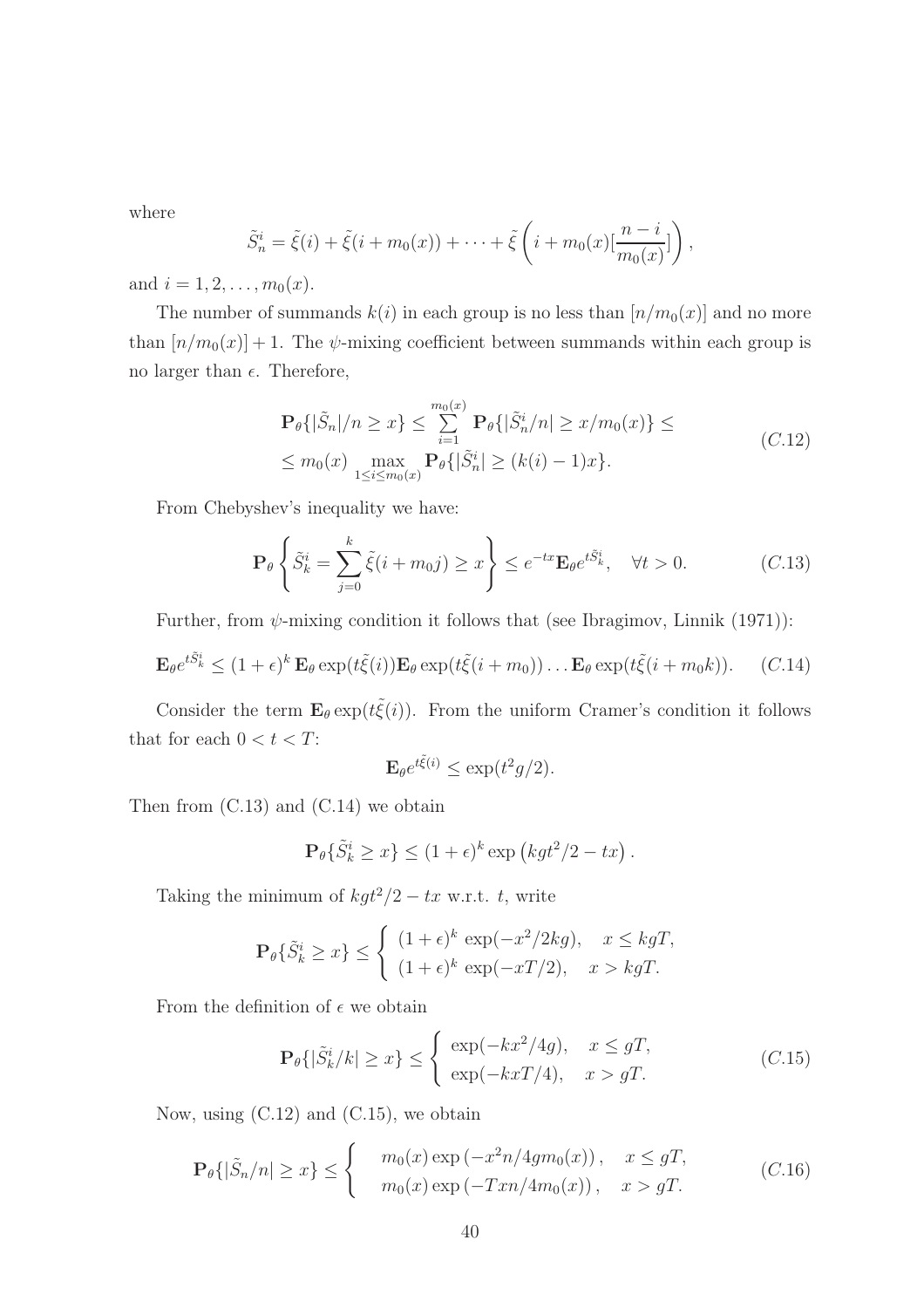where

$$\tilde{S}_n^i = \tilde{\xi}(i) + \tilde{\xi}(i + m_0(x)) + \cdots + \tilde{\xi}\left(i + m_0(x)[\frac{n-i}{m_0(x)}]\right),$$

and $i = 1, 2, \ldots, m_0(x)$.

The number of summands $k(i)$ in each group is no less than $[n/m_0(x)]$ and no more than $[n/m_0(x)] + 1$. The $\psi$-mixing coefficient between summands within each group is no larger than $\epsilon$. Therefore,

$$\begin{aligned}
&\mathbf{P}_\theta\{|\tilde{S}_n|/n \geq x\} \leq \sum_{i=1}^{m_0(x)} \mathbf{P}_\theta\{|\tilde{S}_n^i/n| \geq x/m_0(x)\} \leq \\
&\leq m_0(x) \max_{1 \leq i \leq m_0(x)} \mathbf{P}_\theta\{|\tilde{S}_n^i| \geq (k(i)-1)x\}.
\end{aligned} \qquad (C.12)$$

From Chebyshev's inequality we have:

$$\mathbf{P}_\theta\left\{\tilde{S}_k^i = \sum_{j=0}^{k} \tilde{\xi}(i + m_0 j) \geq x\right\} \leq e^{-tx}\mathbf{E}_\theta e^{t\tilde{S}_k^i}, \quad \forall t > 0. \qquad (C.13)$$

Further, from $\psi$-mixing condition it follows that (see Ibragimov, Linnik (1971)):

$$\mathbf{E}_\theta e^{t\tilde{S}_k^i} \leq (1+\epsilon)^k\, \mathbf{E}_\theta \exp(t\tilde{\xi}(i))\mathbf{E}_\theta \exp(t\tilde{\xi}(i+m_0)) \ldots \mathbf{E}_\theta \exp(t\tilde{\xi}(i+m_0 k)). \qquad (C.14)$$

Consider the term $\mathbf{E}_\theta \exp(t\tilde{\xi}(i))$. From the uniform Cramer's condition it follows that for each $0 < t < T$:

$$\mathbf{E}_\theta e^{t\tilde{\xi}(i)} \leq \exp(t^2 g/2).$$

Then from (C.13) and (C.14) we obtain

$$\mathbf{P}_\theta\{\tilde{S}_k^i \geq x\} \leq (1+\epsilon)^k \exp\left(kgt^2/2 - tx\right).$$

Taking the minimum of $kgt^2/2 - tx$ w.r.t. $t$, write

$$\mathbf{P}_\theta\{\tilde{S}_k^i \geq x\} \leq \begin{cases} (1+\epsilon)^k\, \exp(-x^2/2kg), & x \leq kgT, \\ (1+\epsilon)^k\, \exp(-xT/2), & x > kgT. \end{cases}$$

From the definition of $\epsilon$ we obtain

$$\mathbf{P}_\theta\{|\tilde{S}_k^i/k| \geq x\} \leq \begin{cases} \exp(-kx^2/4g), & x \leq gT, \\ \exp(-kxT/4), & x > gT. \end{cases} \qquad (C.15)$$

Now, using (C.12) and (C.15), we obtain

$$\mathbf{P}_\theta\{|\tilde{S}_n/n| \geq x\} \leq \begin{cases} m_0(x)\exp\left(-x^2 n/4gm_0(x)\right), & x \leq gT, \\ m_0(x)\exp\left(-Txn/4m_0(x)\right), & x > gT. \end{cases} \qquad (C.16)$$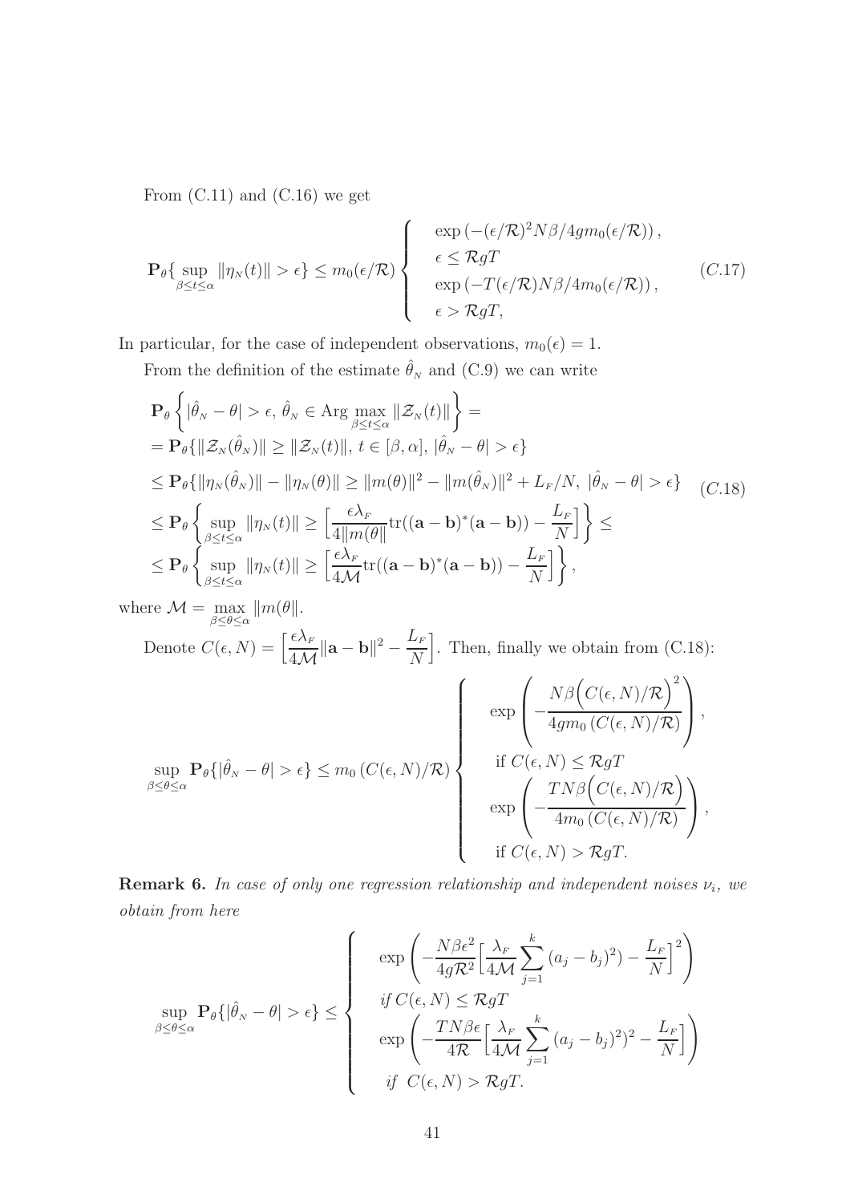From (C.11) and (C.16) we get

$$
\mathbf{P}_\theta\{\sup_{\beta\le t\le\alpha}\|\eta_{N}(t)\|>\epsilon\}\le m_0(\epsilon/\mathcal{R})\left\{\begin{array}{l}\exp\left(-(\epsilon/\mathcal{R})^2N\beta/4gm_0(\epsilon/\mathcal{R})\right),\\ \epsilon\le\mathcal{R}gT\\ \exp\left(-T(\epsilon/\mathcal{R})N\beta/4m_0(\epsilon/\mathcal{R})\right),\\ \epsilon>\mathcal{R}gT,\end{array}\right. \qquad (C.17)
$$

In particular, for the case of independent observations, $m_0(\epsilon)=1$.

From the definition of the estimate $\hat\theta_{N}$ and (C.9) we can write

$$
\begin{aligned}
&\mathbf{P}_\theta\left\{|\hat\theta_{N}-\theta|>\epsilon,\ \hat\theta_{N}\in\mathrm{Arg}\max_{\beta\le t\le\alpha}\|\mathcal{Z}_{N}(t)\|\right\}=\\
&=\mathbf{P}_\theta\{\|\mathcal{Z}_{N}(\hat\theta_{N})\|\ge\|\mathcal{Z}_{N}(t)\|,\ t\in[\beta,\alpha],\ |\hat\theta_{N}-\theta|>\epsilon\}\\
&\le\mathbf{P}_\theta\{\|\eta_{N}(\hat\theta_{N})\|-\|\eta_{N}(\theta)\|\ge\|m(\theta)\|^2-\|m(\hat\theta_{N})\|^2+L_{F}/N,\ |\hat\theta_{N}-\theta|>\epsilon\} \qquad (C.18)\\
&\le\mathbf{P}_\theta\left\{\sup_{\beta\le t\le\alpha}\|\eta_{N}(t)\|\ge\Big[\frac{\epsilon\lambda_{F}}{4\|m(\theta\|}\mathrm{tr}((\mathbf{a}-\mathbf{b})^*(\mathbf{a}-\mathbf{b}))-\frac{L_{F}}{N}\Big]\right\}\le\\
&\le\mathbf{P}_\theta\left\{\sup_{\beta\le t\le\alpha}\|\eta_{N}(t)\|\ge\Big[\frac{\epsilon\lambda_{F}}{4\mathcal{M}}\mathrm{tr}((\mathbf{a}-\mathbf{b})^*(\mathbf{a}-\mathbf{b}))-\frac{L_{F}}{N}\Big]\right\},
\end{aligned}
$$

where $\mathcal{M}=\max\limits_{\beta\le\theta\le\alpha}\|m(\theta\|$.

Denote $C(\epsilon,N)=\Big[\frac{\epsilon\lambda_{F}}{4\mathcal{M}}\|\mathbf{a}-\mathbf{b}\|^2-\frac{L_{F}}{N}\Big]$. Then, finally we obtain from (C.18):

$$
\sup_{\beta\le\theta\le\alpha}\mathbf{P}_\theta\{|\hat\theta_{N}-\theta|>\epsilon\}\le m_0\left(C(\epsilon,N)/\mathcal{R}\right)\left\{\begin{array}{l}\exp\left(-\dfrac{N\beta\Big(C(\epsilon,N)/\mathcal{R}\Big)^2}{4gm_0\left(C(\epsilon,N)/\mathcal{R}\right)}\right),\\ \text{if } C(\epsilon,N)\le\mathcal{R}gT\\ \exp\left(-\dfrac{TN\beta\Big(C(\epsilon,N)/\mathcal{R}\Big)}{4m_0\left(C(\epsilon,N)/\mathcal{R}\right)}\right),\\ \text{if } C(\epsilon,N)>\mathcal{R}gT.\end{array}\right.
$$

**Remark 6.** *In case of only one regression relationship and independent noises $\nu_i$, we obtain from here*

$$
\sup_{\beta\le\theta\le\alpha}\mathbf{P}_\theta\{|\hat\theta_{N}-\theta|>\epsilon\}\le\left\{\begin{array}{l}\exp\left(-\dfrac{N\beta\epsilon^2}{4g\mathcal{R}^2}\Big[\dfrac{\lambda_{F}}{4\mathcal{M}}\sum\limits_{j=1}^k(a_j-b_j)^2)-\dfrac{L_{F}}{N}\Big]^2\right)\\ \textit{if } C(\epsilon,N)\le\mathcal{R}gT\\ \exp\left(-\dfrac{TN\beta\epsilon}{4\mathcal{R}}\Big[\dfrac{\lambda_{F}}{4\mathcal{M}}\sum\limits_{j=1}^k(a_j-b_j)^2)^2-\dfrac{L_{F}}{N}\Big]\right)\\ \textit{if } C(\epsilon,N)>\mathcal{R}gT.\end{array}\right.
$$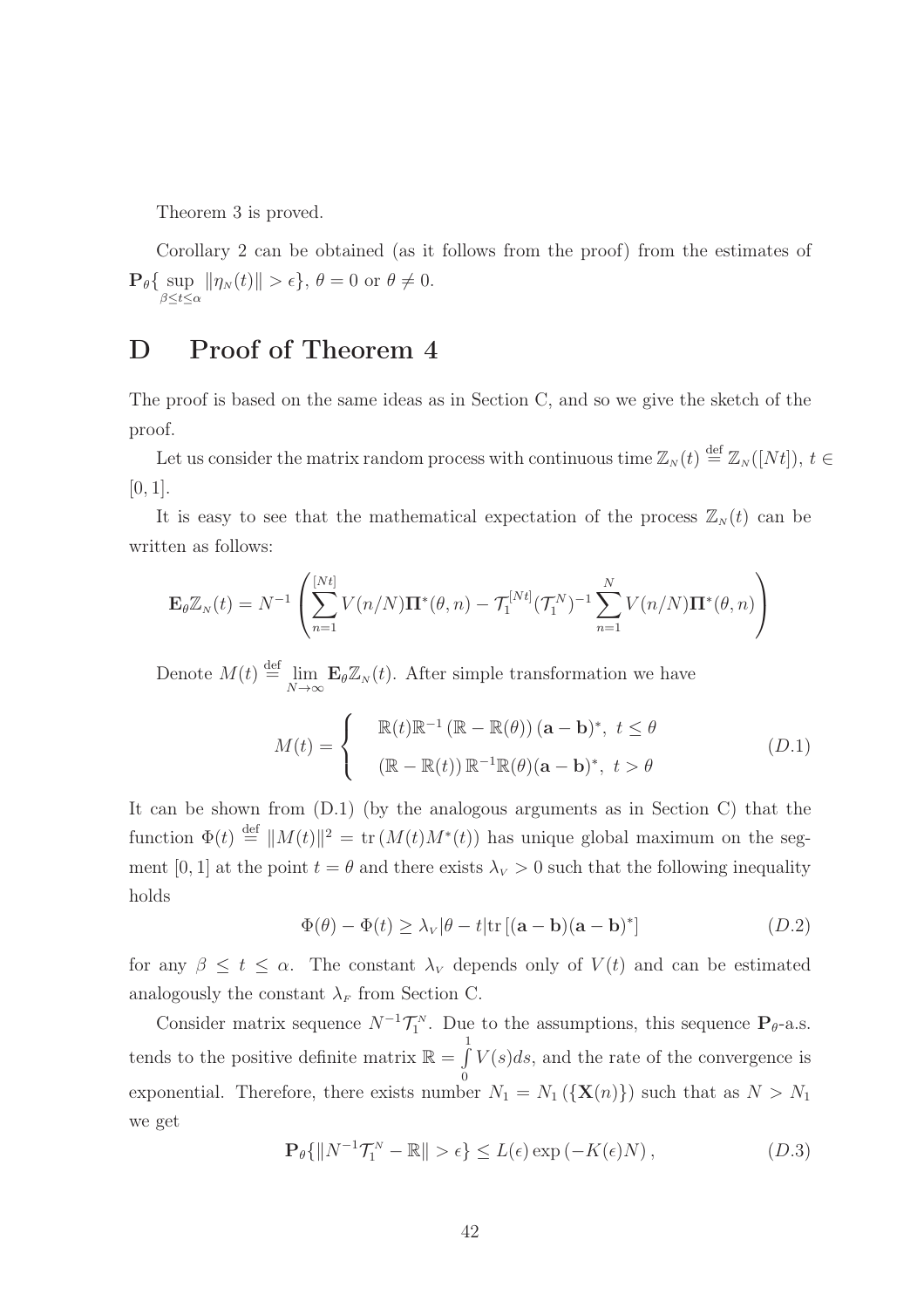Theorem 3 is proved.

Corollary 2 can be obtained (as it follows from the proof) from the estimates of $\mathbf{P}_\theta\{\sup_{\beta \le t \le \alpha} \|\eta_N(t)\| > \epsilon\}$, $\theta = 0$ or $\theta \ne 0$.

# D Proof of Theorem 4

The proof is based on the same ideas as in Section C, and so we give the sketch of the proof.

Let us consider the matrix random process with continuous time $\mathbb{Z}_N(t) \stackrel{\text{def}}{=} \mathbb{Z}_N([Nt])$, $t \in [0, 1]$.

It is easy to see that the mathematical expectation of the process $\mathbb{Z}_N(t)$ can be written as follows:

$$\mathbf{E}_\theta \mathbb{Z}_N(t) = N^{-1}\left(\sum_{n=1}^{[Nt]} V(n/N)\mathbf{\Pi}^*(\theta, n) - \mathcal{T}_1^{[Nt]}(\mathcal{T}_1^N)^{-1}\sum_{n=1}^{N} V(n/N)\mathbf{\Pi}^*(\theta, n)\right)$$

Denote $M(t) \stackrel{\text{def}}{=} \lim_{N\to\infty} \mathbf{E}_\theta \mathbb{Z}_N(t)$. After simple transformation we have

$$M(t) = \begin{cases} \mathbb{R}(t)\mathbb{R}^{-1}(\mathbb{R} - \mathbb{R}(\theta))(\mathbf{a} - \mathbf{b})^*, & t \le \theta \\ (\mathbb{R} - \mathbb{R}(t))\mathbb{R}^{-1}\mathbb{R}(\theta)(\mathbf{a} - \mathbf{b})^*, & t > \theta \end{cases} \qquad (D.1)$$

It can be shown from (D.1) (by the analogous arguments as in Section C) that the function $\Phi(t) \stackrel{\text{def}}{=} \|M(t)\|^2 = \operatorname{tr}(M(t)M^*(t))$ has unique global maximum on the segment $[0, 1]$ at the point $t = \theta$ and there exists $\lambda_V > 0$ such that the following inequality holds

$$\Phi(\theta) - \Phi(t) \ge \lambda_V |\theta - t| \operatorname{tr}[(\mathbf{a} - \mathbf{b})(\mathbf{a} - \mathbf{b})^*] \qquad (D.2)$$

for any $\beta \le t \le \alpha$. The constant $\lambda_V$ depends only of $V(t)$ and can be estimated analogously the constant $\lambda_F$ from Section C.

Consider matrix sequence $N^{-1}\mathcal{T}_1^N$. Due to the assumptions, this sequence $\mathbf{P}_\theta$-a.s. tends to the positive definite matrix $\mathbb{R} = \int_0^1 V(s)ds$, and the rate of the convergence is exponential. Therefore, there exists number $N_1 = N_1(\{\mathbf{X}(n)\})$ such that as $N > N_1$ we get

$$\mathbf{P}_\theta\{\|N^{-1}\mathcal{T}_1^N - \mathbb{R}\| > \epsilon\} \le L(\epsilon)\exp(-K(\epsilon)N), \qquad (D.3)$$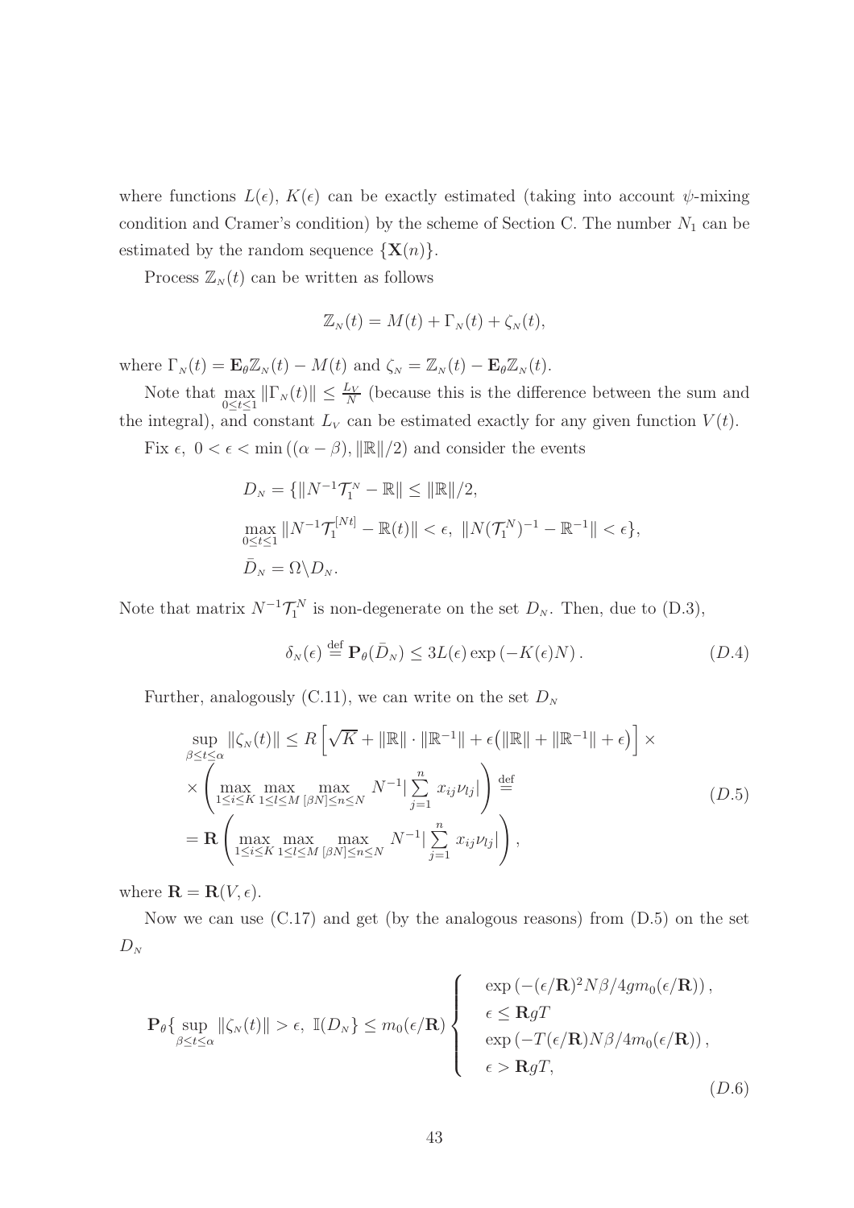where functions $L(\epsilon)$, $K(\epsilon)$ can be exactly estimated (taking into account $\psi$-mixing condition and Cramer's condition) by the scheme of Section C. The number $N_1$ can be estimated by the random sequence $\{\mathbf{X}(n)\}$.

Process $\mathbb{Z}_N(t)$ can be written as follows

$$\mathbb{Z}_N(t) = M(t) + \Gamma_N(t) + \zeta_N(t),$$

where $\Gamma_N(t) = \mathbf{E}_\theta \mathbb{Z}_N(t) - M(t)$ and $\zeta_N = \mathbb{Z}_N(t) - \mathbf{E}_\theta \mathbb{Z}_N(t)$.

Note that $\max\limits_{0\le t\le 1} \|\Gamma_N(t)\| \le \frac{L_V}{N}$ (because this is the difference between the sum and the integral), and constant $L_V$ can be estimated exactly for any given function $V(t)$.

Fix $\epsilon$, $0 < \epsilon < \min((\alpha - \beta), \|\mathbb{R}\|/2)$ and consider the events

$$\begin{aligned}
D_N &= \{\|N^{-1}\mathcal{T}_1^N - \mathbb{R}\| \le \|\mathbb{R}\|/2, \\
&\max_{0\le t\le 1} \|N^{-1}\mathcal{T}_1^{[Nt]} - \mathbb{R}(t)\| < \epsilon,\ \|N(\mathcal{T}_1^N)^{-1} - \mathbb{R}^{-1}\| < \epsilon\}, \\
\bar{D}_N &= \Omega \backslash D_N.
\end{aligned}$$

Note that matrix $N^{-1}\mathcal{T}_1^N$ is non-degenerate on the set $D_N$. Then, due to (D.3),

$$\delta_N(\epsilon) \stackrel{\text{def}}{=} \mathbf{P}_\theta(\bar{D}_N) \le 3L(\epsilon)\exp(-K(\epsilon)N). \tag{D.4}$$

Further, analogously (C.11), we can write on the set $D_N$

$$\begin{aligned}
&\sup_{\beta\le t\le\alpha} \|\zeta_N(t)\| \le R\left[\sqrt{K} + \|\mathbb{R}\|\cdot\|\mathbb{R}^{-1}\| + \epsilon\big(\|\mathbb{R}\| + \|\mathbb{R}^{-1}\| + \epsilon\big)\right] \times \\
&\times \left(\max_{1\le i\le K}\max_{1\le l\le M}\max_{[\beta N]\le n\le N} N^{-1}|\sum_{j=1}^{n} x_{ij}\nu_{lj}|\right) \stackrel{\text{def}}{=} \\
&= \mathbf{R}\left(\max_{1\le i\le K}\max_{1\le l\le M}\max_{[\beta N]\le n\le N} N^{-1}|\sum_{j=1}^{n} x_{ij}\nu_{lj}|\right),
\end{aligned} \tag{D.5}$$

where $\mathbf{R} = \mathbf{R}(V, \epsilon)$.

Now we can use (C.17) and get (by the analogous reasons) from (D.5) on the set $D_N$

$$\mathbf{P}_\theta\{\sup_{\beta\le t\le\alpha} \|\zeta_N(t)\| > \epsilon,\ \mathbb{I}(D_N)\} \le m_0(\epsilon/\mathbf{R}) \begin{cases} \exp\left(-(\epsilon/\mathbf{R})^2 N\beta/4gm_0(\epsilon/\mathbf{R})\right), \\ \epsilon \le \mathbf{R}gT \\ \exp\left(-T(\epsilon/\mathbf{R})N\beta/4m_0(\epsilon/\mathbf{R})\right), \\ \epsilon > \mathbf{R}gT, \end{cases} \tag{D.6}$$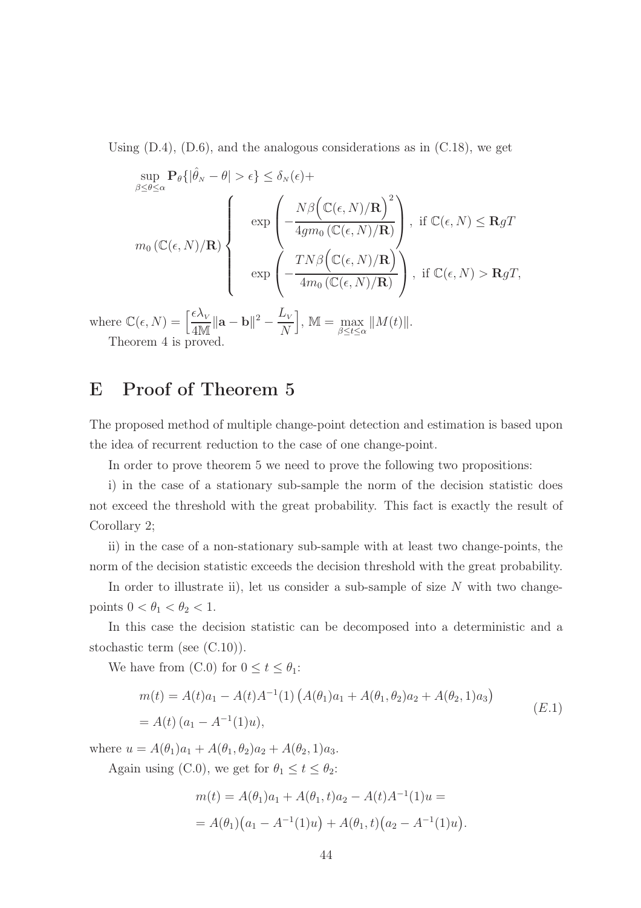Using (D.4), (D.6), and the analogous considerations as in (C.18), we get

$$
\sup_{\beta \le \theta \le \alpha} \mathbf{P}_\theta\{|\hat{\theta}_N - \theta| > \epsilon\} \le \delta_N(\epsilon) +
$$

$$
m_0\left(\mathbb{C}(\epsilon, N)/\mathbf{R}\right) \left\{
\begin{array}{ll}
\exp\left(-\dfrac{N\beta\Big(\mathbb{C}(\epsilon, N)/\mathbf{R}\Big)^2}{4gm_0\left(\mathbb{C}(\epsilon, N)/\mathbf{R}\right)}\right), & \text{if } \mathbb{C}(\epsilon, N) \le \mathbf{R}gT \\[2ex]
\exp\left(-\dfrac{TN\beta\Big(\mathbb{C}(\epsilon, N)/\mathbf{R}\Big)}{4m_0\left(\mathbb{C}(\epsilon, N)/\mathbf{R}\right)}\right), & \text{if } \mathbb{C}(\epsilon, N) > \mathbf{R}gT,
\end{array}
\right.
$$

where $\mathbb{C}(\epsilon, N) = \Big[\dfrac{\epsilon\lambda_V}{4\mathbb{M}}\|\mathbf{a} - \mathbf{b}\|^2 - \dfrac{L_V}{N}\Big]$, $\mathbb{M} = \max\limits_{\beta \le t \le \alpha} \|M(t)\|$.

Theorem 4 is proved.

# E Proof of Theorem 5

The proposed method of multiple change-point detection and estimation is based upon the idea of recurrent reduction to the case of one change-point.

In order to prove theorem 5 we need to prove the following two propositions:

i) in the case of a stationary sub-sample the norm of the decision statistic does not exceed the threshold with the great probability. This fact is exactly the result of Corollary 2;

ii) in the case of a non-stationary sub-sample with at least two change-points, the norm of the decision statistic exceeds the decision threshold with the great probability.

In order to illustrate ii), let us consider a sub-sample of size $N$ with two change-points $0 < \theta_1 < \theta_2 < 1$.

In this case the decision statistic can be decomposed into a deterministic and a stochastic term (see (C.10)).

We have from (C.0) for $0 \le t \le \theta_1$:

$$
\begin{aligned}
m(t) &= A(t)a_1 - A(t)A^{-1}(1)\left(A(\theta_1)a_1 + A(\theta_1, \theta_2)a_2 + A(\theta_2, 1)a_3\right) \\
&= A(t)\left(a_1 - A^{-1}(1)u\right),
\end{aligned}
\tag{E.1}
$$

where $u = A(\theta_1)a_1 + A(\theta_1, \theta_2)a_2 + A(\theta_2, 1)a_3$.

Again using (C.0), we get for $\theta_1 \le t \le \theta_2$:

$$
\begin{aligned}
m(t) &= A(\theta_1)a_1 + A(\theta_1, t)a_2 - A(t)A^{-1}(1)u = \\
&= A(\theta_1)\big(a_1 - A^{-1}(1)u\big) + A(\theta_1, t)\big(a_2 - A^{-1}(1)u\big).
\end{aligned}
$$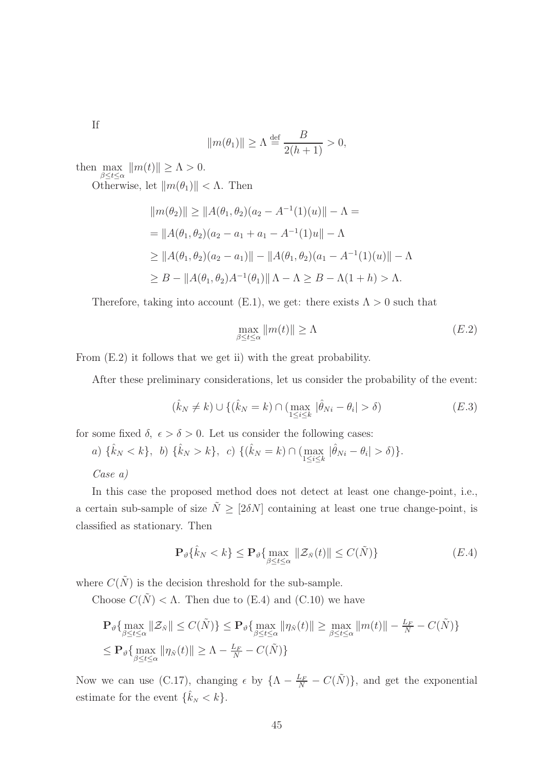If

$$\|m(\theta_1)\| \ge \Lambda \overset{\text{def}}{=} \frac{B}{2(h+1)} > 0,$$

then $\max\limits_{\beta \le t \le \alpha} \|m(t)\| \ge \Lambda > 0$.

Otherwise, let $\|m(\theta_1)\| < \Lambda$. Then

$$\begin{aligned}
&\|m(\theta_2)\| \ge \|A(\theta_1, \theta_2)(a_2 - A^{-1}(1)(u)\| - \Lambda = \\
&= \|A(\theta_1, \theta_2)(a_2 - a_1 + a_1 - A^{-1}(1)u\| - \Lambda \\
&\ge \|A(\theta_1, \theta_2)(a_2 - a_1)\| - \|A(\theta_1, \theta_2)(a_1 - A^{-1}(1)(u)\| - \Lambda \\
&\ge B - \|A(\theta_1, \theta_2)A^{-1}(\theta_1)\| \Lambda - \Lambda \ge B - \Lambda(1+h) > \Lambda.
\end{aligned}$$

Therefore, taking into account (E.1), we get: there exists $\Lambda > 0$ such that

$$\max_{\beta \le t \le \alpha} \|m(t)\| \ge \Lambda \tag{E.2}$$

From (E.2) it follows that we get ii) with the great probability.

After these preliminary considerations, let us consider the probability of the event:

$$(\hat{k}_N \neq k) \cup \{(\hat{k}_N = k) \cap (\max_{1 \le i \le k} |\hat{\theta}_{Ni} - \theta_i| > \delta) \tag{E.3}$$

for some fixed $\delta$, $\epsilon > \delta > 0$. Let us consider the following cases:

*a)* $\{\hat{k}_N < k\}$, *b)* $\{\hat{k}_N > k\}$, *c)* $\{(\hat{k}_N = k) \cap (\max\limits_{1 \le i \le k} |\hat{\theta}_{Ni} - \theta_i| > \delta)\}$.

*Case a)*

In this case the proposed method does not detect at least one change-point, i.e., a certain sub-sample of size $\tilde{N} \ge [2\delta N]$ containing at least one true change-point, is classified as stationary. Then

$$\mathbf{P}_\vartheta\{\hat{k}_N < k\} \le \mathbf{P}_\vartheta\{\max_{\beta \le t \le \alpha} \|\mathcal{Z}_{\tilde{N}}(t)\| \le C(\tilde{N})\} \tag{E.4}$$

where $C(\tilde{N})$ is the decision threshold for the sub-sample.

Choose $C(\tilde{N}) < \Lambda$. Then due to (E.4) and (C.10) we have

$$\begin{aligned}
&\mathbf{P}_\vartheta\{\max_{\beta \le t \le \alpha} \|\mathcal{Z}_{\tilde{N}}\| \le C(\tilde{N})\} \le \mathbf{P}_\vartheta\{\max_{\beta \le t \le \alpha} \|\eta_{\tilde{N}}(t)\| \ge \max_{\beta \le t \le \alpha} \|m(t)\| - \tfrac{L_F}{N} - C(\tilde{N})\} \\
&\le \mathbf{P}_\vartheta\{\max_{\beta \le t \le \alpha} \|\eta_{\tilde{N}}(t)\| \ge \Lambda - \tfrac{L_F}{N} - C(\tilde{N})\}
\end{aligned}$$

Now we can use (C.17), changing $\epsilon$ by $\{\Lambda - \frac{L_F}{N} - C(\tilde{N})\}$, and get the exponential estimate for the event $\{\hat{k}_N < k\}$.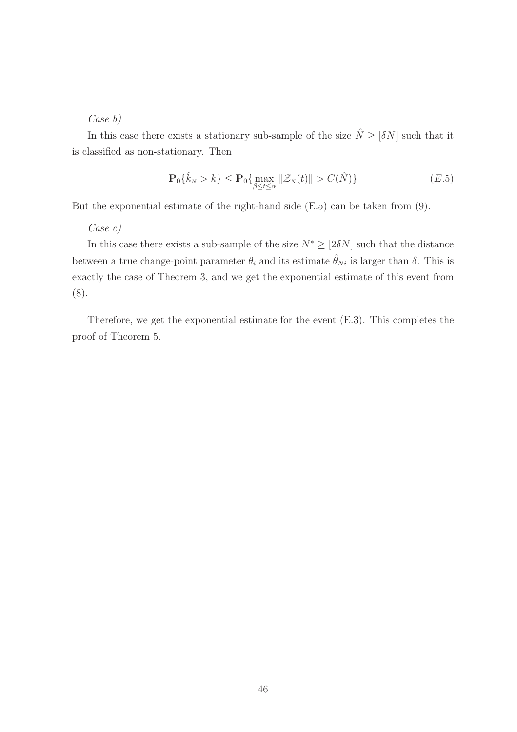*Case b)*

In this case there exists a stationary sub-sample of the size $\hat{N} \geq [\delta N]$ such that it is classified as non-stationary. Then

$$\mathbf{P}_0\{\hat{k}_{N} > k\} \leq \mathbf{P}_0\{\max_{\beta \leq t \leq \alpha} \|\mathcal{Z}_{\hat{N}}(t)\| > C(\hat{N})\} \tag{E.5}$$

But the exponential estimate of the right-hand side (E.5) can be taken from (9).

*Case c)*

In this case there exists a sub-sample of the size $N^* \geq [2\delta N]$ such that the distance between a true change-point parameter $\theta_i$ and its estimate $\hat{\theta}_{Ni}$ is larger than $\delta$. This is exactly the case of Theorem 3, and we get the exponential estimate of this event from (8).

Therefore, we get the exponential estimate for the event (E.3). This completes the proof of Theorem 5.